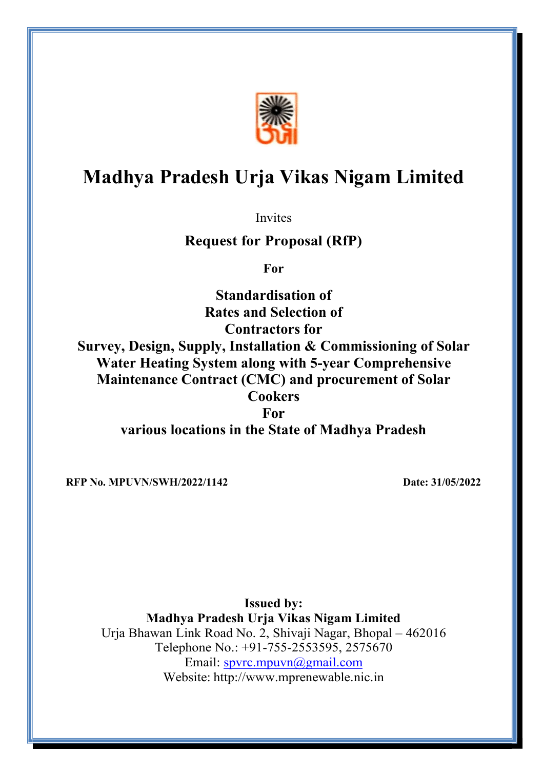# Madhya Pradesh Urja Vikas Nigam Limited

Invites

**Request for Proposal (RfP)**

**For**

**Standardisation of Rates and Selection of Contractors for Survey, Design, Supply, Installation & Commissioning of Solar Water Heating System along with 5-year Comprehensive Maintenance Contract (CMC) and procurement of Solar Cookers**

**For**

**various locations in the State of Madhya Pradesh**

**RFP No. MPUVN/SWH/2022/1142** **Date: 31/05/2022**

**Issued by:**

**Madhya Pradesh Urja Vikas Nigam Limited**

Urja Bhawan Link Road No. 2, Shivaji Nagar, Bhopal – 462016

Telephone No.: +91-755-2553595, 2575670

Email: spvrc.mpuvn@gmail.com

Website: http://www.mprenewable.nic.in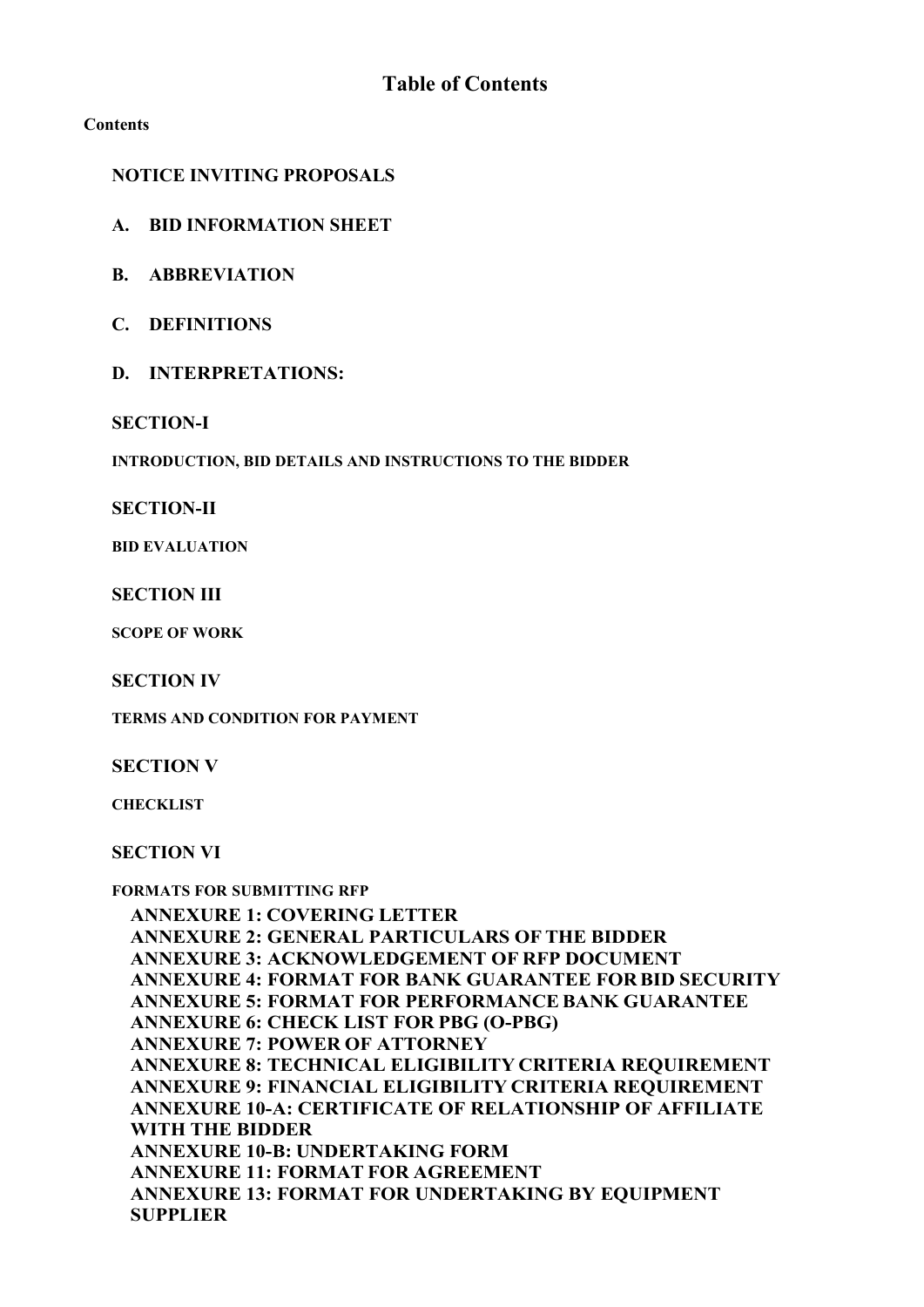# Table of Contents

**Contents**

**NOTICE INVITING PROPOSALS**

**A. BID INFORMATION SHEET**

**B. ABBREVIATION**

**C. DEFINITIONS**

**D. INTERPRETATIONS:**

**SECTION-I**

**INTRODUCTION, BID DETAILS AND INSTRUCTIONS TO THE BIDDER**

**SECTION-II**

**BID EVALUATION**

**SECTION III**

**SCOPE OF WORK**

**SECTION IV**

**TERMS AND CONDITION FOR PAYMENT**

**SECTION V**

**CHECKLIST**

**SECTION VI**

**FORMATS FOR SUBMITTING RFP**

**ANNEXURE 1: COVERING LETTER**
**ANNEXURE 2: GENERAL PARTICULARS OF THE BIDDER**
**ANNEXURE 3: ACKNOWLEDGEMENT OF RFP DOCUMENT**
**ANNEXURE 4: FORMAT FOR BANK GUARANTEE FOR BID SECURITY**
**ANNEXURE 5: FORMAT FOR PERFORMANCE BANK GUARANTEE**
**ANNEXURE 6: CHECK LIST FOR PBG (O-PBG)**
**ANNEXURE 7: POWER OF ATTORNEY**
**ANNEXURE 8: TECHNICAL ELIGIBILITY CRITERIA REQUIREMENT**
**ANNEXURE 9: FINANCIAL ELIGIBILITY CRITERIA REQUIREMENT**
**ANNEXURE 10-A: CERTIFICATE OF RELATIONSHIP OF AFFILIATE WITH THE BIDDER**
**ANNEXURE 10-B: UNDERTAKING FORM**
**ANNEXURE 11: FORMAT FOR AGREEMENT**
**ANNEXURE 13: FORMAT FOR UNDERTAKING BY EQUIPMENT SUPPLIER**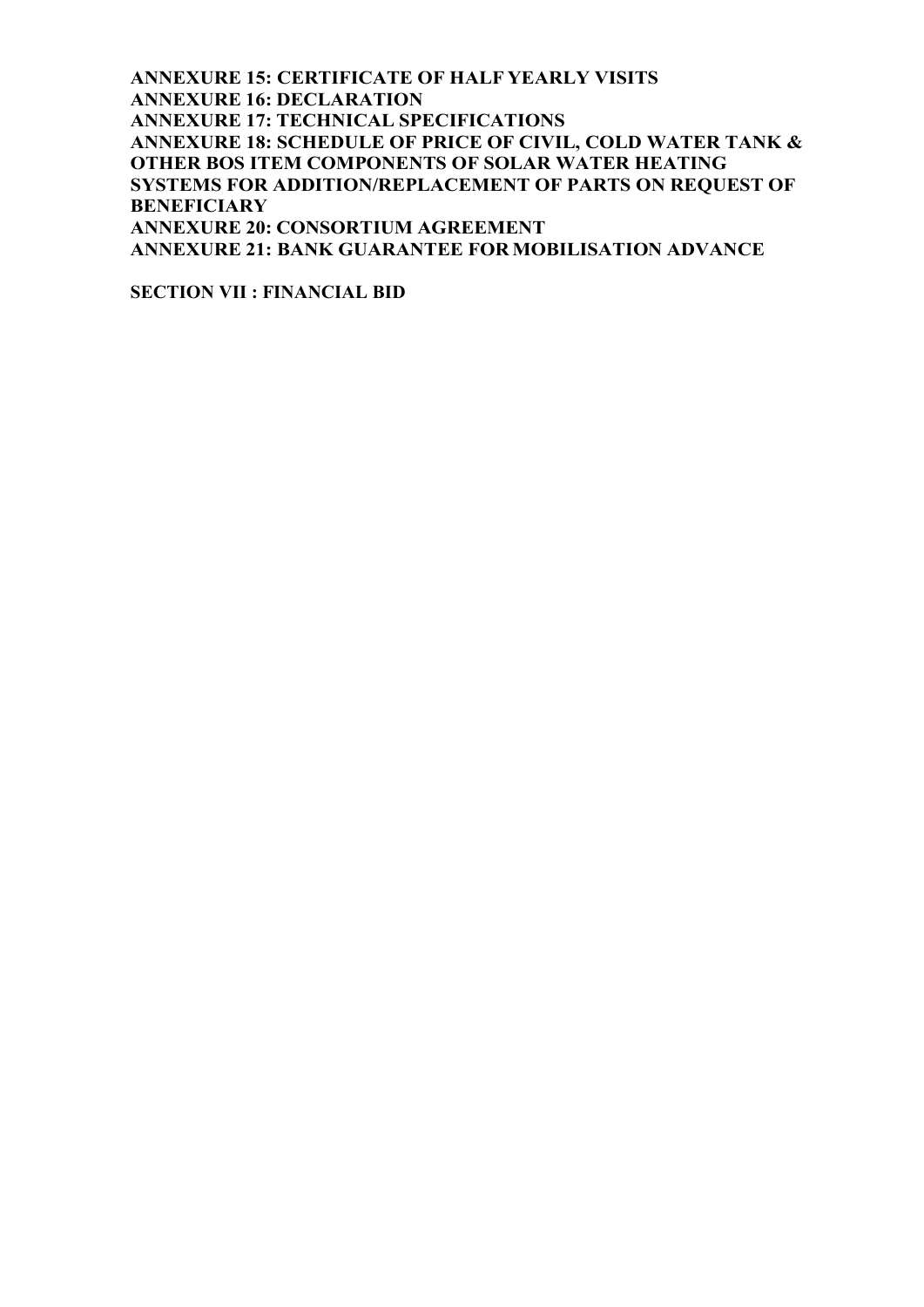**ANNEXURE 15: CERTIFICATE OF HALF YEARLY VISITS**
**ANNEXURE 16: DECLARATION**
**ANNEXURE 17: TECHNICAL SPECIFICATIONS**
**ANNEXURE 18: SCHEDULE OF PRICE OF CIVIL, COLD WATER TANK & OTHER BOS ITEM COMPONENTS OF SOLAR WATER HEATING SYSTEMS FOR ADDITION/REPLACEMENT OF PARTS ON REQUEST OF BENEFICIARY**
**ANNEXURE 20: CONSORTIUM AGREEMENT**
**ANNEXURE 21: BANK GUARANTEE FOR MOBILISATION ADVANCE**

**SECTION VII : FINANCIAL BID**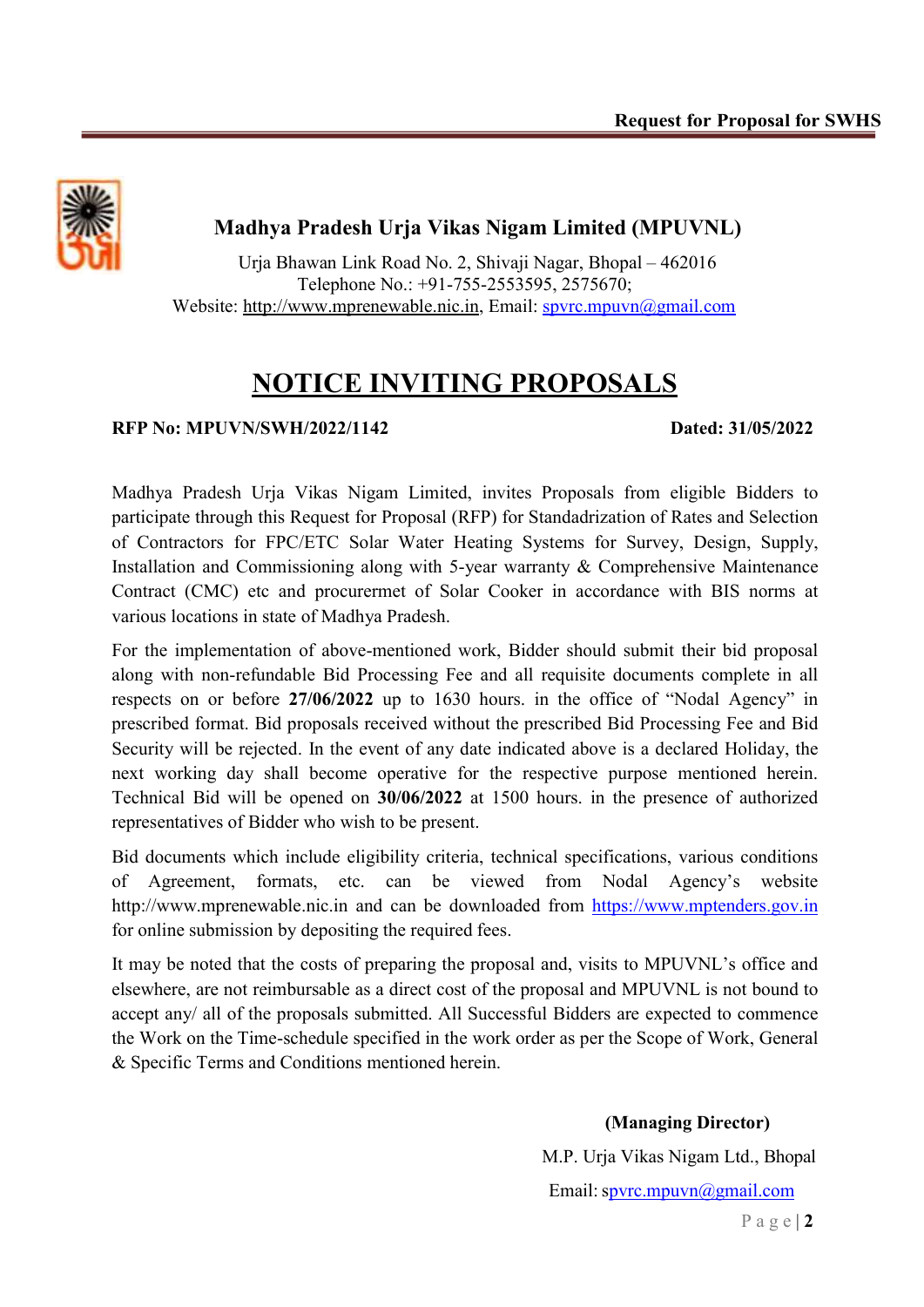**Madhya Pradesh Urja Vikas Nigam Limited (MPUVNL)**

Urja Bhawan Link Road No. 2, Shivaji Nagar, Bhopal – 462016
Telephone No.: +91-755-2553595, 2575670;
Website: http://www.mprenewable.nic.in, Email: spvrc.mpuvn@gmail.com

# NOTICE INVITING PROPOSALS

**RFP No: MPUVN/SWH/2022/1142** **Dated: 31/05/2022**

Madhya Pradesh Urja Vikas Nigam Limited, invites Proposals from eligible Bidders to participate through this Request for Proposal (RFP) for Standadrization of Rates and Selection of Contractors for FPC/ETC Solar Water Heating Systems for Survey, Design, Supply, Installation and Commissioning along with 5-year warranty & Comprehensive Maintenance Contract (CMC) etc and procurermet of Solar Cooker in accordance with BIS norms at various locations in state of Madhya Pradesh.

For the implementation of above-mentioned work, Bidder should submit their bid proposal along with non-refundable Bid Processing Fee and all requisite documents complete in all respects on or before **27/06/2022** up to 1630 hours. in the office of "Nodal Agency" in prescribed format. Bid proposals received without the prescribed Bid Processing Fee and Bid Security will be rejected. In the event of any date indicated above is a declared Holiday, the next working day shall become operative for the respective purpose mentioned herein. Technical Bid will be opened on **30/06/2022** at 1500 hours. in the presence of authorized representatives of Bidder who wish to be present.

Bid documents which include eligibility criteria, technical specifications, various conditions of Agreement, formats, etc. can be viewed from Nodal Agency's website http://www.mprenewable.nic.in and can be downloaded from https://www.mptenders.gov.in for online submission by depositing the required fees.

It may be noted that the costs of preparing the proposal and, visits to MPUVNL's office and elsewhere, are not reimbursable as a direct cost of the proposal and MPUVNL is not bound to accept any/ all of the proposals submitted. All Successful Bidders are expected to commence the Work on the Time-schedule specified in the work order as per the Scope of Work, General & Specific Terms and Conditions mentioned herein.

**(Managing Director)**
M.P. Urja Vikas Nigam Ltd., Bhopal
Email: spvrc.mpuvn@gmail.com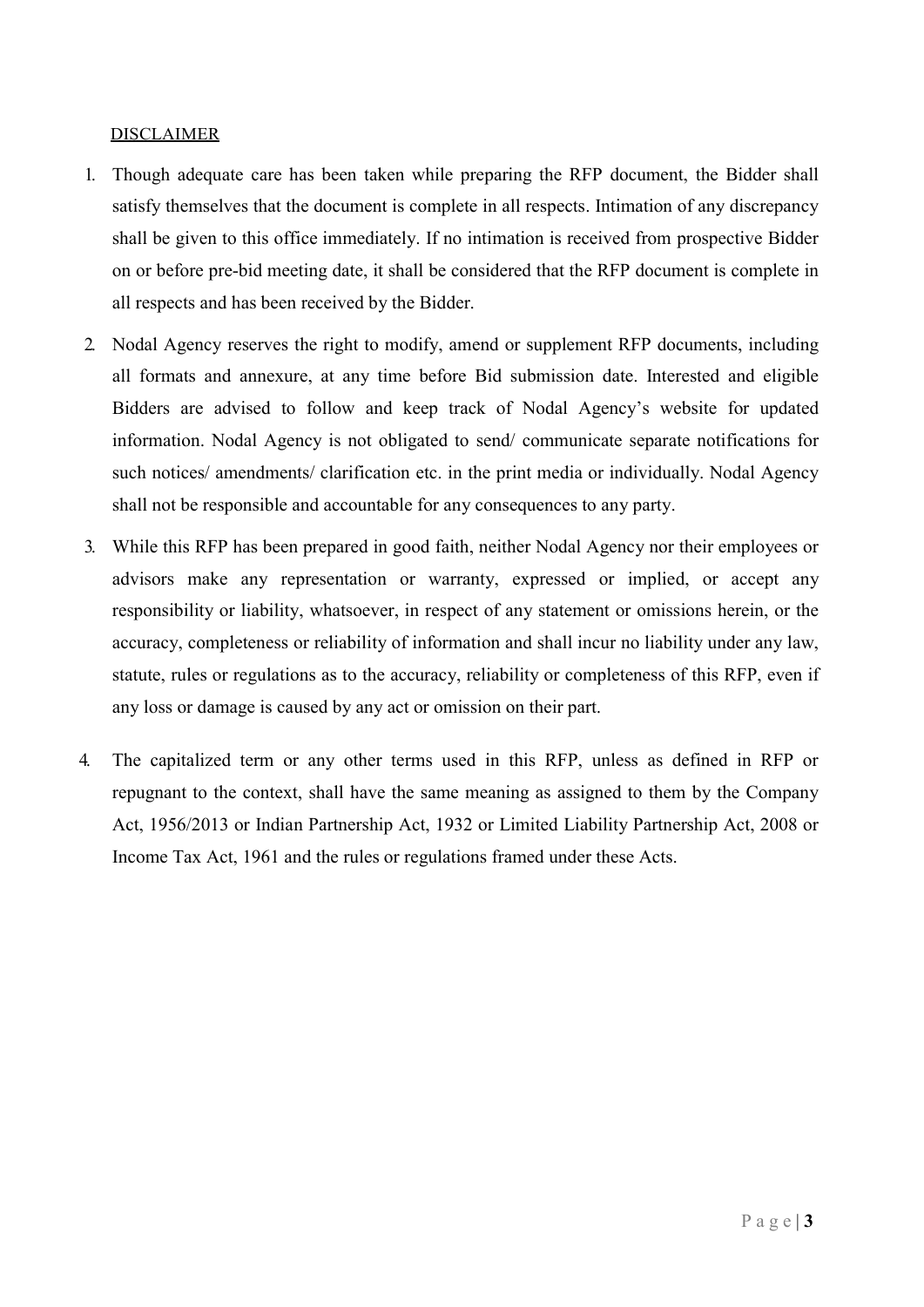## DISCLAIMER

1. Though adequate care has been taken while preparing the RFP document, the Bidder shall satisfy themselves that the document is complete in all respects. Intimation of any discrepancy shall be given to this office immediately. If no intimation is received from prospective Bidder on or before pre-bid meeting date, it shall be considered that the RFP document is complete in all respects and has been received by the Bidder.

2. Nodal Agency reserves the right to modify, amend or supplement RFP documents, including all formats and annexure, at any time before Bid submission date. Interested and eligible Bidders are advised to follow and keep track of Nodal Agency's website for updated information. Nodal Agency is not obligated to send/ communicate separate notifications for such notices/ amendments/ clarification etc. in the print media or individually. Nodal Agency shall not be responsible and accountable for any consequences to any party.

3. While this RFP has been prepared in good faith, neither Nodal Agency nor their employees or advisors make any representation or warranty, expressed or implied, or accept any responsibility or liability, whatsoever, in respect of any statement or omissions herein, or the accuracy, completeness or reliability of information and shall incur no liability under any law, statute, rules or regulations as to the accuracy, reliability or completeness of this RFP, even if any loss or damage is caused by any act or omission on their part.

4. The capitalized term or any other terms used in this RFP, unless as defined in RFP or repugnant to the context, shall have the same meaning as assigned to them by the Company Act, 1956/2013 or Indian Partnership Act, 1932 or Limited Liability Partnership Act, 2008 or Income Tax Act, 1961 and the rules or regulations framed under these Acts.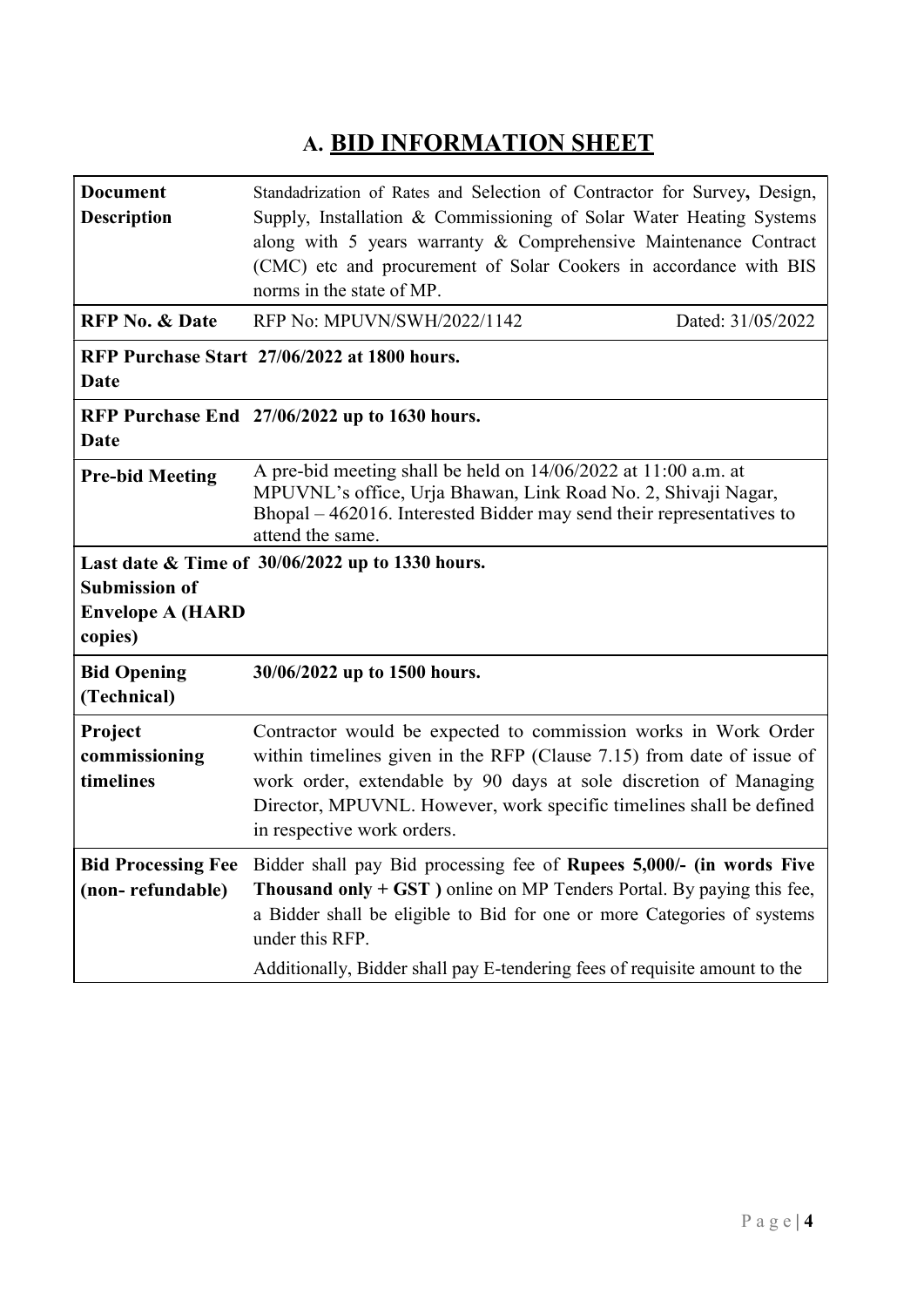# A. BID INFORMATION SHEET

| | | |
|---|---|---|
| **Document Description** | Standadrization of Rates and Selection of Contractor for Survey**,** Design, Supply, Installation & Commissioning of Solar Water Heating Systems along with 5 years warranty & Comprehensive Maintenance Contract (CMC) etc and procurement of Solar Cookers in accordance with BIS norms in the state of MP. | |
| **RFP No. & Date** | RFP No: MPUVN/SWH/2022/1142 | Dated: 31/05/2022 |
| **RFP Purchase Start Date** | **27/06/2022 at 1800 hours.** | |
| **RFP Purchase End Date** | **27/06/2022 up to 1630 hours.** | |
| **Pre-bid Meeting** | A pre-bid meeting shall be held on 14/06/2022 at 11:00 a.m. at MPUVNL's office, Urja Bhawan, Link Road No. 2, Shivaji Nagar, Bhopal – 462016. Interested Bidder may send their representatives to attend the same. | |
| **Last date & Time of Submission of Envelope A (HARD copies)** | **30/06/2022 up to 1330 hours.** | |
| **Bid Opening (Technical)** | **30/06/2022 up to 1500 hours.** | |
| **Project commissioning timelines** | Contractor would be expected to commission works in Work Order within timelines given in the RFP (Clause 7.15) from date of issue of work order, extendable by 90 days at sole discretion of Managing Director, MPUVNL. However, work specific timelines shall be defined in respective work orders. | |
| **Bid Processing Fee (non- refundable)** | Bidder shall pay Bid processing fee of **Rupees 5,000/- (in words Five Thousand only + GST )** online on MP Tenders Portal. By paying this fee, a Bidder shall be eligible to Bid for one or more Categories of systems under this RFP.<br><br>Additionally, Bidder shall pay E-tendering fees of requisite amount to the | |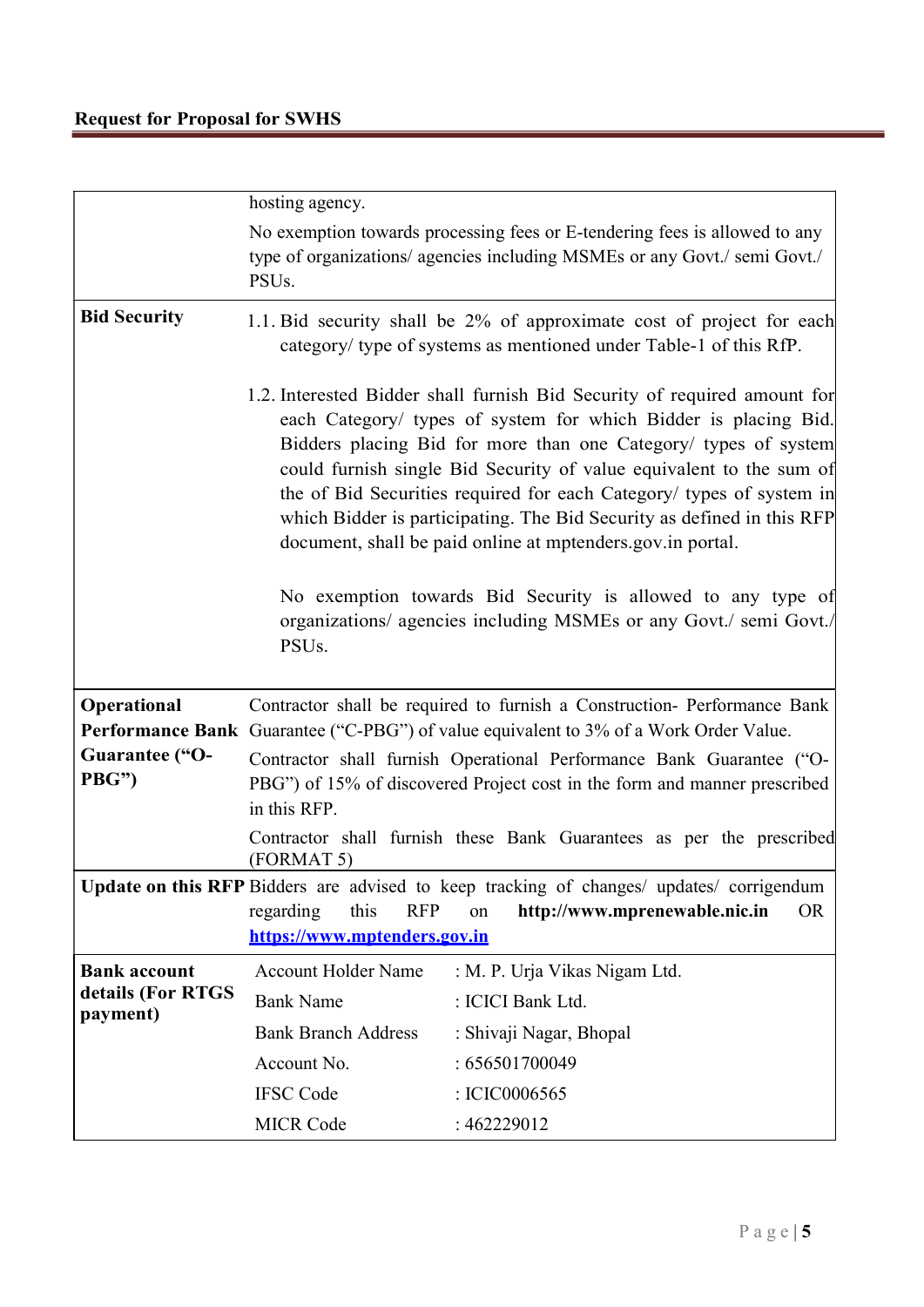| | |
|---|---|
| | hosting agency.<br><br>No exemption towards processing fees or E-tendering fees is allowed to any type of organizations/ agencies including MSMEs or any Govt./ semi Govt./ PSUs. |
| **Bid Security** | 1.1. Bid security shall be 2% of approximate cost of project for each category/ type of systems as mentioned under Table-1 of this RfP.<br><br>1.2. Interested Bidder shall furnish Bid Security of required amount for each Category/ types of system for which Bidder is placing Bid. Bidders placing Bid for more than one Category/ types of system could furnish single Bid Security of value equivalent to the sum of the of Bid Securities required for each Category/ types of system in which Bidder is participating. The Bid Security as defined in this RFP document, shall be paid online at mptenders.gov.in portal.<br><br>No exemption towards Bid Security is allowed to any type of organizations/ agencies including MSMEs or any Govt./ semi Govt./ PSUs. |
| **Operational Performance Bank Guarantee ("O-PBG")** | Contractor shall be required to furnish a Construction- Performance Bank Guarantee ("C-PBG") of value equivalent to 3% of a Work Order Value.<br><br>Contractor shall furnish Operational Performance Bank Guarantee ("O-PBG") of 15% of discovered Project cost in the form and manner prescribed in this RFP.<br><br>Contractor shall furnish these Bank Guarantees as per the prescribed (FORMAT 5) |
| **Update on this RFP** | Bidders are advised to keep tracking of changes/ updates/ corrigendum regarding this RFP on **http://www.mprenewable.nic.in** OR **https://www.mptenders.gov.in** |
| **Bank account details (For RTGS payment)** | Account Holder Name : M. P. Urja Vikas Nigam Ltd.<br>Bank Name : ICICI Bank Ltd.<br>Bank Branch Address : Shivaji Nagar, Bhopal<br>Account No. : 656501700049<br>IFSC Code : ICIC0006565<br>MICR Code : 462229012 |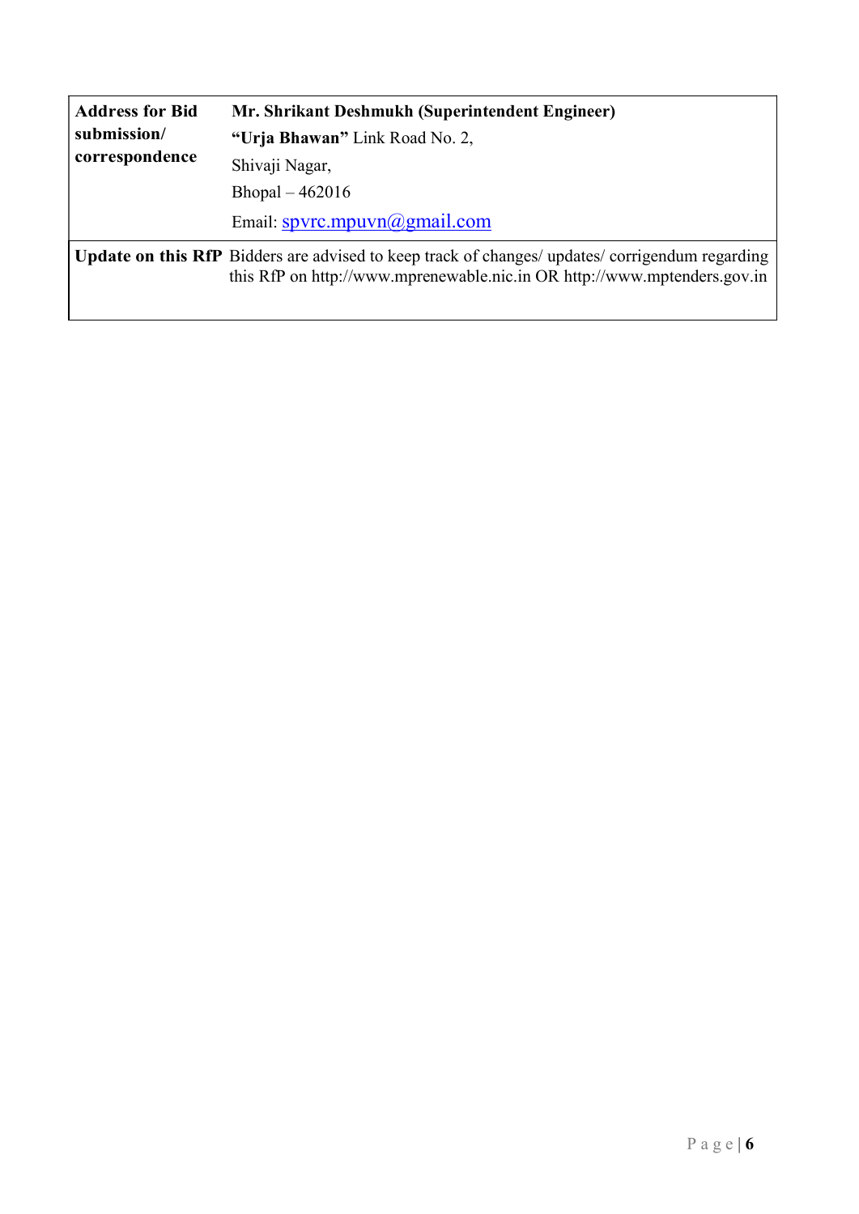| | |
|---|---|
| **Address for Bid submission/ correspondence** | **Mr. Shrikant Deshmukh (Superintendent Engineer)**<br>**"Urja Bhawan"** Link Road No. 2,<br>Shivaji Nagar,<br>Bhopal – 462016<br>Email: spvrc.mpuvn@gmail.com |
| **Update on this RfP** | Bidders are advised to keep track of changes/ updates/ corrigendum regarding this RfP on http://www.mprenewable.nic.in OR http://www.mptenders.gov.in |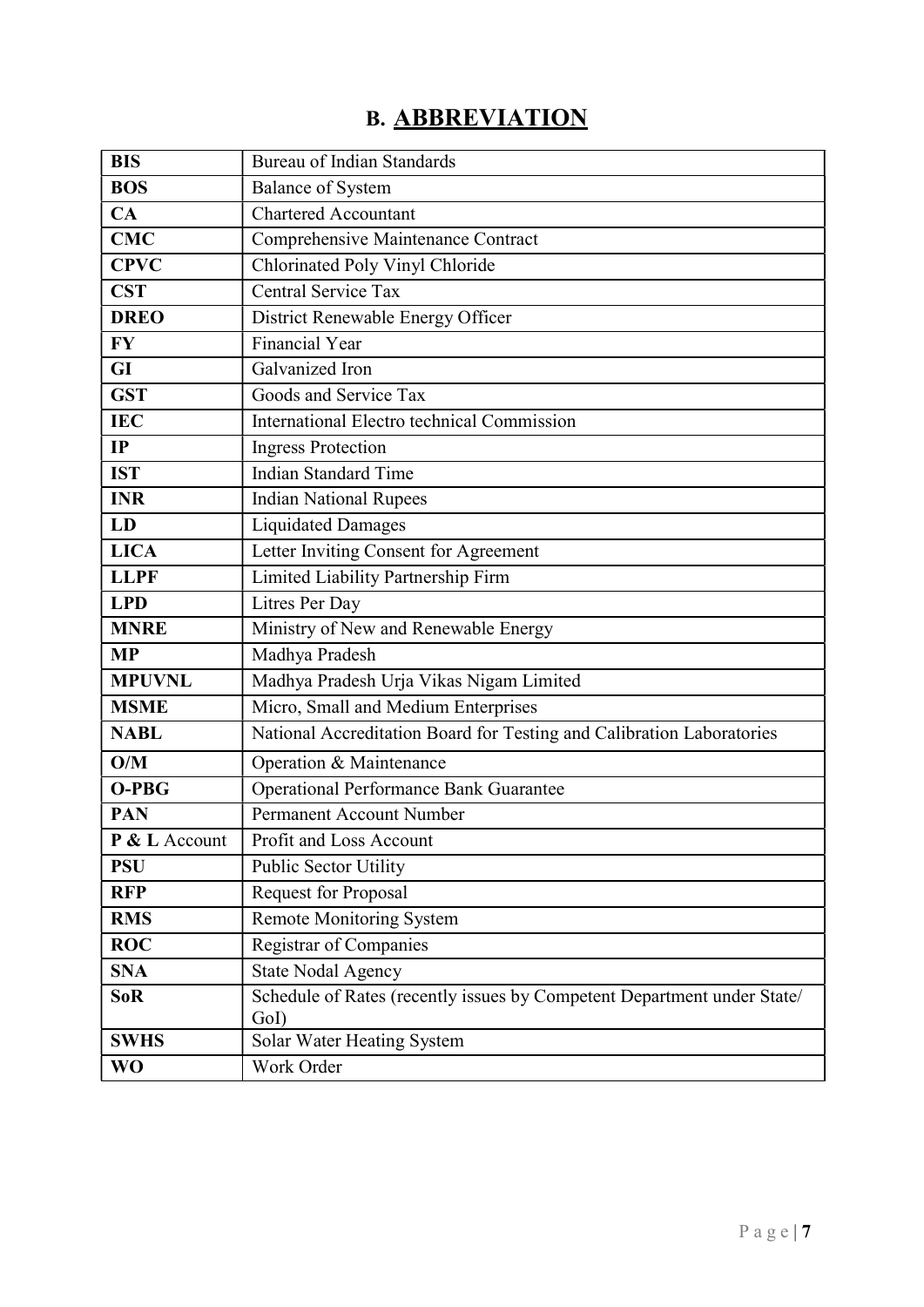# B. ABBREVIATION

| | |
|---|---|
| **BIS** | Bureau of Indian Standards |
| **BOS** | Balance of System |
| **CA** | Chartered Accountant |
| **CMC** | Comprehensive Maintenance Contract |
| **CPVC** | Chlorinated Poly Vinyl Chloride |
| **CST** | Central Service Tax |
| **DREO** | District Renewable Energy Officer |
| **FY** | Financial Year |
| **GI** | Galvanized Iron |
| **GST** | Goods and Service Tax |
| **IEC** | International Electro technical Commission |
| **IP** | Ingress Protection |
| **IST** | Indian Standard Time |
| **INR** | Indian National Rupees |
| **LD** | Liquidated Damages |
| **LICA** | Letter Inviting Consent for Agreement |
| **LLPF** | Limited Liability Partnership Firm |
| **LPD** | Litres Per Day |
| **MNRE** | Ministry of New and Renewable Energy |
| **MP** | Madhya Pradesh |
| **MPUVNL** | Madhya Pradesh Urja Vikas Nigam Limited |
| **MSME** | Micro, Small and Medium Enterprises |
| **NABL** | National Accreditation Board for Testing and Calibration Laboratories |
| **O/M** | Operation & Maintenance |
| **O-PBG** | Operational Performance Bank Guarantee |
| **PAN** | Permanent Account Number |
| **P & L** Account | Profit and Loss Account |
| **PSU** | Public Sector Utility |
| **RFP** | Request for Proposal |
| **RMS** | Remote Monitoring System |
| **ROC** | Registrar of Companies |
| **SNA** | State Nodal Agency |
| **SoR** | Schedule of Rates (recently issues by Competent Department under State/ GoI) |
| **SWHS** | Solar Water Heating System |
| **WO** | Work Order |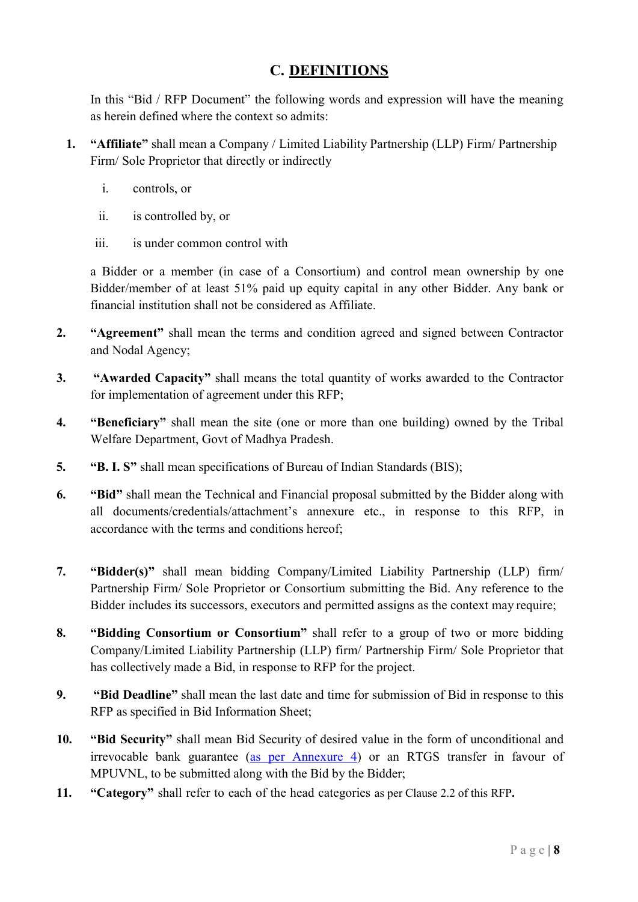## C. DEFINITIONS

In this "Bid / RFP Document" the following words and expression will have the meaning as herein defined where the context so admits:

1. **"Affiliate"** shall mean a Company / Limited Liability Partnership (LLP) Firm/ Partnership Firm/ Sole Proprietor that directly or indirectly

   i. controls, or

   ii. is controlled by, or

   iii. is under common control with

   a Bidder or a member (in case of a Consortium) and control mean ownership by one Bidder/member of at least 51% paid up equity capital in any other Bidder. Any bank or financial institution shall not be considered as Affiliate.

2. **"Agreement"** shall mean the terms and condition agreed and signed between Contractor and Nodal Agency;

3. **"Awarded Capacity"** shall means the total quantity of works awarded to the Contractor for implementation of agreement under this RFP;

4. **"Beneficiary"** shall mean the site (one or more than one building) owned by the Tribal Welfare Department, Govt of Madhya Pradesh.

5. **"B. I. S"** shall mean specifications of Bureau of Indian Standards (BIS);

6. **"Bid"** shall mean the Technical and Financial proposal submitted by the Bidder along with all documents/credentials/attachment's annexure etc., in response to this RFP, in accordance with the terms and conditions hereof;

7. **"Bidder(s)"** shall mean bidding Company/Limited Liability Partnership (LLP) firm/ Partnership Firm/ Sole Proprietor or Consortium submitting the Bid. Any reference to the Bidder includes its successors, executors and permitted assigns as the context may require;

8. **"Bidding Consortium or Consortium"** shall refer to a group of two or more bidding Company/Limited Liability Partnership (LLP) firm/ Partnership Firm/ Sole Proprietor that has collectively made a Bid, in response to RFP for the project.

9. **"Bid Deadline"** shall mean the last date and time for submission of Bid in response to this RFP as specified in Bid Information Sheet;

10. **"Bid Security"** shall mean Bid Security of desired value in the form of unconditional and irrevocable bank guarantee (as per Annexure 4) or an RTGS transfer in favour of MPUVNL, to be submitted along with the Bid by the Bidder;

11. **"Category"** shall refer to each of the head categories as per Clause 2.2 of this RFP**.**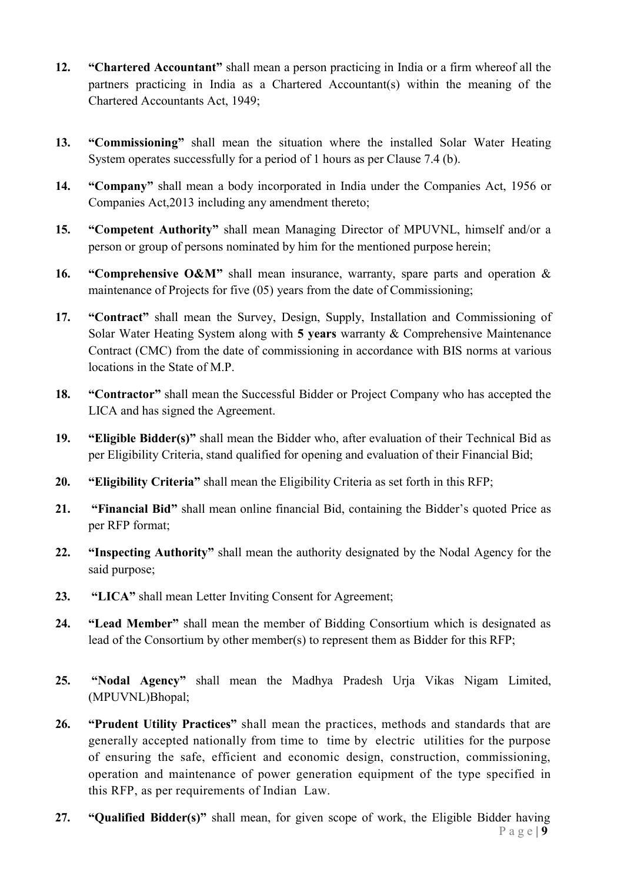12. **"Chartered Accountant"** shall mean a person practicing in India or a firm whereof all the partners practicing in India as a Chartered Accountant(s) within the meaning of the Chartered Accountants Act, 1949;

13. **"Commissioning"** shall mean the situation where the installed Solar Water Heating System operates successfully for a period of 1 hours as per Clause 7.4 (b).

14. **"Company"** shall mean a body incorporated in India under the Companies Act, 1956 or Companies Act,2013 including any amendment thereto;

15. **"Competent Authority"** shall mean Managing Director of MPUVNL, himself and/or a person or group of persons nominated by him for the mentioned purpose herein;

16. **"Comprehensive O&M"** shall mean insurance, warranty, spare parts and operation & maintenance of Projects for five (05) years from the date of Commissioning;

17. **"Contract"** shall mean the Survey, Design, Supply, Installation and Commissioning of Solar Water Heating System along with **5 years** warranty & Comprehensive Maintenance Contract (CMC) from the date of commissioning in accordance with BIS norms at various locations in the State of M.P.

18. **"Contractor"** shall mean the Successful Bidder or Project Company who has accepted the LICA and has signed the Agreement.

19. **"Eligible Bidder(s)"** shall mean the Bidder who, after evaluation of their Technical Bid as per Eligibility Criteria, stand qualified for opening and evaluation of their Financial Bid;

20. **"Eligibility Criteria"** shall mean the Eligibility Criteria as set forth in this RFP;

21. **"Financial Bid"** shall mean online financial Bid, containing the Bidder's quoted Price as per RFP format;

22. **"Inspecting Authority"** shall mean the authority designated by the Nodal Agency for the said purpose;

23. **"LICA"** shall mean Letter Inviting Consent for Agreement;

24. **"Lead Member"** shall mean the member of Bidding Consortium which is designated as lead of the Consortium by other member(s) to represent them as Bidder for this RFP;

25. **"Nodal Agency"** shall mean the Madhya Pradesh Urja Vikas Nigam Limited, (MPUVNL)Bhopal;

26. **"Prudent Utility Practices"** shall mean the practices, methods and standards that are generally accepted nationally from time to time by electric utilities for the purpose of ensuring the safe, efficient and economic design, construction, commissioning, operation and maintenance of power generation equipment of the type specified in this RFP, as per requirements of Indian Law.

27. **"Qualified Bidder(s)"** shall mean, for given scope of work, the Eligible Bidder having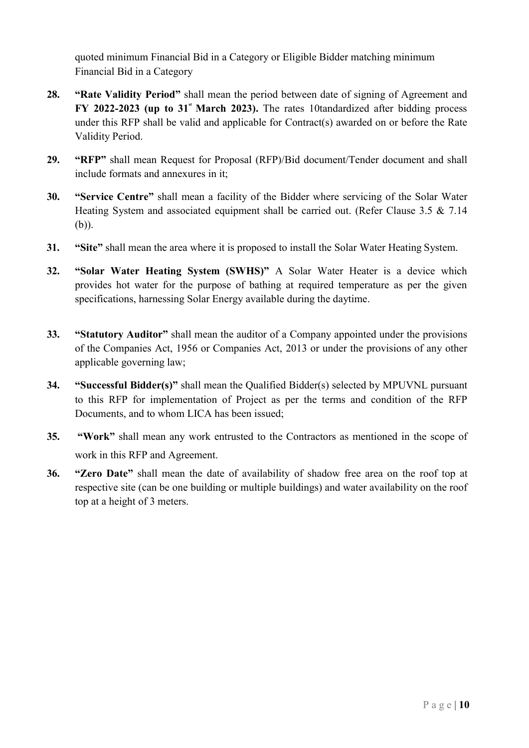quoted minimum Financial Bid in a Category or Eligible Bidder matching minimum Financial Bid in a Category

**28. "Rate Validity Period"** shall mean the period between date of signing of Agreement and **FY 2022-2023 (up to 31st March 2023).** The rates 10tandardized after bidding process under this RFP shall be valid and applicable for Contract(s) awarded on or before the Rate Validity Period.

**29. "RFP"** shall mean Request for Proposal (RFP)/Bid document/Tender document and shall include formats and annexures in it;

**30. "Service Centre"** shall mean a facility of the Bidder where servicing of the Solar Water Heating System and associated equipment shall be carried out. (Refer Clause 3.5 & 7.14 (b)).

**31. "Site"** shall mean the area where it is proposed to install the Solar Water Heating System.

**32. "Solar Water Heating System (SWHS)"** A Solar Water Heater is a device which provides hot water for the purpose of bathing at required temperature as per the given specifications, harnessing Solar Energy available during the daytime.

**33. "Statutory Auditor"** shall mean the auditor of a Company appointed under the provisions of the Companies Act, 1956 or Companies Act, 2013 or under the provisions of any other applicable governing law;

**34. "Successful Bidder(s)"** shall mean the Qualified Bidder(s) selected by MPUVNL pursuant to this RFP for implementation of Project as per the terms and condition of the RFP Documents, and to whom LICA has been issued;

**35. "Work"** shall mean any work entrusted to the Contractors as mentioned in the scope of work in this RFP and Agreement.

**36. "Zero Date"** shall mean the date of availability of shadow free area on the roof top at respective site (can be one building or multiple buildings) and water availability on the roof top at a height of 3 meters.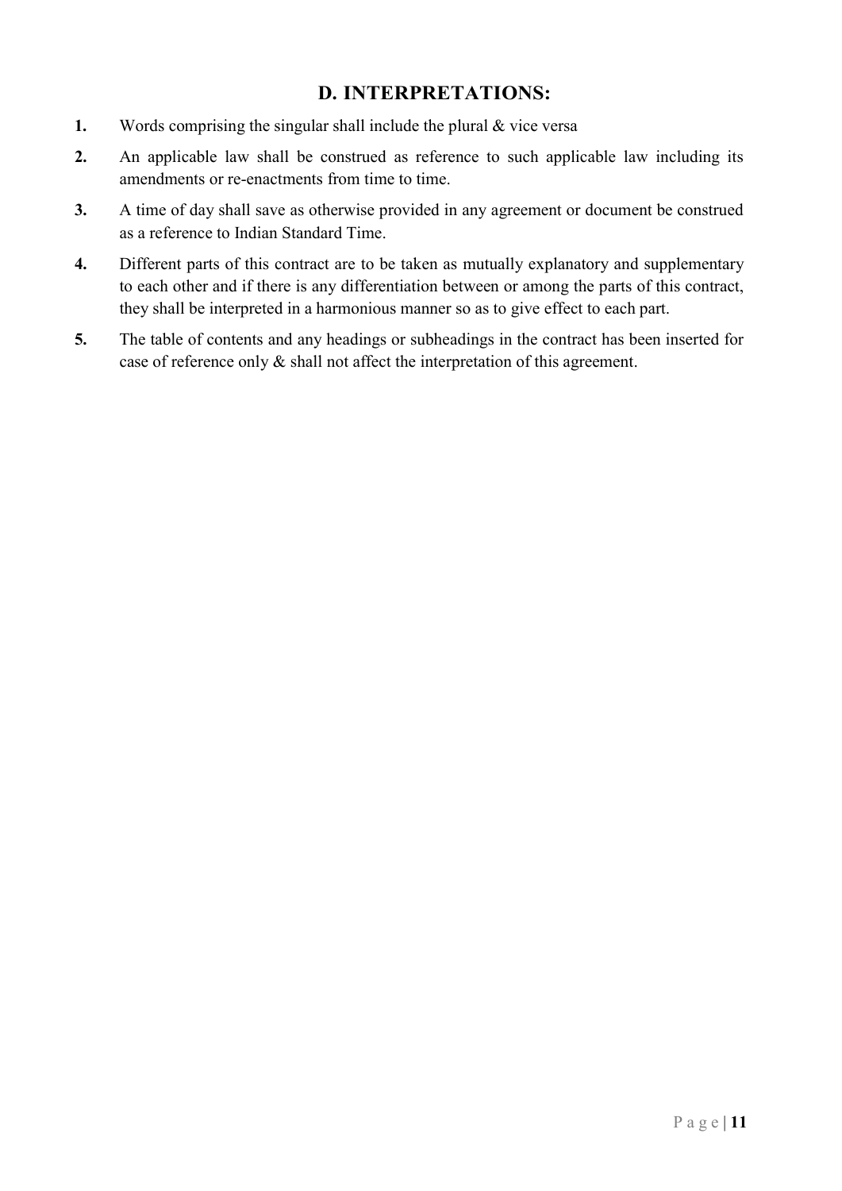## D. INTERPRETATIONS:

1. Words comprising the singular shall include the plural & vice versa
2. An applicable law shall be construed as reference to such applicable law including its amendments or re-enactments from time to time.
3. A time of day shall save as otherwise provided in any agreement or document be construed as a reference to Indian Standard Time.
4. Different parts of this contract are to be taken as mutually explanatory and supplementary to each other and if there is any differentiation between or among the parts of this contract, they shall be interpreted in a harmonious manner so as to give effect to each part.
5. The table of contents and any headings or subheadings in the contract has been inserted for case of reference only & shall not affect the interpretation of this agreement.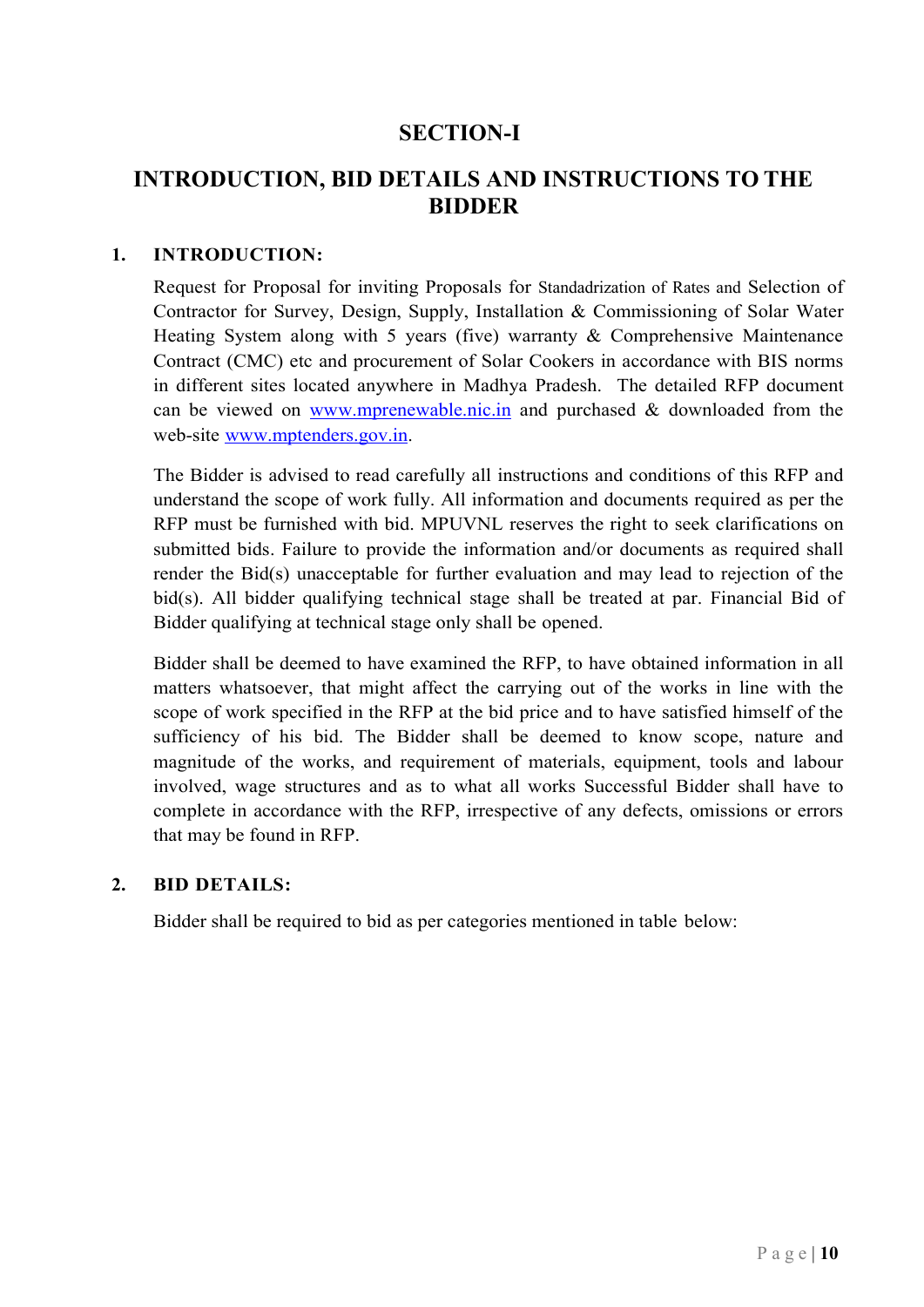# SECTION-I

## INTRODUCTION, BID DETAILS AND INSTRUCTIONS TO THE BIDDER

### 1. INTRODUCTION:

Request for Proposal for inviting Proposals for Standadrization of Rates and Selection of Contractor for Survey, Design, Supply, Installation & Commissioning of Solar Water Heating System along with 5 years (five) warranty & Comprehensive Maintenance Contract (CMC) etc and procurement of Solar Cookers in accordance with BIS norms in different sites located anywhere in Madhya Pradesh. The detailed RFP document can be viewed on www.mprenewable.nic.in and purchased & downloaded from the web-site www.mptenders.gov.in.

The Bidder is advised to read carefully all instructions and conditions of this RFP and understand the scope of work fully. All information and documents required as per the RFP must be furnished with bid. MPUVNL reserves the right to seek clarifications on submitted bids. Failure to provide the information and/or documents as required shall render the Bid(s) unacceptable for further evaluation and may lead to rejection of the bid(s). All bidder qualifying technical stage shall be treated at par. Financial Bid of Bidder qualifying at technical stage only shall be opened.

Bidder shall be deemed to have examined the RFP, to have obtained information in all matters whatsoever, that might affect the carrying out of the works in line with the scope of work specified in the RFP at the bid price and to have satisfied himself of the sufficiency of his bid. The Bidder shall be deemed to know scope, nature and magnitude of the works, and requirement of materials, equipment, tools and labour involved, wage structures and as to what all works Successful Bidder shall have to complete in accordance with the RFP, irrespective of any defects, omissions or errors that may be found in RFP.

### 2. BID DETAILS:

Bidder shall be required to bid as per categories mentioned in table below: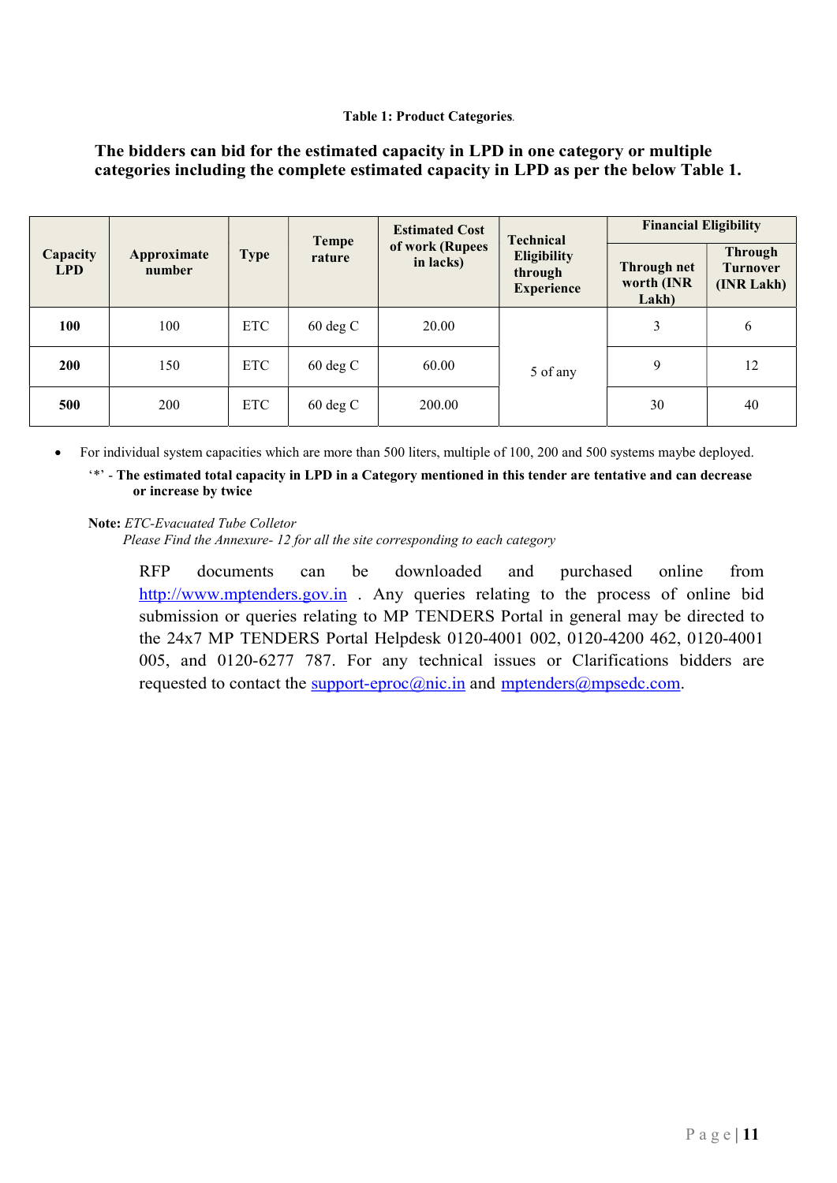**Table 1: Product Categories**.

**The bidders can bid for the estimated capacity in LPD in one category or multiple categories including the complete estimated capacity in LPD as per the below Table 1.**

| Capacity LPD | Approximate number | Type | Temperature | Estimated Cost of work (Rupees in lacks) | Technical Eligibility through Experience | Financial Eligibility | |
|---|---|---|---|---|---|---|---|
| | | | | | | Through net worth (INR Lakh) | Through Turnover (INR Lakh) |
| **100** | 100 | ETC | 60 deg C | 20.00 | 5 of any | 3 | 6 |
| **200** | 150 | ETC | 60 deg C | 60.00 | | 9 | 12 |
| **500** | 200 | ETC | 60 deg C | 200.00 | | 30 | 40 |

- For individual system capacities which are more than 500 liters, multiple of 100, 200 and 500 systems maybe deployed.

  '*' - **The estimated total capacity in LPD in a Category mentioned in this tender are tentative and can decrease or increase by twice**

**Note:** *ETC-Evacuated Tube Colletor*

*Please Find the Annexure- 12 for all the site corresponding to each category*

RFP documents can be downloaded and purchased online from http://www.mptenders.gov.in . Any queries relating to the process of online bid submission or queries relating to MP TENDERS Portal in general may be directed to the 24x7 MP TENDERS Portal Helpdesk 0120-4001 002, 0120-4200 462, 0120-4001 005, and 0120-6277 787. For any technical issues or Clarifications bidders are requested to contact the support-eproc@nic.in and mptenders@mpsedc.com.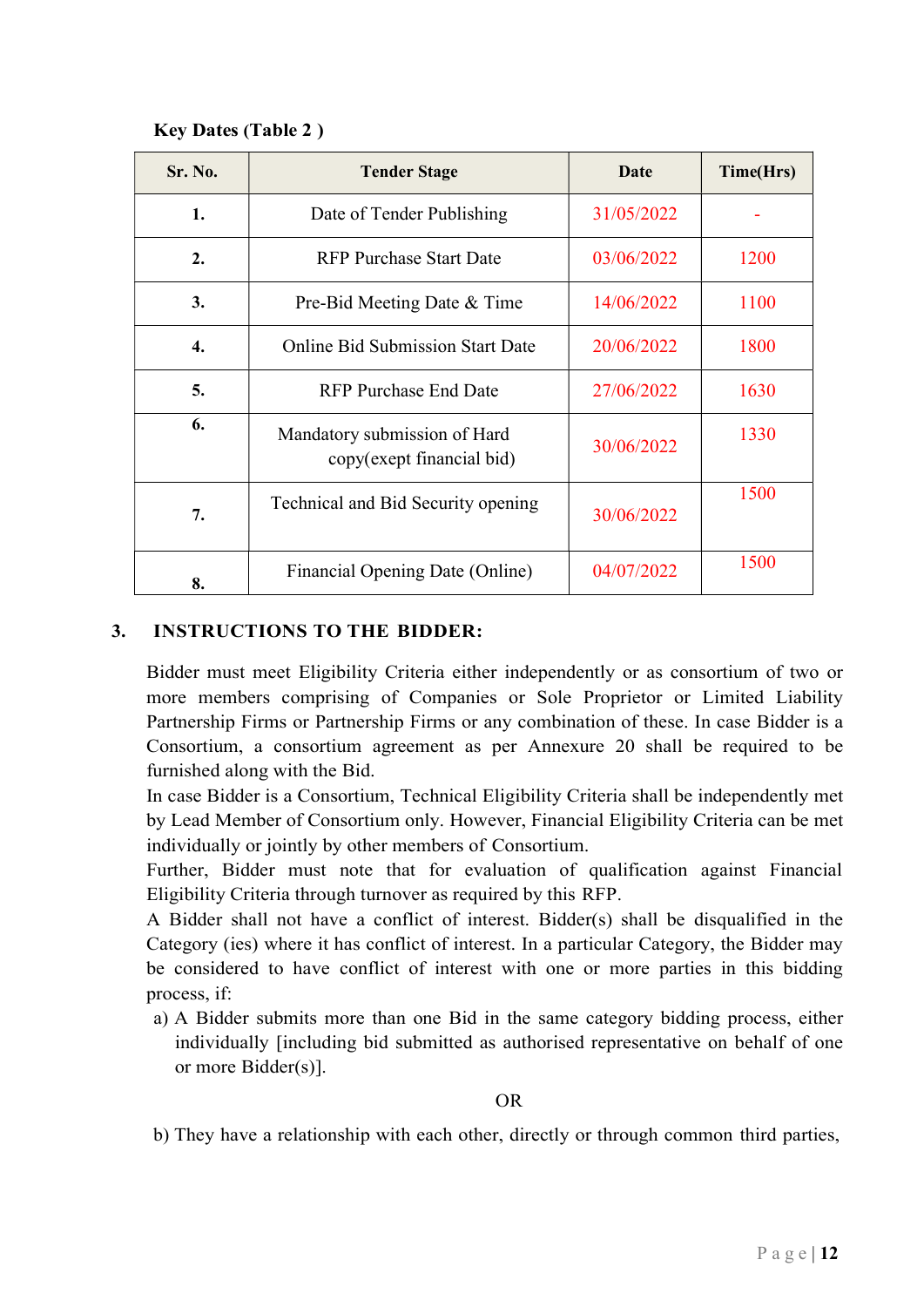**Key Dates (Table 2 )**

| Sr. No. | Tender Stage | Date | Time(Hrs) |
|---|---|---|---|
| 1. | Date of Tender Publishing | 31/05/2022 | - |
| 2. | RFP Purchase Start Date | 03/06/2022 | 1200 |
| 3. | Pre-Bid Meeting Date & Time | 14/06/2022 | 1100 |
| 4. | Online Bid Submission Start Date | 20/06/2022 | 1800 |
| 5. | RFP Purchase End Date | 27/06/2022 | 1630 |
| 6. | Mandatory submission of Hard copy(exept financial bid) | 30/06/2022 | 1330 |
| 7. | Technical and Bid Security opening | 30/06/2022 | 1500 |
| 8. | Financial Opening Date (Online) | 04/07/2022 | 1500 |

## 3. INSTRUCTIONS TO THE BIDDER:

Bidder must meet Eligibility Criteria either independently or as consortium of two or more members comprising of Companies or Sole Proprietor or Limited Liability Partnership Firms or Partnership Firms or any combination of these. In case Bidder is a Consortium, a consortium agreement as per Annexure 20 shall be required to be furnished along with the Bid.

In case Bidder is a Consortium, Technical Eligibility Criteria shall be independently met by Lead Member of Consortium only. However, Financial Eligibility Criteria can be met individually or jointly by other members of Consortium.

Further, Bidder must note that for evaluation of qualification against Financial Eligibility Criteria through turnover as required by this RFP.

A Bidder shall not have a conflict of interest. Bidder(s) shall be disqualified in the Category (ies) where it has conflict of interest. In a particular Category, the Bidder may be considered to have conflict of interest with one or more parties in this bidding process, if:

a) A Bidder submits more than one Bid in the same category bidding process, either individually [including bid submitted as authorised representative on behalf of one or more Bidder(s)].

OR

b) They have a relationship with each other, directly or through common third parties,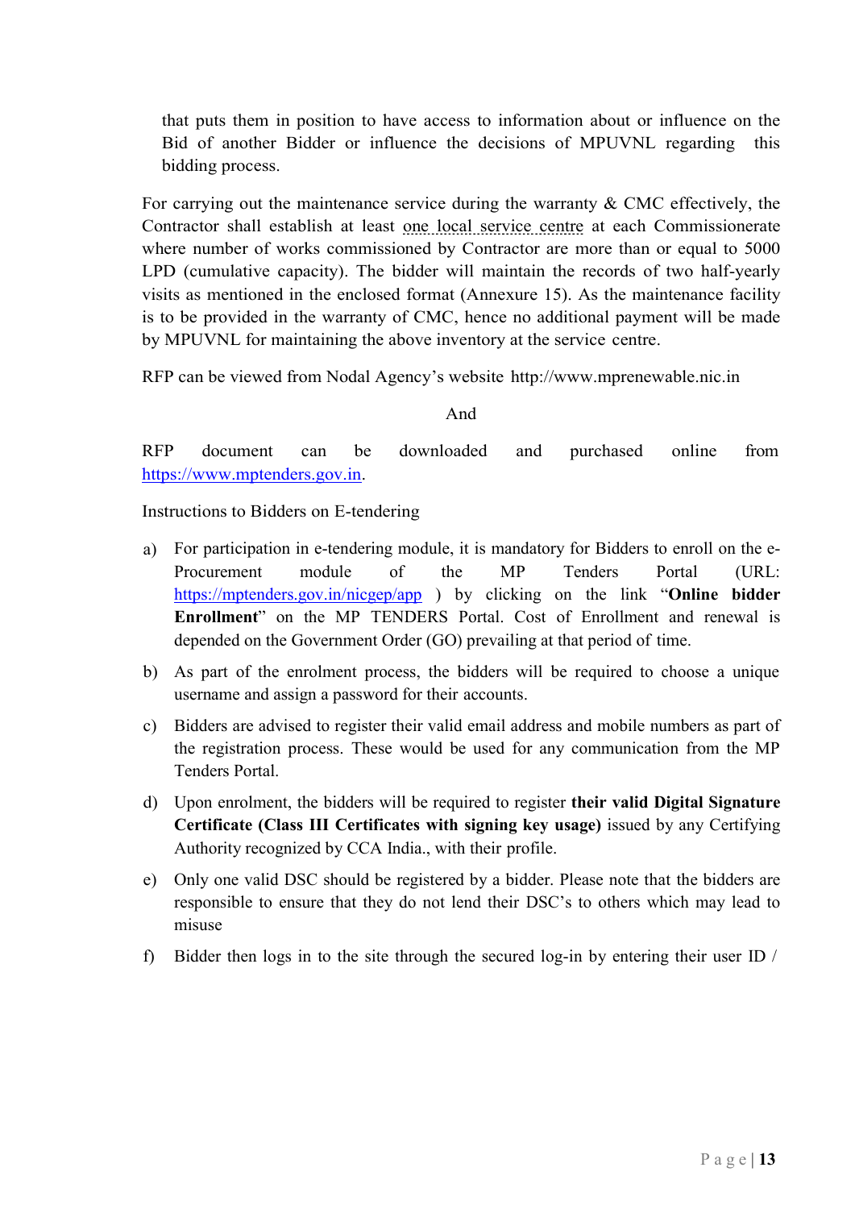that puts them in position to have access to information about or influence on the Bid of another Bidder or influence the decisions of MPUVNL regarding this bidding process.

For carrying out the maintenance service during the warranty & CMC effectively, the Contractor shall establish at least one local service centre at each Commissionerate where number of works commissioned by Contractor are more than or equal to 5000 LPD (cumulative capacity). The bidder will maintain the records of two half-yearly visits as mentioned in the enclosed format (Annexure 15). As the maintenance facility is to be provided in the warranty of CMC, hence no additional payment will be made by MPUVNL for maintaining the above inventory at the service centre.

RFP can be viewed from Nodal Agency's website http://www.mprenewable.nic.in

And

RFP document can be downloaded and purchased online from https://www.mptenders.gov.in.

Instructions to Bidders on E-tendering

a) For participation in e-tendering module, it is mandatory for Bidders to enroll on the e-Procurement module of the MP Tenders Portal (URL: https://mptenders.gov.in/nicgep/app ) by clicking on the link "**Online bidder Enrollment**" on the MP TENDERS Portal. Cost of Enrollment and renewal is depended on the Government Order (GO) prevailing at that period of time.

b) As part of the enrolment process, the bidders will be required to choose a unique username and assign a password for their accounts.

c) Bidders are advised to register their valid email address and mobile numbers as part of the registration process. These would be used for any communication from the MP Tenders Portal.

d) Upon enrolment, the bidders will be required to register **their valid Digital Signature Certificate (Class III Certificates with signing key usage)** issued by any Certifying Authority recognized by CCA India., with their profile.

e) Only one valid DSC should be registered by a bidder. Please note that the bidders are responsible to ensure that they do not lend their DSC's to others which may lead to misuse

f) Bidder then logs in to the site through the secured log-in by entering their user ID /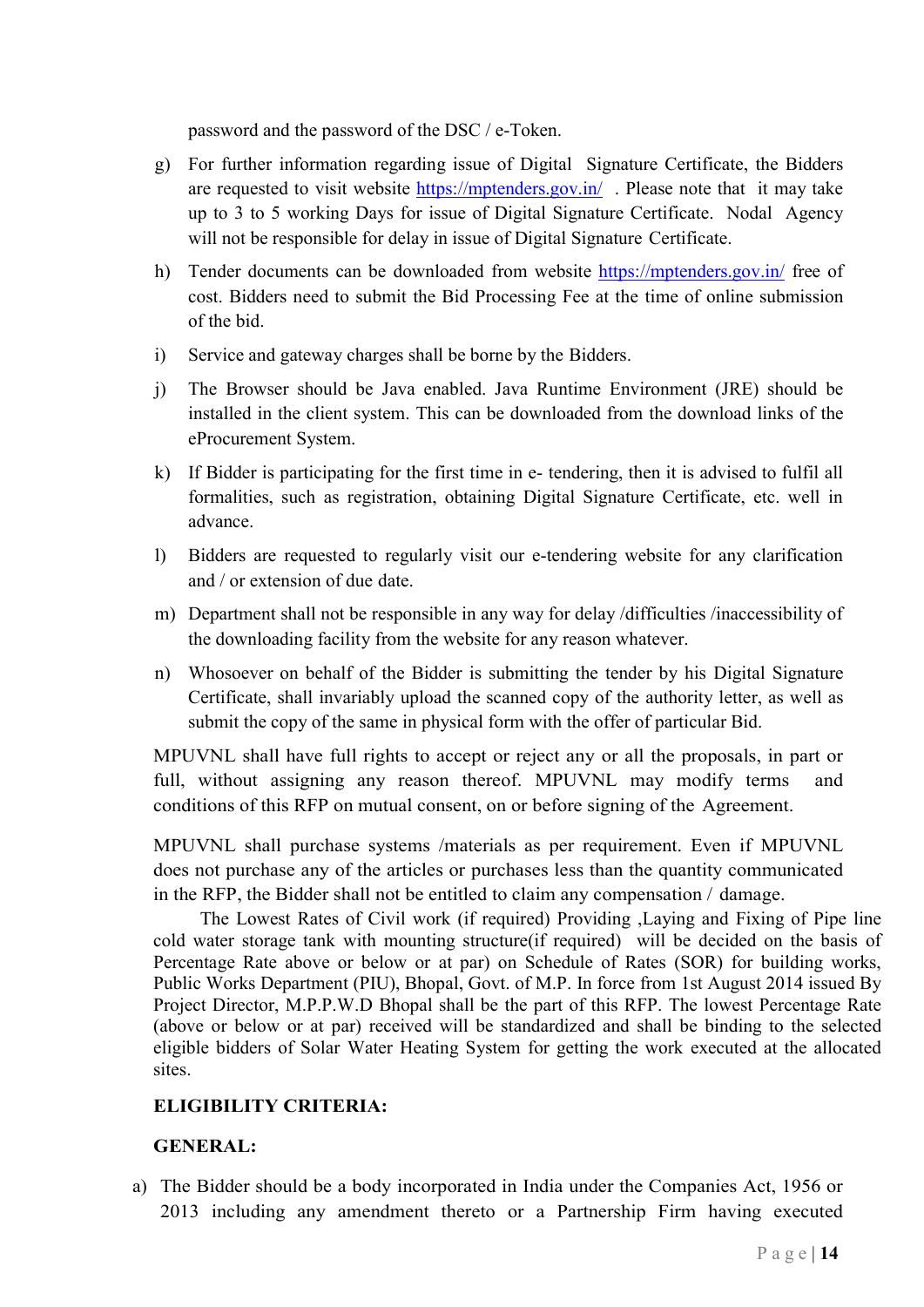password and the password of the DSC / e-Token.

g) For further information regarding issue of Digital Signature Certificate, the Bidders are requested to visit website https://mptenders.gov.in/ . Please note that it may take up to 3 to 5 working Days for issue of Digital Signature Certificate. Nodal Agency will not be responsible for delay in issue of Digital Signature Certificate.

h) Tender documents can be downloaded from website https://mptenders.gov.in/ free of cost. Bidders need to submit the Bid Processing Fee at the time of online submission of the bid.

i) Service and gateway charges shall be borne by the Bidders.

j) The Browser should be Java enabled. Java Runtime Environment (JRE) should be installed in the client system. This can be downloaded from the download links of the eProcurement System.

k) If Bidder is participating for the first time in e- tendering, then it is advised to fulfil all formalities, such as registration, obtaining Digital Signature Certificate, etc. well in advance.

l) Bidders are requested to regularly visit our e-tendering website for any clarification and / or extension of due date.

m) Department shall not be responsible in any way for delay /difficulties /inaccessibility of the downloading facility from the website for any reason whatever.

n) Whosoever on behalf of the Bidder is submitting the tender by his Digital Signature Certificate, shall invariably upload the scanned copy of the authority letter, as well as submit the copy of the same in physical form with the offer of particular Bid.

MPUVNL shall have full rights to accept or reject any or all the proposals, in part or full, without assigning any reason thereof. MPUVNL may modify terms and conditions of this RFP on mutual consent, on or before signing of the Agreement.

MPUVNL shall purchase systems /materials as per requirement. Even if MPUVNL does not purchase any of the articles or purchases less than the quantity communicated in the RFP, the Bidder shall not be entitled to claim any compensation / damage.

The Lowest Rates of Civil work (if required) Providing ,Laying and Fixing of Pipe line cold water storage tank with mounting structure(if required) will be decided on the basis of Percentage Rate above or below or at par) on Schedule of Rates (SOR) for building works, Public Works Department (PIU), Bhopal, Govt. of M.P. In force from 1st August 2014 issued By Project Director, M.P.P.W.D Bhopal shall be the part of this RFP. The lowest Percentage Rate (above or below or at par) received will be standardized and shall be binding to the selected eligible bidders of Solar Water Heating System for getting the work executed at the allocated sites.

**ELIGIBILITY CRITERIA:**

**GENERAL:**

a) The Bidder should be a body incorporated in India under the Companies Act, 1956 or 2013 including any amendment thereto or a Partnership Firm having executed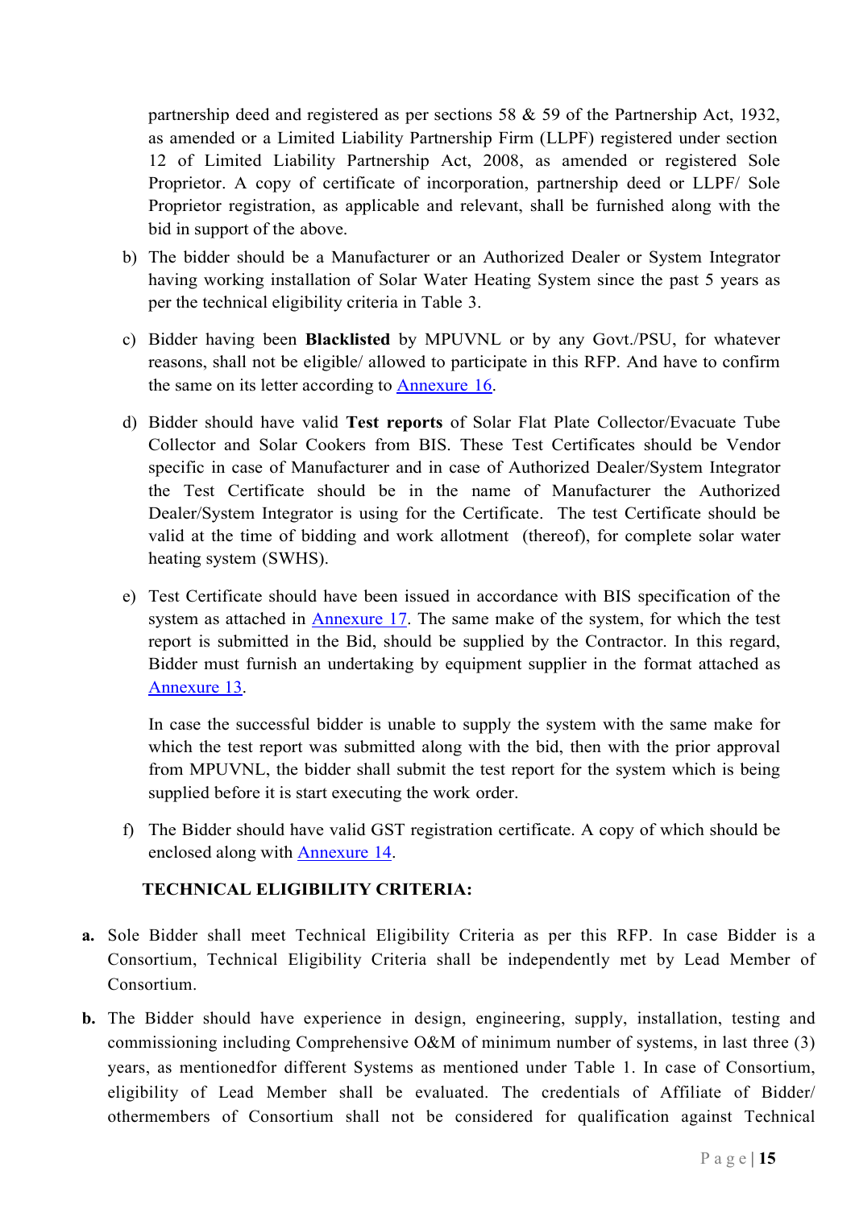partnership deed and registered as per sections 58 & 59 of the Partnership Act, 1932, as amended or a Limited Liability Partnership Firm (LLPF) registered under section 12 of Limited Liability Partnership Act, 2008, as amended or registered Sole Proprietor. A copy of certificate of incorporation, partnership deed or LLPF/ Sole Proprietor registration, as applicable and relevant, shall be furnished along with the bid in support of the above.

b) The bidder should be a Manufacturer or an Authorized Dealer or System Integrator having working installation of Solar Water Heating System since the past 5 years as per the technical eligibility criteria in Table 3.

c) Bidder having been **Blacklisted** by MPUVNL or by any Govt./PSU, for whatever reasons, shall not be eligible/ allowed to participate in this RFP. And have to confirm the same on its letter according to Annexure 16.

d) Bidder should have valid **Test reports** of Solar Flat Plate Collector/Evacuate Tube Collector and Solar Cookers from BIS. These Test Certificates should be Vendor specific in case of Manufacturer and in case of Authorized Dealer/System Integrator the Test Certificate should be in the name of Manufacturer the Authorized Dealer/System Integrator is using for the Certificate. The test Certificate should be valid at the time of bidding and work allotment (thereof), for complete solar water heating system (SWHS).

e) Test Certificate should have been issued in accordance with BIS specification of the system as attached in Annexure 17. The same make of the system, for which the test report is submitted in the Bid, should be supplied by the Contractor. In this regard, Bidder must furnish an undertaking by equipment supplier in the format attached as Annexure 13.

   In case the successful bidder is unable to supply the system with the same make for which the test report was submitted along with the bid, then with the prior approval from MPUVNL, the bidder shall submit the test report for the system which is being supplied before it is start executing the work order.

f) The Bidder should have valid GST registration certificate. A copy of which should be enclosed along with Annexure 14.

**TECHNICAL ELIGIBILITY CRITERIA:**

**a.** Sole Bidder shall meet Technical Eligibility Criteria as per this RFP. In case Bidder is a Consortium, Technical Eligibility Criteria shall be independently met by Lead Member of Consortium.

**b.** The Bidder should have experience in design, engineering, supply, installation, testing and commissioning including Comprehensive O&M of minimum number of systems, in last three (3) years, as mentionedfor different Systems as mentioned under Table 1. In case of Consortium, eligibility of Lead Member shall be evaluated. The credentials of Affiliate of Bidder/ othermembers of Consortium shall not be considered for qualification against Technical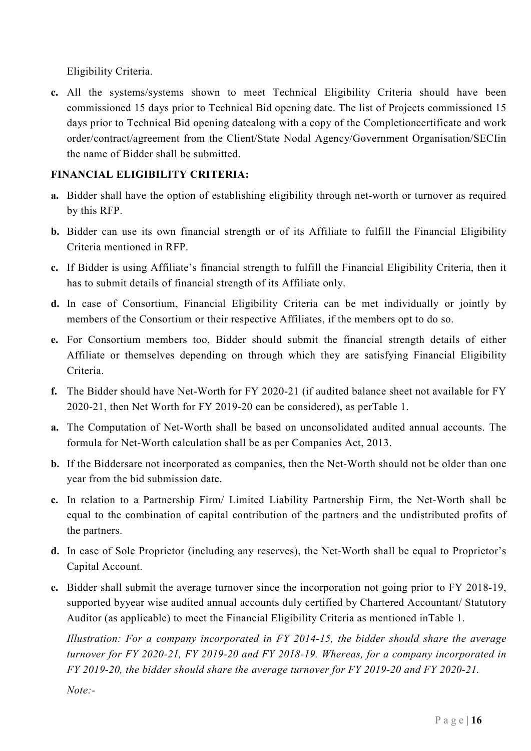Eligibility Criteria.

**c.** All the systems/systems shown to meet Technical Eligibility Criteria should have been commissioned 15 days prior to Technical Bid opening date. The list of Projects commissioned 15 days prior to Technical Bid opening datealong with a copy of the Completioncertificate and work order/contract/agreement from the Client/State Nodal Agency/Government Organisation/SECIin the name of Bidder shall be submitted.

**FINANCIAL ELIGIBILITY CRITERIA:**

**a.** Bidder shall have the option of establishing eligibility through net-worth or turnover as required by this RFP.

**b.** Bidder can use its own financial strength or of its Affiliate to fulfill the Financial Eligibility Criteria mentioned in RFP.

**c.** If Bidder is using Affiliate's financial strength to fulfill the Financial Eligibility Criteria, then it has to submit details of financial strength of its Affiliate only.

**d.** In case of Consortium, Financial Eligibility Criteria can be met individually or jointly by members of the Consortium or their respective Affiliates, if the members opt to do so.

**e.** For Consortium members too, Bidder should submit the financial strength details of either Affiliate or themselves depending on through which they are satisfying Financial Eligibility Criteria.

**f.** The Bidder should have Net-Worth for FY 2020-21 (if audited balance sheet not available for FY 2020-21, then Net Worth for FY 2019-20 can be considered), as perTable 1.

**a.** The Computation of Net-Worth shall be based on unconsolidated audited annual accounts. The formula for Net-Worth calculation shall be as per Companies Act, 2013.

**b.** If the Biddersare not incorporated as companies, then the Net-Worth should not be older than one year from the bid submission date.

**c.** In relation to a Partnership Firm/ Limited Liability Partnership Firm, the Net-Worth shall be equal to the combination of capital contribution of the partners and the undistributed profits of the partners.

**d.** In case of Sole Proprietor (including any reserves), the Net-Worth shall be equal to Proprietor's Capital Account.

**e.** Bidder shall submit the average turnover since the incorporation not going prior to FY 2018-19, supported byyear wise audited annual accounts duly certified by Chartered Accountant/ Statutory Auditor (as applicable) to meet the Financial Eligibility Criteria as mentioned inTable 1.

*Illustration: For a company incorporated in FY 2014-15, the bidder should share the average turnover for FY 2020-21, FY 2019-20 and FY 2018-19. Whereas, for a company incorporated in FY 2019-20, the bidder should share the average turnover for FY 2019-20 and FY 2020-21.*

*Note:-*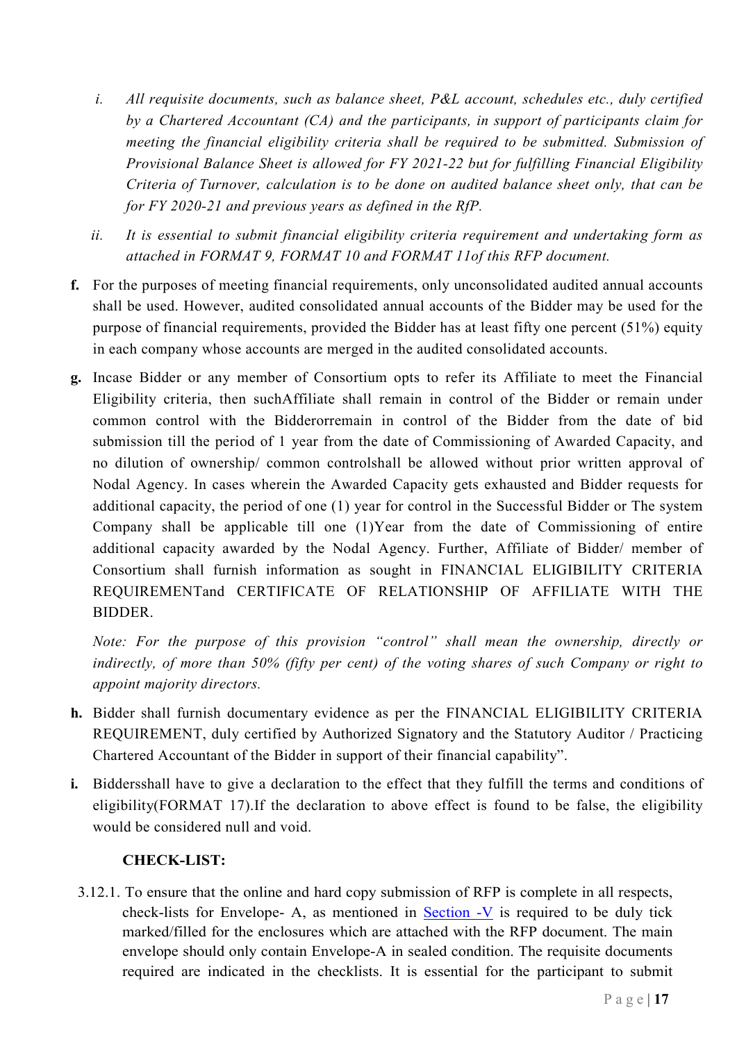i. *All requisite documents, such as balance sheet, P&L account, schedules etc., duly certified by a Chartered Accountant (CA) and the participants, in support of participants claim for meeting the financial eligibility criteria shall be required to be submitted. Submission of Provisional Balance Sheet is allowed for FY 2021-22 but for fulfilling Financial Eligibility Criteria of Turnover, calculation is to be done on audited balance sheet only, that can be for FY 2020-21 and previous years as defined in the RfP.*

ii. *It is essential to submit financial eligibility criteria requirement and undertaking form as attached in FORMAT 9, FORMAT 10 and FORMAT 11of this RFP document.*

**f.** For the purposes of meeting financial requirements, only unconsolidated audited annual accounts shall be used. However, audited consolidated annual accounts of the Bidder may be used for the purpose of financial requirements, provided the Bidder has at least fifty one percent (51%) equity in each company whose accounts are merged in the audited consolidated accounts.

**g.** Incase Bidder or any member of Consortium opts to refer its Affiliate to meet the Financial Eligibility criteria, then suchAffiliate shall remain in control of the Bidder or remain under common control with the Bidderorremain in control of the Bidder from the date of bid submission till the period of 1 year from the date of Commissioning of Awarded Capacity, and no dilution of ownership/ common controlshall be allowed without prior written approval of Nodal Agency. In cases wherein the Awarded Capacity gets exhausted and Bidder requests for additional capacity, the period of one (1) year for control in the Successful Bidder or The system Company shall be applicable till one (1)Year from the date of Commissioning of entire additional capacity awarded by the Nodal Agency. Further, Affiliate of Bidder/ member of Consortium shall furnish information as sought in FINANCIAL ELIGIBILITY CRITERIA REQUIREMENTand CERTIFICATE OF RELATIONSHIP OF AFFILIATE WITH THE BIDDER.

*Note: For the purpose of this provision "control" shall mean the ownership, directly or indirectly, of more than 50% (fifty per cent) of the voting shares of such Company or right to appoint majority directors.*

**h.** Bidder shall furnish documentary evidence as per the FINANCIAL ELIGIBILITY CRITERIA REQUIREMENT, duly certified by Authorized Signatory and the Statutory Auditor / Practicing Chartered Accountant of the Bidder in support of their financial capability".

**i.** Biddersshall have to give a declaration to the effect that they fulfill the terms and conditions of eligibility(FORMAT 17).If the declaration to above effect is found to be false, the eligibility would be considered null and void.

**CHECK-LIST:**

3.12.1. To ensure that the online and hard copy submission of RFP is complete in all respects, check-lists for Envelope- A, as mentioned in Section -V is required to be duly tick marked/filled for the enclosures which are attached with the RFP document. The main envelope should only contain Envelope-A in sealed condition. The requisite documents required are indicated in the checklists. It is essential for the participant to submit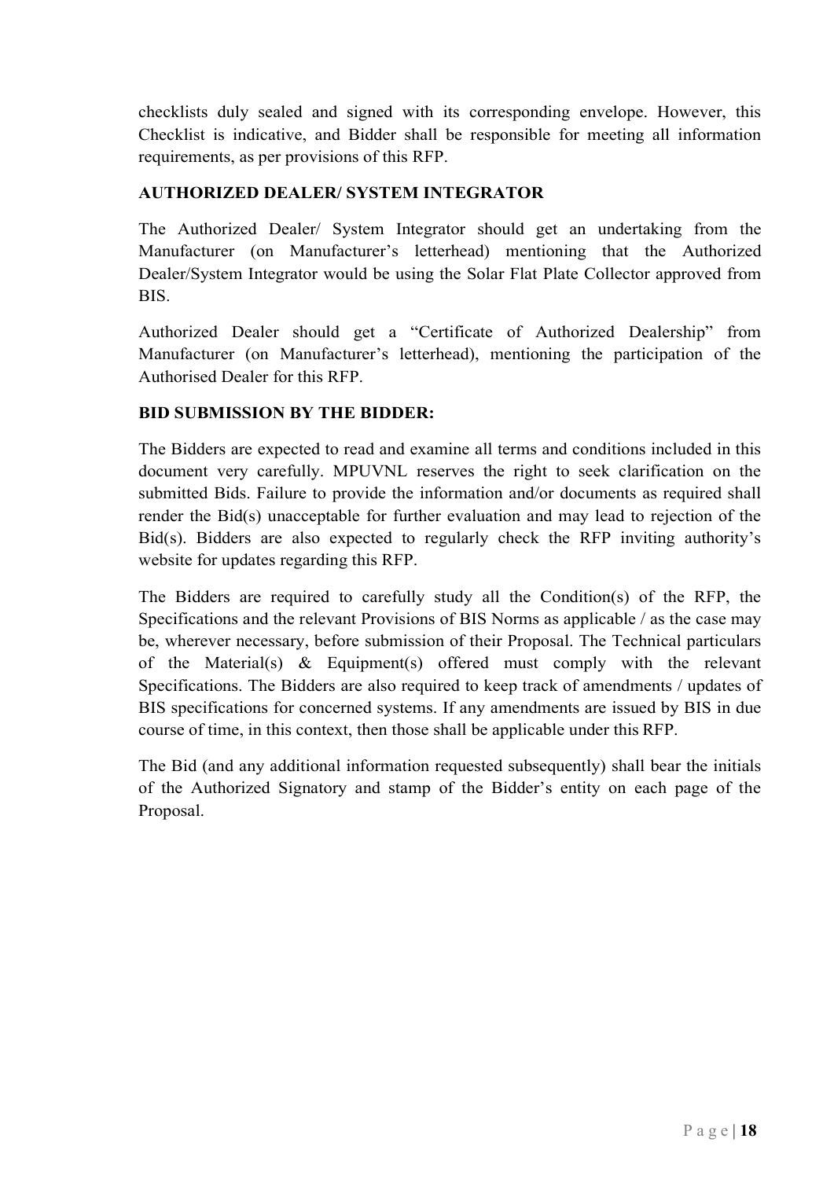checklists duly sealed and signed with its corresponding envelope. However, this Checklist is indicative, and Bidder shall be responsible for meeting all information requirements, as per provisions of this RFP.

**AUTHORIZED DEALER/ SYSTEM INTEGRATOR**

The Authorized Dealer/ System Integrator should get an undertaking from the Manufacturer (on Manufacturer's letterhead) mentioning that the Authorized Dealer/System Integrator would be using the Solar Flat Plate Collector approved from BIS.

Authorized Dealer should get a "Certificate of Authorized Dealership" from Manufacturer (on Manufacturer's letterhead), mentioning the participation of the Authorised Dealer for this RFP.

**BID SUBMISSION BY THE BIDDER:**

The Bidders are expected to read and examine all terms and conditions included in this document very carefully. MPUVNL reserves the right to seek clarification on the submitted Bids. Failure to provide the information and/or documents as required shall render the Bid(s) unacceptable for further evaluation and may lead to rejection of the Bid(s). Bidders are also expected to regularly check the RFP inviting authority's website for updates regarding this RFP.

The Bidders are required to carefully study all the Condition(s) of the RFP, the Specifications and the relevant Provisions of BIS Norms as applicable / as the case may be, wherever necessary, before submission of their Proposal. The Technical particulars of the Material(s) & Equipment(s) offered must comply with the relevant Specifications. The Bidders are also required to keep track of amendments / updates of BIS specifications for concerned systems. If any amendments are issued by BIS in due course of time, in this context, then those shall be applicable under this RFP.

The Bid (and any additional information requested subsequently) shall bear the initials of the Authorized Signatory and stamp of the Bidder's entity on each page of the Proposal.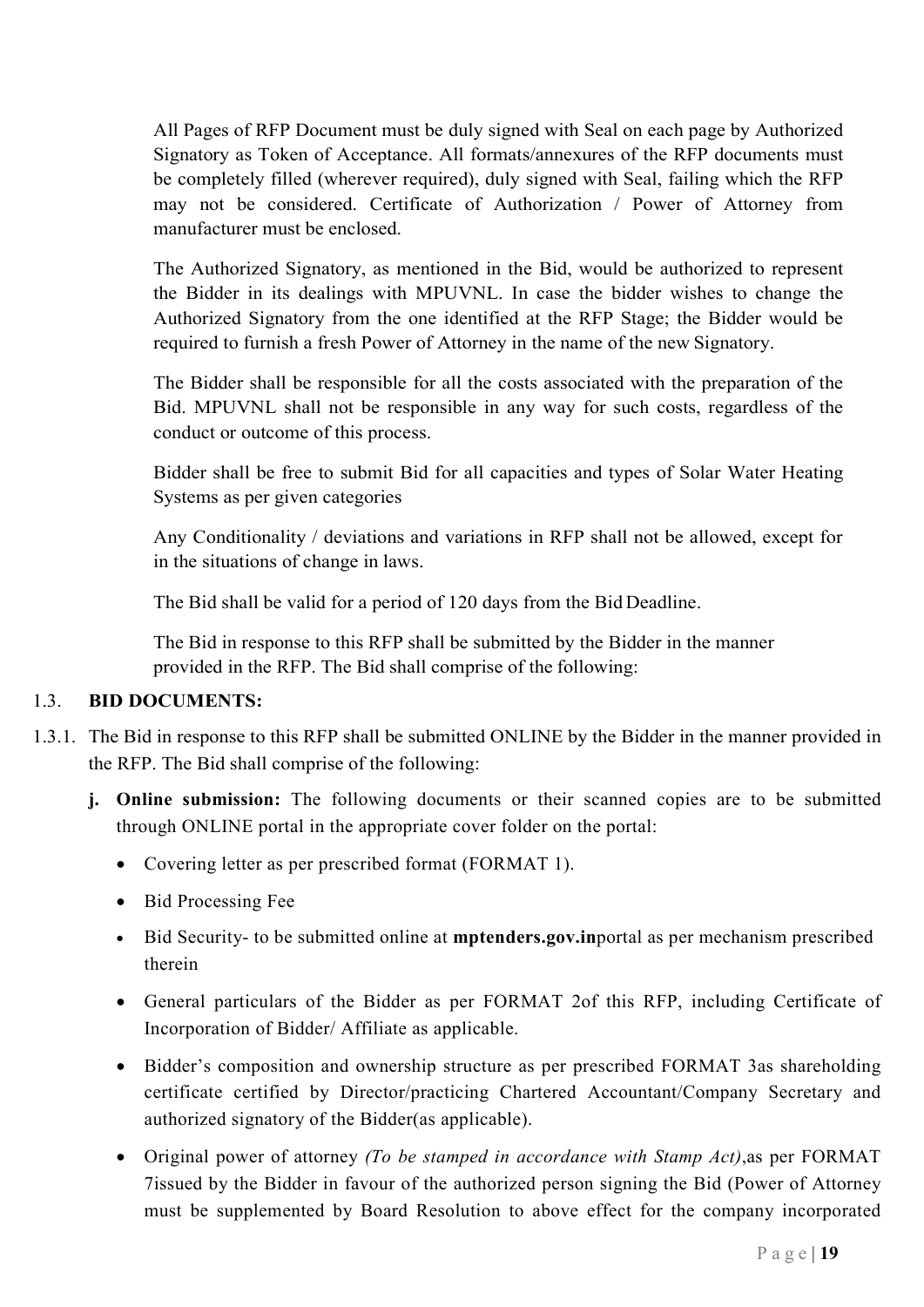All Pages of RFP Document must be duly signed with Seal on each page by Authorized Signatory as Token of Acceptance. All formats/annexures of the RFP documents must be completely filled (wherever required), duly signed with Seal, failing which the RFP may not be considered. Certificate of Authorization / Power of Attorney from manufacturer must be enclosed.

The Authorized Signatory, as mentioned in the Bid, would be authorized to represent the Bidder in its dealings with MPUVNL. In case the bidder wishes to change the Authorized Signatory from the one identified at the RFP Stage; the Bidder would be required to furnish a fresh Power of Attorney in the name of the new Signatory.

The Bidder shall be responsible for all the costs associated with the preparation of the Bid. MPUVNL shall not be responsible in any way for such costs, regardless of the conduct or outcome of this process.

Bidder shall be free to submit Bid for all capacities and types of Solar Water Heating Systems as per given categories

Any Conditionality / deviations and variations in RFP shall not be allowed, except for in the situations of change in laws.

The Bid shall be valid for a period of 120 days from the Bid Deadline.

The Bid in response to this RFP shall be submitted by the Bidder in the manner provided in the RFP. The Bid shall comprise of the following:

## 1.3. BID DOCUMENTS:

1.3.1. The Bid in response to this RFP shall be submitted ONLINE by the Bidder in the manner provided in the RFP. The Bid shall comprise of the following:

**j. Online submission:** The following documents or their scanned copies are to be submitted through ONLINE portal in the appropriate cover folder on the portal:

- Covering letter as per prescribed format (FORMAT 1).
- Bid Processing Fee
- Bid Security- to be submitted online at **mptenders.gov.in**portal as per mechanism prescribed therein
- General particulars of the Bidder as per FORMAT 2of this RFP, including Certificate of Incorporation of Bidder/ Affiliate as applicable.
- Bidder's composition and ownership structure as per prescribed FORMAT 3as shareholding certificate certified by Director/practicing Chartered Accountant/Company Secretary and authorized signatory of the Bidder(as applicable).
- Original power of attorney *(To be stamped in accordance with Stamp Act)*,as per FORMAT 7issued by the Bidder in favour of the authorized person signing the Bid (Power of Attorney must be supplemented by Board Resolution to above effect for the company incorporated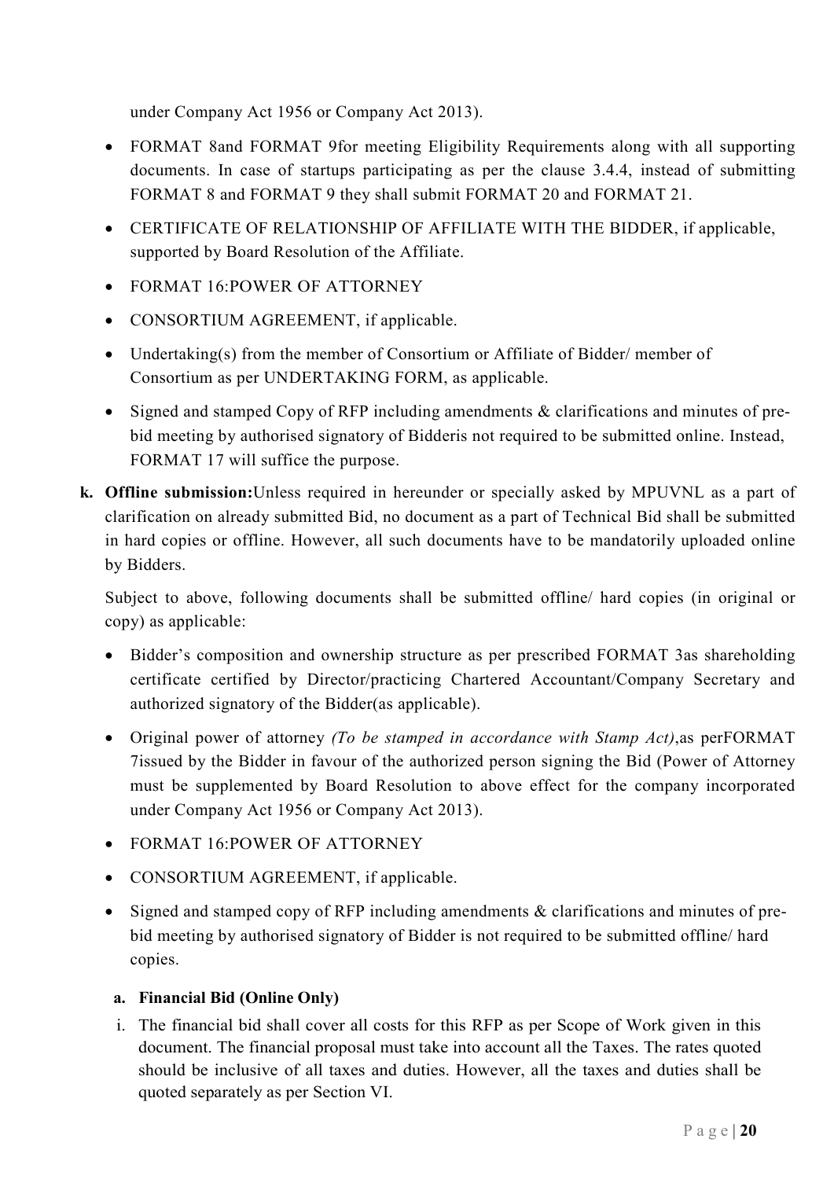under Company Act 1956 or Company Act 2013).

- FORMAT 8and FORMAT 9for meeting Eligibility Requirements along with all supporting documents. In case of startups participating as per the clause 3.4.4, instead of submitting FORMAT 8 and FORMAT 9 they shall submit FORMAT 20 and FORMAT 21.
- CERTIFICATE OF RELATIONSHIP OF AFFILIATE WITH THE BIDDER, if applicable, supported by Board Resolution of the Affiliate.
- FORMAT 16:POWER OF ATTORNEY
- CONSORTIUM AGREEMENT, if applicable.
- Undertaking(s) from the member of Consortium or Affiliate of Bidder/ member of Consortium as per UNDERTAKING FORM, as applicable.
- Signed and stamped Copy of RFP including amendments & clarifications and minutes of pre-bid meeting by authorised signatory of Bidderis not required to be submitted online. Instead, FORMAT 17 will suffice the purpose.

k. **Offline submission:**Unless required in hereunder or specially asked by MPUVNL as a part of clarification on already submitted Bid, no document as a part of Technical Bid shall be submitted in hard copies or offline. However, all such documents have to be mandatorily uploaded online by Bidders.

Subject to above, following documents shall be submitted offline/ hard copies (in original or copy) as applicable:

- Bidder's composition and ownership structure as per prescribed FORMAT 3as shareholding certificate certified by Director/practicing Chartered Accountant/Company Secretary and authorized signatory of the Bidder(as applicable).
- Original power of attorney *(To be stamped in accordance with Stamp Act)*,as perFORMAT 7issued by the Bidder in favour of the authorized person signing the Bid (Power of Attorney must be supplemented by Board Resolution to above effect for the company incorporated under Company Act 1956 or Company Act 2013).
- FORMAT 16:POWER OF ATTORNEY
- CONSORTIUM AGREEMENT, if applicable.
- Signed and stamped copy of RFP including amendments & clarifications and minutes of pre-bid meeting by authorised signatory of Bidder is not required to be submitted offline/ hard copies.

a. **Financial Bid (Online Only)**

i. The financial bid shall cover all costs for this RFP as per Scope of Work given in this document. The financial proposal must take into account all the Taxes. The rates quoted should be inclusive of all taxes and duties. However, all the taxes and duties shall be quoted separately as per Section VI.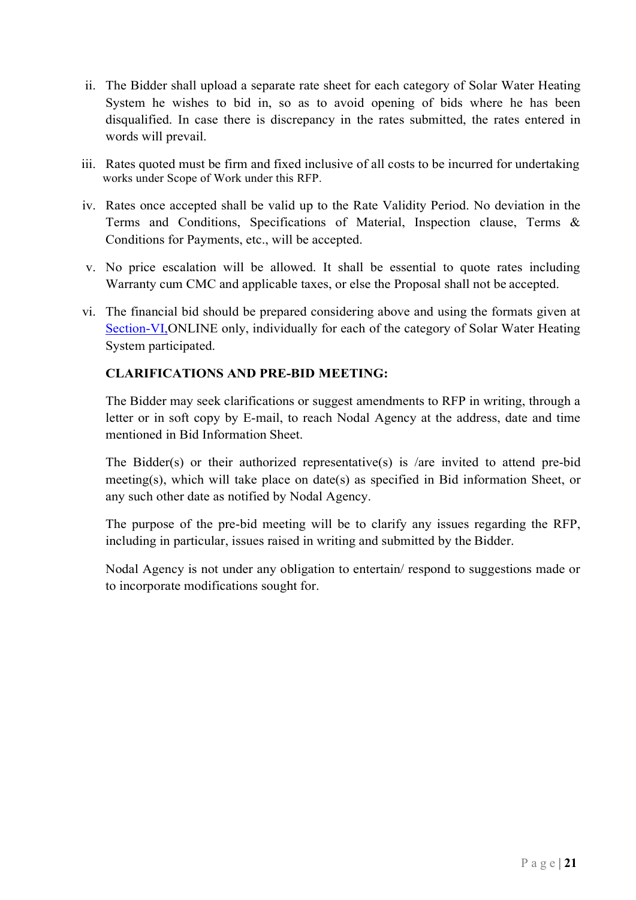ii. The Bidder shall upload a separate rate sheet for each category of Solar Water Heating System he wishes to bid in, so as to avoid opening of bids where he has been disqualified. In case there is discrepancy in the rates submitted, the rates entered in words will prevail.

iii. Rates quoted must be firm and fixed inclusive of all costs to be incurred for undertaking works under Scope of Work under this RFP.

iv. Rates once accepted shall be valid up to the Rate Validity Period. No deviation in the Terms and Conditions, Specifications of Material, Inspection clause, Terms & Conditions for Payments, etc., will be accepted.

v. No price escalation will be allowed. It shall be essential to quote rates including Warranty cum CMC and applicable taxes, or else the Proposal shall not be accepted.

vi. The financial bid should be prepared considering above and using the formats given at Section-VI,ONLINE only, individually for each of the category of Solar Water Heating System participated.

**CLARIFICATIONS AND PRE-BID MEETING:**

The Bidder may seek clarifications or suggest amendments to RFP in writing, through a letter or in soft copy by E-mail, to reach Nodal Agency at the address, date and time mentioned in Bid Information Sheet.

The Bidder(s) or their authorized representative(s) is /are invited to attend pre-bid meeting(s), which will take place on date(s) as specified in Bid information Sheet, or any such other date as notified by Nodal Agency.

The purpose of the pre-bid meeting will be to clarify any issues regarding the RFP, including in particular, issues raised in writing and submitted by the Bidder.

Nodal Agency is not under any obligation to entertain/ respond to suggestions made or to incorporate modifications sought for.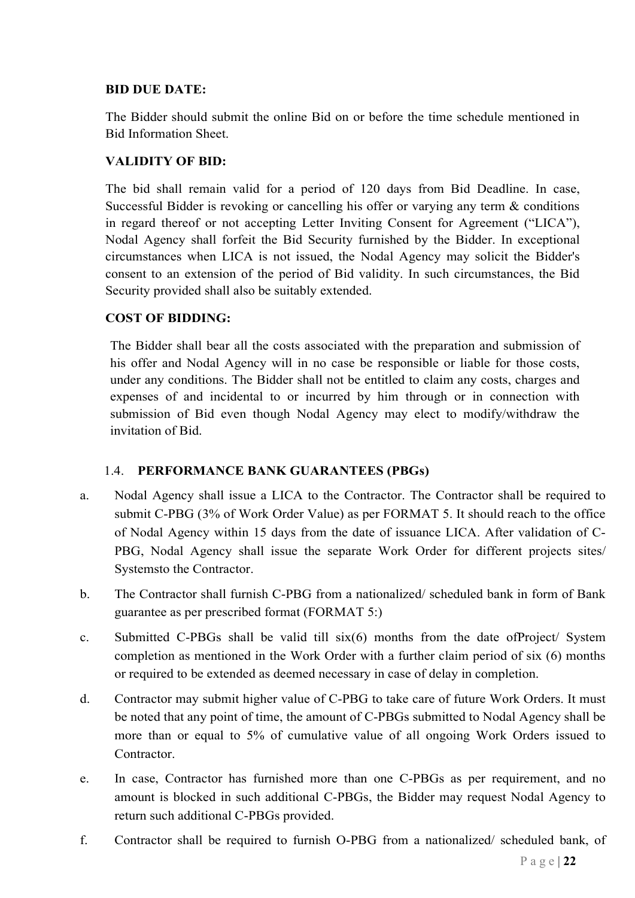**BID DUE DATE:**

The Bidder should submit the online Bid on or before the time schedule mentioned in Bid Information Sheet.

**VALIDITY OF BID:**

The bid shall remain valid for a period of 120 days from Bid Deadline. In case, Successful Bidder is revoking or cancelling his offer or varying any term & conditions in regard thereof or not accepting Letter Inviting Consent for Agreement ("LICA"), Nodal Agency shall forfeit the Bid Security furnished by the Bidder. In exceptional circumstances when LICA is not issued, the Nodal Agency may solicit the Bidder's consent to an extension of the period of Bid validity. In such circumstances, the Bid Security provided shall also be suitably extended.

**COST OF BIDDING:**

The Bidder shall bear all the costs associated with the preparation and submission of his offer and Nodal Agency will in no case be responsible or liable for those costs, under any conditions. The Bidder shall not be entitled to claim any costs, charges and expenses of and incidental to or incurred by him through or in connection with submission of Bid even though Nodal Agency may elect to modify/withdraw the invitation of Bid.

### 1.4. PERFORMANCE BANK GUARANTEES (PBGs)

a. Nodal Agency shall issue a LICA to the Contractor. The Contractor shall be required to submit C-PBG (3% of Work Order Value) as per FORMAT 5. It should reach to the office of Nodal Agency within 15 days from the date of issuance LICA. After validation of C-PBG, Nodal Agency shall issue the separate Work Order for different projects sites/ Systemsto the Contractor.

b. The Contractor shall furnish C-PBG from a nationalized/ scheduled bank in form of Bank guarantee as per prescribed format (FORMAT 5:)

c. Submitted C-PBGs shall be valid till six(6) months from the date ofProject/ System completion as mentioned in the Work Order with a further claim period of six (6) months or required to be extended as deemed necessary in case of delay in completion.

d. Contractor may submit higher value of C-PBG to take care of future Work Orders. It must be noted that any point of time, the amount of C-PBGs submitted to Nodal Agency shall be more than or equal to 5% of cumulative value of all ongoing Work Orders issued to Contractor.

e. In case, Contractor has furnished more than one C-PBGs as per requirement, and no amount is blocked in such additional C-PBGs, the Bidder may request Nodal Agency to return such additional C-PBGs provided.

f. Contractor shall be required to furnish O-PBG from a nationalized/ scheduled bank, of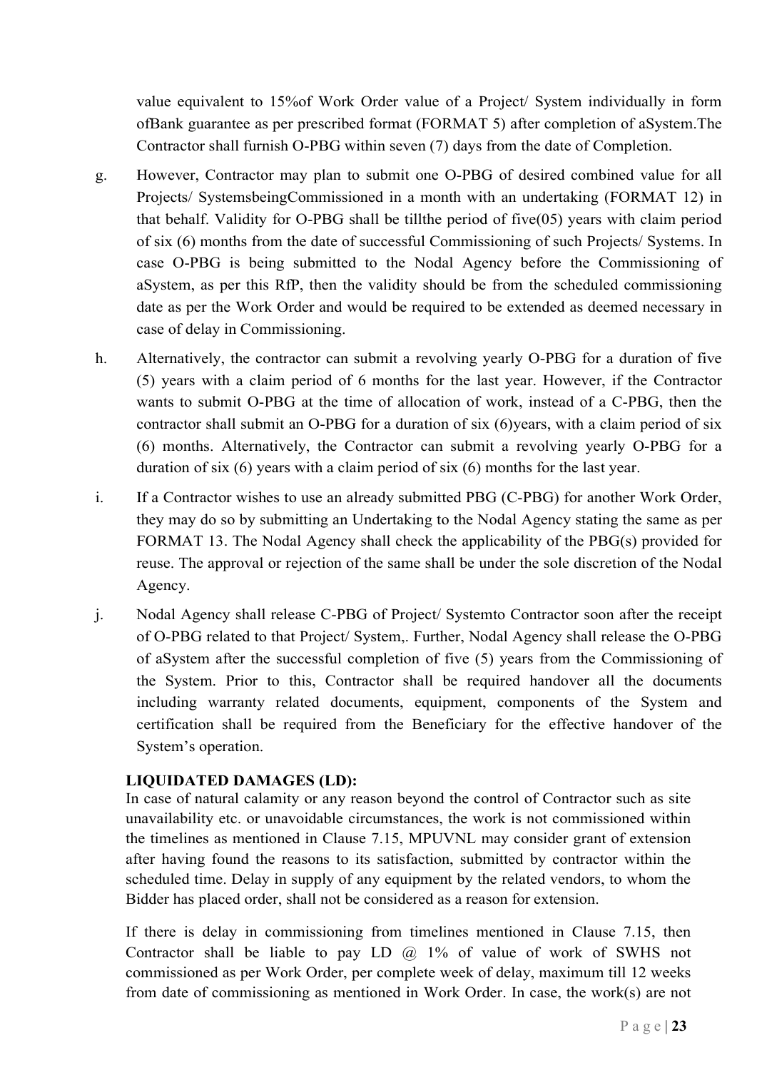value equivalent to 15%of Work Order value of a Project/ System individually in form ofBank guarantee as per prescribed format (FORMAT 5) after completion of aSystem.The Contractor shall furnish O-PBG within seven (7) days from the date of Completion.

g. However, Contractor may plan to submit one O-PBG of desired combined value for all Projects/ SystemsbeingCommissioned in a month with an undertaking (FORMAT 12) in that behalf. Validity for O-PBG shall be tillthe period of five(05) years with claim period of six (6) months from the date of successful Commissioning of such Projects/ Systems. In case O-PBG is being submitted to the Nodal Agency before the Commissioning of aSystem, as per this RfP, then the validity should be from the scheduled commissioning date as per the Work Order and would be required to be extended as deemed necessary in case of delay in Commissioning.

h. Alternatively, the contractor can submit a revolving yearly O-PBG for a duration of five (5) years with a claim period of 6 months for the last year. However, if the Contractor wants to submit O-PBG at the time of allocation of work, instead of a C-PBG, then the contractor shall submit an O-PBG for a duration of six (6)years, with a claim period of six (6) months. Alternatively, the Contractor can submit a revolving yearly O-PBG for a duration of six (6) years with a claim period of six (6) months for the last year.

i. If a Contractor wishes to use an already submitted PBG (C-PBG) for another Work Order, they may do so by submitting an Undertaking to the Nodal Agency stating the same as per FORMAT 13. The Nodal Agency shall check the applicability of the PBG(s) provided for reuse. The approval or rejection of the same shall be under the sole discretion of the Nodal Agency.

j. Nodal Agency shall release C-PBG of Project/ Systemto Contractor soon after the receipt of O-PBG related to that Project/ System,. Further, Nodal Agency shall release the O-PBG of aSystem after the successful completion of five (5) years from the Commissioning of the System. Prior to this, Contractor shall be required handover all the documents including warranty related documents, equipment, components of the System and certification shall be required from the Beneficiary for the effective handover of the System's operation.

**LIQUIDATED DAMAGES (LD):**

In case of natural calamity or any reason beyond the control of Contractor such as site unavailability etc. or unavoidable circumstances, the work is not commissioned within the timelines as mentioned in Clause 7.15, MPUVNL may consider grant of extension after having found the reasons to its satisfaction, submitted by contractor within the scheduled time. Delay in supply of any equipment by the related vendors, to whom the Bidder has placed order, shall not be considered as a reason for extension.

If there is delay in commissioning from timelines mentioned in Clause 7.15, then Contractor shall be liable to pay LD @ 1% of value of work of SWHS not commissioned as per Work Order, per complete week of delay, maximum till 12 weeks from date of commissioning as mentioned in Work Order. In case, the work(s) are not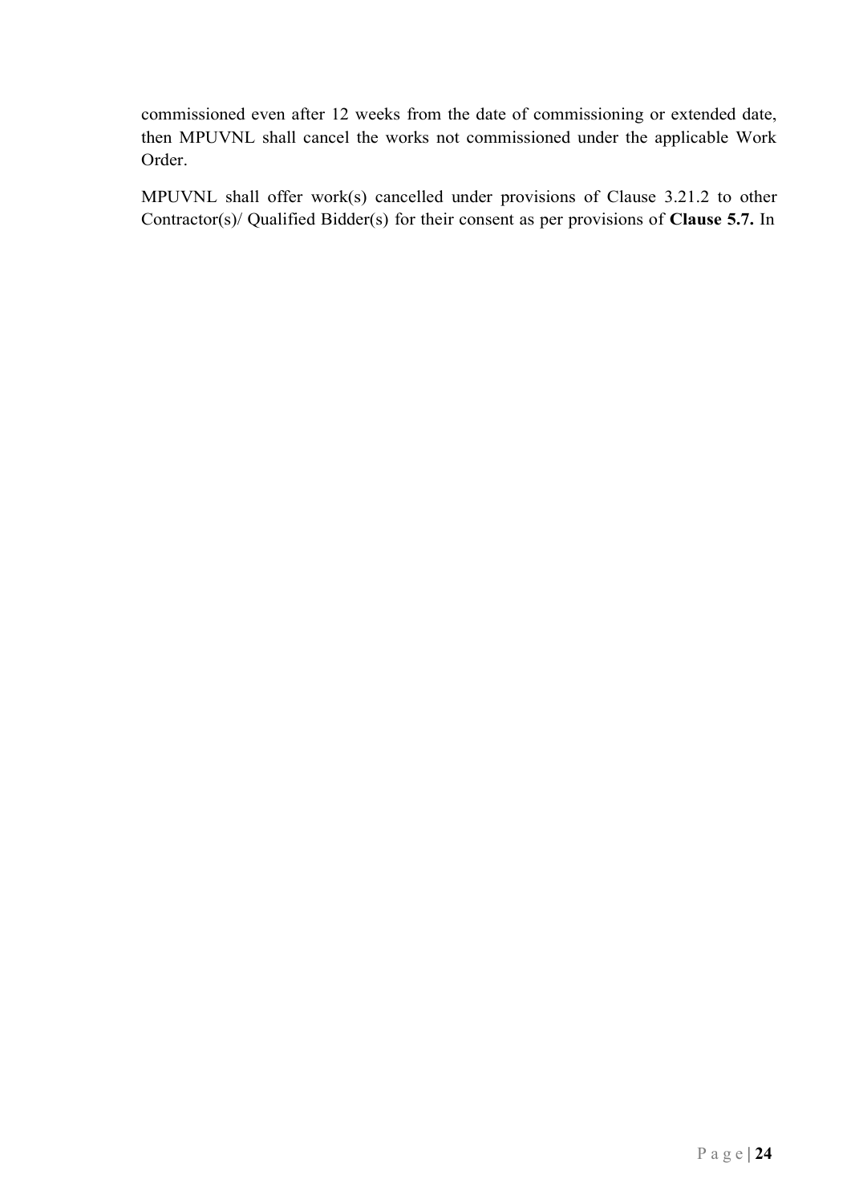commissioned even after 12 weeks from the date of commissioning or extended date, then MPUVNL shall cancel the works not commissioned under the applicable Work Order.

MPUVNL shall offer work(s) cancelled under provisions of Clause 3.21.2 to other Contractor(s)/ Qualified Bidder(s) for their consent as per provisions of **Clause 5.7.** In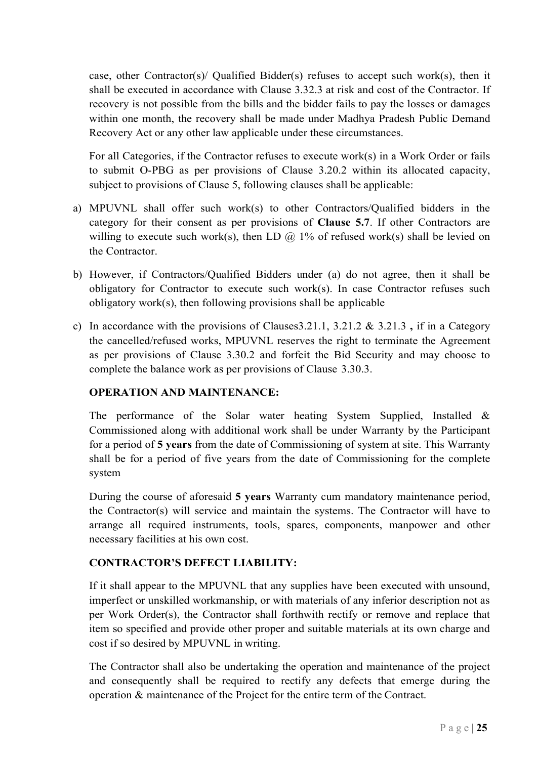case, other Contractor(s)/ Qualified Bidder(s) refuses to accept such work(s), then it shall be executed in accordance with Clause 3.32.3 at risk and cost of the Contractor. If recovery is not possible from the bills and the bidder fails to pay the losses or damages within one month, the recovery shall be made under Madhya Pradesh Public Demand Recovery Act or any other law applicable under these circumstances.

For all Categories, if the Contractor refuses to execute work(s) in a Work Order or fails to submit O-PBG as per provisions of Clause 3.20.2 within its allocated capacity, subject to provisions of Clause 5, following clauses shall be applicable:

a) MPUVNL shall offer such work(s) to other Contractors/Qualified bidders in the category for their consent as per provisions of **Clause 5.7**. If other Contractors are willing to execute such work(s), then LD @ 1% of refused work(s) shall be levied on the Contractor.

b) However, if Contractors/Qualified Bidders under (a) do not agree, then it shall be obligatory for Contractor to execute such work(s). In case Contractor refuses such obligatory work(s), then following provisions shall be applicable

c) In accordance with the provisions of Clauses3.21.1, 3.21.2 & 3.21.3 **,** if in a Category the cancelled/refused works, MPUVNL reserves the right to terminate the Agreement as per provisions of Clause 3.30.2 and forfeit the Bid Security and may choose to complete the balance work as per provisions of Clause 3.30.3.

**OPERATION AND MAINTENANCE:**

The performance of the Solar water heating System Supplied, Installed & Commissioned along with additional work shall be under Warranty by the Participant for a period of **5 years** from the date of Commissioning of system at site. This Warranty shall be for a period of five years from the date of Commissioning for the complete system

During the course of aforesaid **5 years** Warranty cum mandatory maintenance period, the Contractor(s) will service and maintain the systems. The Contractor will have to arrange all required instruments, tools, spares, components, manpower and other necessary facilities at his own cost.

**CONTRACTOR'S DEFECT LIABILITY:**

If it shall appear to the MPUVNL that any supplies have been executed with unsound, imperfect or unskilled workmanship, or with materials of any inferior description not as per Work Order(s), the Contractor shall forthwith rectify or remove and replace that item so specified and provide other proper and suitable materials at its own charge and cost if so desired by MPUVNL in writing.

The Contractor shall also be undertaking the operation and maintenance of the project and consequently shall be required to rectify any defects that emerge during the operation & maintenance of the Project for the entire term of the Contract.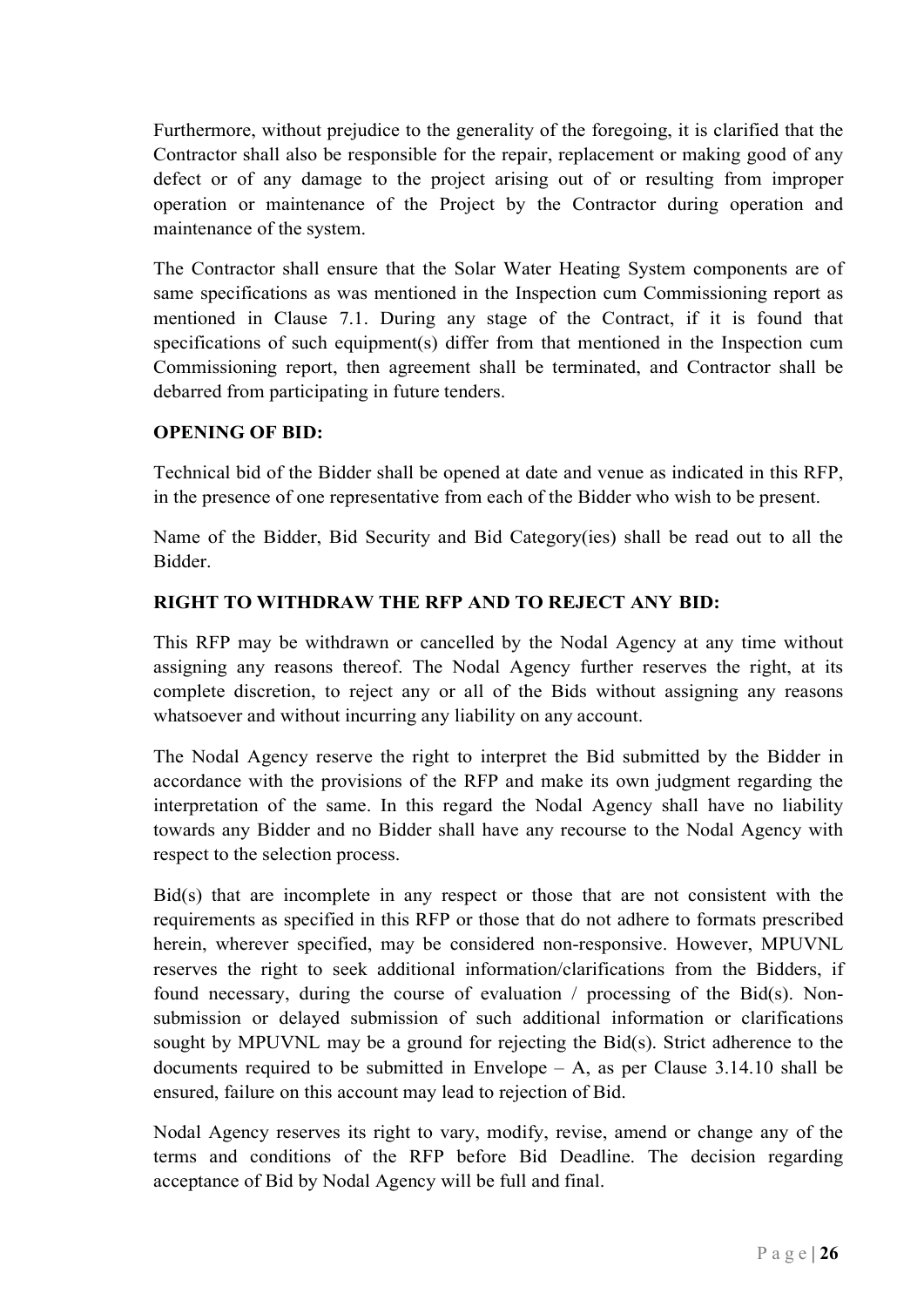Furthermore, without prejudice to the generality of the foregoing, it is clarified that the Contractor shall also be responsible for the repair, replacement or making good of any defect or of any damage to the project arising out of or resulting from improper operation or maintenance of the Project by the Contractor during operation and maintenance of the system.

The Contractor shall ensure that the Solar Water Heating System components are of same specifications as was mentioned in the Inspection cum Commissioning report as mentioned in Clause 7.1. During any stage of the Contract, if it is found that specifications of such equipment(s) differ from that mentioned in the Inspection cum Commissioning report, then agreement shall be terminated, and Contractor shall be debarred from participating in future tenders.

**OPENING OF BID:**

Technical bid of the Bidder shall be opened at date and venue as indicated in this RFP, in the presence of one representative from each of the Bidder who wish to be present.

Name of the Bidder, Bid Security and Bid Category(ies) shall be read out to all the Bidder.

**RIGHT TO WITHDRAW THE RFP AND TO REJECT ANY BID:**

This RFP may be withdrawn or cancelled by the Nodal Agency at any time without assigning any reasons thereof. The Nodal Agency further reserves the right, at its complete discretion, to reject any or all of the Bids without assigning any reasons whatsoever and without incurring any liability on any account.

The Nodal Agency reserve the right to interpret the Bid submitted by the Bidder in accordance with the provisions of the RFP and make its own judgment regarding the interpretation of the same. In this regard the Nodal Agency shall have no liability towards any Bidder and no Bidder shall have any recourse to the Nodal Agency with respect to the selection process.

Bid(s) that are incomplete in any respect or those that are not consistent with the requirements as specified in this RFP or those that do not adhere to formats prescribed herein, wherever specified, may be considered non-responsive. However, MPUVNL reserves the right to seek additional information/clarifications from the Bidders, if found necessary, during the course of evaluation / processing of the Bid(s). Non-submission or delayed submission of such additional information or clarifications sought by MPUVNL may be a ground for rejecting the Bid(s). Strict adherence to the documents required to be submitted in Envelope – A, as per Clause 3.14.10 shall be ensured, failure on this account may lead to rejection of Bid.

Nodal Agency reserves its right to vary, modify, revise, amend or change any of the terms and conditions of the RFP before Bid Deadline. The decision regarding acceptance of Bid by Nodal Agency will be full and final.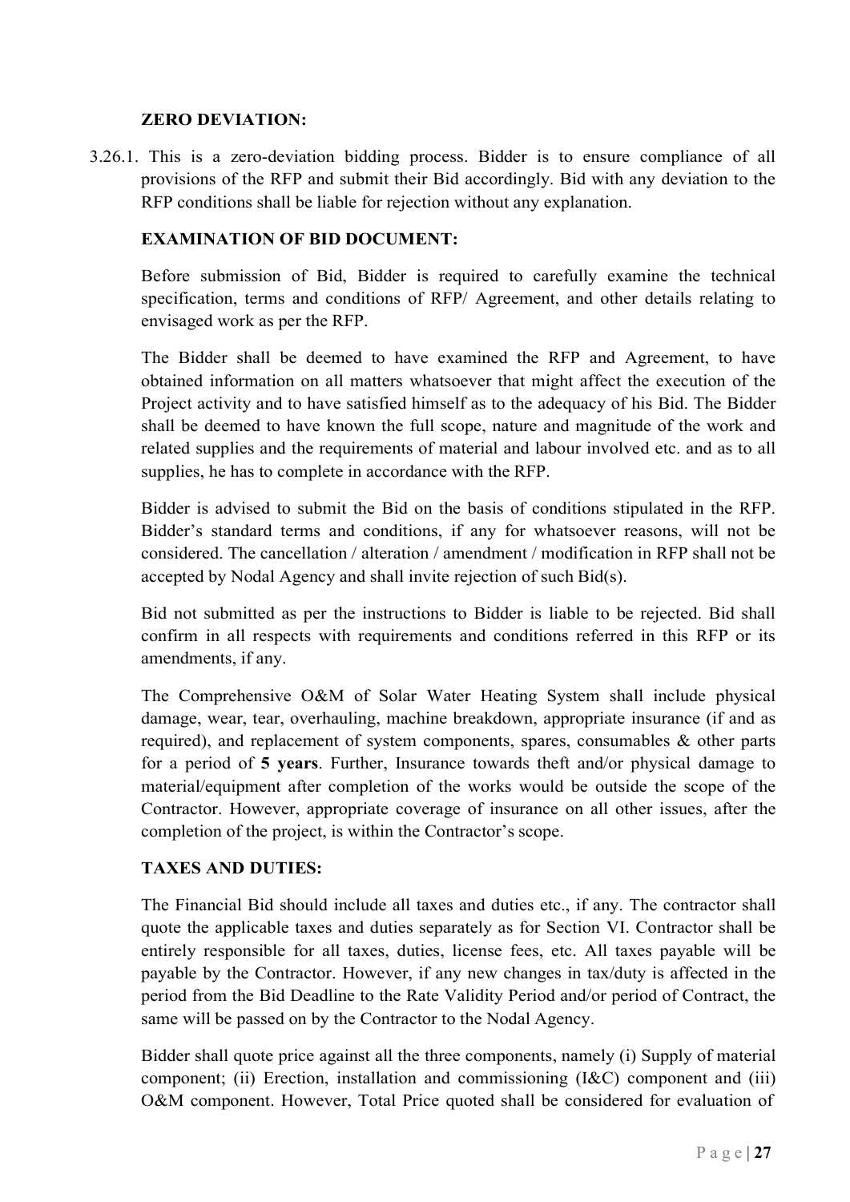**ZERO DEVIATION:**

3.26.1. This is a zero-deviation bidding process. Bidder is to ensure compliance of all provisions of the RFP and submit their Bid accordingly. Bid with any deviation to the RFP conditions shall be liable for rejection without any explanation.

**EXAMINATION OF BID DOCUMENT:**

Before submission of Bid, Bidder is required to carefully examine the technical specification, terms and conditions of RFP/ Agreement, and other details relating to envisaged work as per the RFP.

The Bidder shall be deemed to have examined the RFP and Agreement, to have obtained information on all matters whatsoever that might affect the execution of the Project activity and to have satisfied himself as to the adequacy of his Bid. The Bidder shall be deemed to have known the full scope, nature and magnitude of the work and related supplies and the requirements of material and labour involved etc. and as to all supplies, he has to complete in accordance with the RFP.

Bidder is advised to submit the Bid on the basis of conditions stipulated in the RFP. Bidder's standard terms and conditions, if any for whatsoever reasons, will not be considered. The cancellation / alteration / amendment / modification in RFP shall not be accepted by Nodal Agency and shall invite rejection of such Bid(s).

Bid not submitted as per the instructions to Bidder is liable to be rejected. Bid shall confirm in all respects with requirements and conditions referred in this RFP or its amendments, if any.

The Comprehensive O&M of Solar Water Heating System shall include physical damage, wear, tear, overhauling, machine breakdown, appropriate insurance (if and as required), and replacement of system components, spares, consumables & other parts for a period of **5 years**. Further, Insurance towards theft and/or physical damage to material/equipment after completion of the works would be outside the scope of the Contractor. However, appropriate coverage of insurance on all other issues, after the completion of the project, is within the Contractor's scope.

**TAXES AND DUTIES:**

The Financial Bid should include all taxes and duties etc., if any. The contractor shall quote the applicable taxes and duties separately as for Section VI. Contractor shall be entirely responsible for all taxes, duties, license fees, etc. All taxes payable will be payable by the Contractor. However, if any new changes in tax/duty is affected in the period from the Bid Deadline to the Rate Validity Period and/or period of Contract, the same will be passed on by the Contractor to the Nodal Agency.

Bidder shall quote price against all the three components, namely (i) Supply of material component; (ii) Erection, installation and commissioning (I&C) component and (iii) O&M component. However, Total Price quoted shall be considered for evaluation of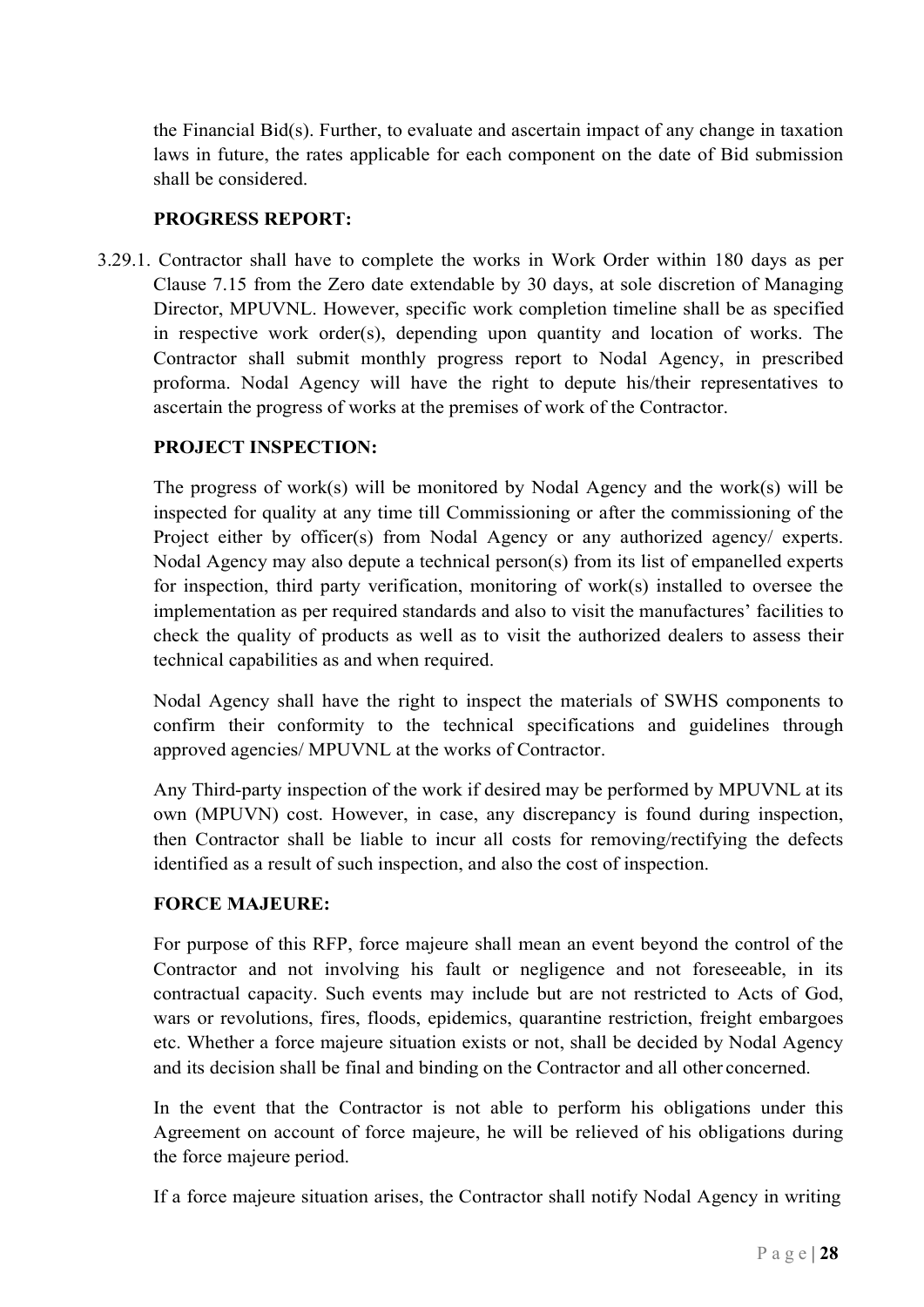the Financial Bid(s). Further, to evaluate and ascertain impact of any change in taxation laws in future, the rates applicable for each component on the date of Bid submission shall be considered.

**PROGRESS REPORT:**

3.29.1. Contractor shall have to complete the works in Work Order within 180 days as per Clause 7.15 from the Zero date extendable by 30 days, at sole discretion of Managing Director, MPUVNL. However, specific work completion timeline shall be as specified in respective work order(s), depending upon quantity and location of works. The Contractor shall submit monthly progress report to Nodal Agency, in prescribed proforma. Nodal Agency will have the right to depute his/their representatives to ascertain the progress of works at the premises of work of the Contractor.

**PROJECT INSPECTION:**

The progress of work(s) will be monitored by Nodal Agency and the work(s) will be inspected for quality at any time till Commissioning or after the commissioning of the Project either by officer(s) from Nodal Agency or any authorized agency/ experts. Nodal Agency may also depute a technical person(s) from its list of empanelled experts for inspection, third party verification, monitoring of work(s) installed to oversee the implementation as per required standards and also to visit the manufactures' facilities to check the quality of products as well as to visit the authorized dealers to assess their technical capabilities as and when required.

Nodal Agency shall have the right to inspect the materials of SWHS components to confirm their conformity to the technical specifications and guidelines through approved agencies/ MPUVNL at the works of Contractor.

Any Third-party inspection of the work if desired may be performed by MPUVNL at its own (MPUVN) cost. However, in case, any discrepancy is found during inspection, then Contractor shall be liable to incur all costs for removing/rectifying the defects identified as a result of such inspection, and also the cost of inspection.

**FORCE MAJEURE:**

For purpose of this RFP, force majeure shall mean an event beyond the control of the Contractor and not involving his fault or negligence and not foreseeable, in its contractual capacity. Such events may include but are not restricted to Acts of God, wars or revolutions, fires, floods, epidemics, quarantine restriction, freight embargoes etc. Whether a force majeure situation exists or not, shall be decided by Nodal Agency and its decision shall be final and binding on the Contractor and all other concerned.

In the event that the Contractor is not able to perform his obligations under this Agreement on account of force majeure, he will be relieved of his obligations during the force majeure period.

If a force majeure situation arises, the Contractor shall notify Nodal Agency in writing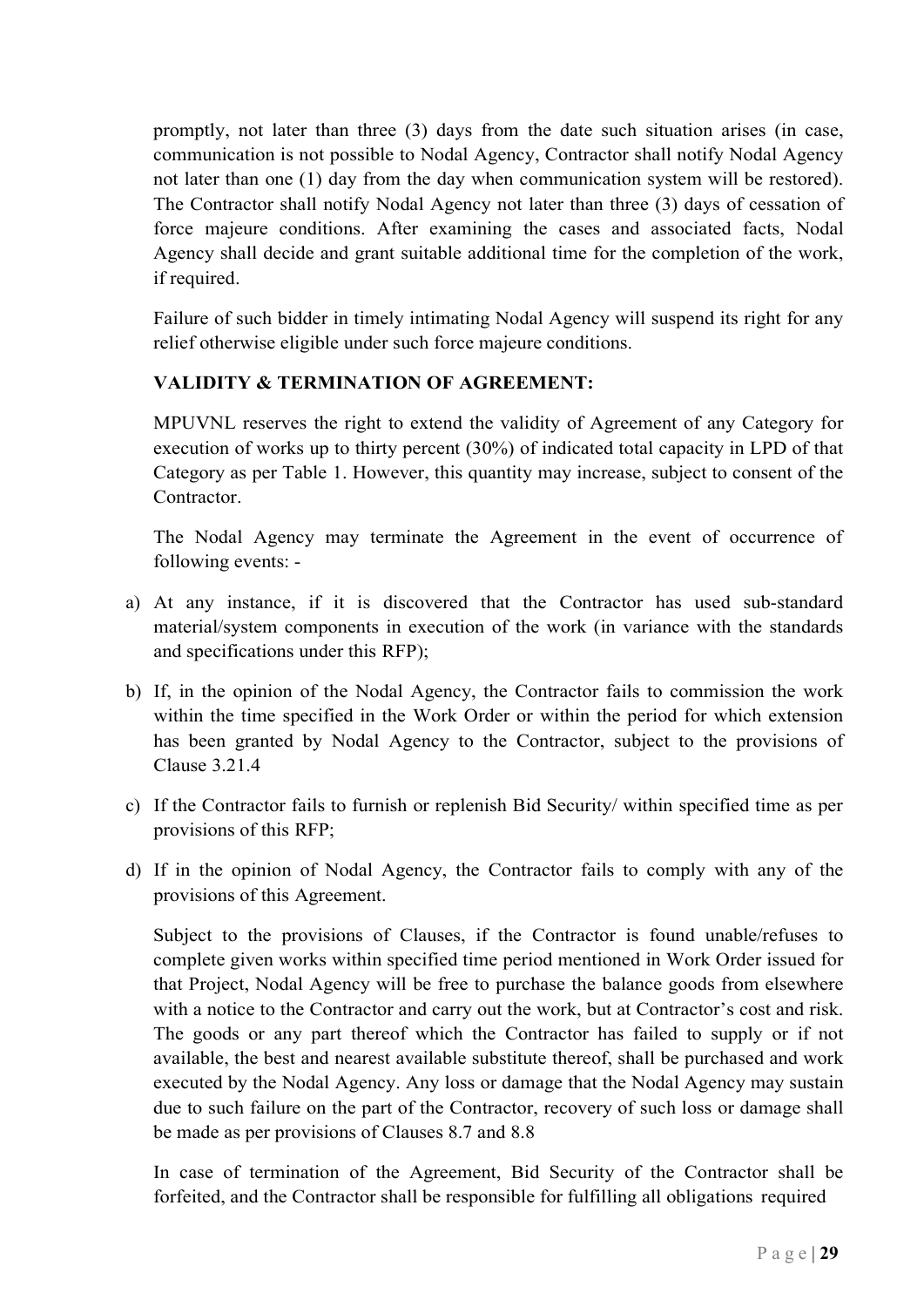promptly, not later than three (3) days from the date such situation arises (in case, communication is not possible to Nodal Agency, Contractor shall notify Nodal Agency not later than one (1) day from the day when communication system will be restored). The Contractor shall notify Nodal Agency not later than three (3) days of cessation of force majeure conditions. After examining the cases and associated facts, Nodal Agency shall decide and grant suitable additional time for the completion of the work, if required.

Failure of such bidder in timely intimating Nodal Agency will suspend its right for any relief otherwise eligible under such force majeure conditions.

**VALIDITY & TERMINATION OF AGREEMENT:**

MPUVNL reserves the right to extend the validity of Agreement of any Category for execution of works up to thirty percent (30%) of indicated total capacity in LPD of that Category as per Table 1. However, this quantity may increase, subject to consent of the Contractor.

The Nodal Agency may terminate the Agreement in the event of occurrence of following events: -

a) At any instance, if it is discovered that the Contractor has used sub-standard material/system components in execution of the work (in variance with the standards and specifications under this RFP);

b) If, in the opinion of the Nodal Agency, the Contractor fails to commission the work within the time specified in the Work Order or within the period for which extension has been granted by Nodal Agency to the Contractor, subject to the provisions of Clause 3.21.4

c) If the Contractor fails to furnish or replenish Bid Security/ within specified time as per provisions of this RFP;

d) If in the opinion of Nodal Agency, the Contractor fails to comply with any of the provisions of this Agreement.

Subject to the provisions of Clauses, if the Contractor is found unable/refuses to complete given works within specified time period mentioned in Work Order issued for that Project, Nodal Agency will be free to purchase the balance goods from elsewhere with a notice to the Contractor and carry out the work, but at Contractor's cost and risk. The goods or any part thereof which the Contractor has failed to supply or if not available, the best and nearest available substitute thereof, shall be purchased and work executed by the Nodal Agency. Any loss or damage that the Nodal Agency may sustain due to such failure on the part of the Contractor, recovery of such loss or damage shall be made as per provisions of Clauses 8.7 and 8.8

In case of termination of the Agreement, Bid Security of the Contractor shall be forfeited, and the Contractor shall be responsible for fulfilling all obligations required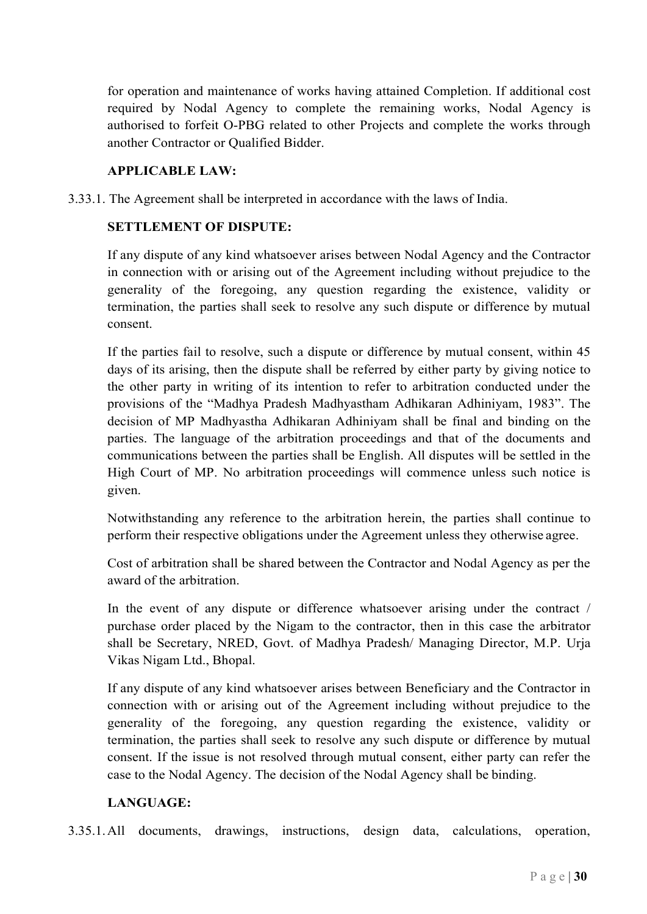for operation and maintenance of works having attained Completion. If additional cost required by Nodal Agency to complete the remaining works, Nodal Agency is authorised to forfeit O-PBG related to other Projects and complete the works through another Contractor or Qualified Bidder.

**APPLICABLE LAW:**

3.33.1. The Agreement shall be interpreted in accordance with the laws of India.

**SETTLEMENT OF DISPUTE:**

If any dispute of any kind whatsoever arises between Nodal Agency and the Contractor in connection with or arising out of the Agreement including without prejudice to the generality of the foregoing, any question regarding the existence, validity or termination, the parties shall seek to resolve any such dispute or difference by mutual consent.

If the parties fail to resolve, such a dispute or difference by mutual consent, within 45 days of its arising, then the dispute shall be referred by either party by giving notice to the other party in writing of its intention to refer to arbitration conducted under the provisions of the "Madhya Pradesh Madhyastham Adhikaran Adhiniyam, 1983". The decision of MP Madhyastha Adhikaran Adhiniyam shall be final and binding on the parties. The language of the arbitration proceedings and that of the documents and communications between the parties shall be English. All disputes will be settled in the High Court of MP. No arbitration proceedings will commence unless such notice is given.

Notwithstanding any reference to the arbitration herein, the parties shall continue to perform their respective obligations under the Agreement unless they otherwise agree.

Cost of arbitration shall be shared between the Contractor and Nodal Agency as per the award of the arbitration.

In the event of any dispute or difference whatsoever arising under the contract / purchase order placed by the Nigam to the contractor, then in this case the arbitrator shall be Secretary, NRED, Govt. of Madhya Pradesh/ Managing Director, M.P. Urja Vikas Nigam Ltd., Bhopal.

If any dispute of any kind whatsoever arises between Beneficiary and the Contractor in connection with or arising out of the Agreement including without prejudice to the generality of the foregoing, any question regarding the existence, validity or termination, the parties shall seek to resolve any such dispute or difference by mutual consent. If the issue is not resolved through mutual consent, either party can refer the case to the Nodal Agency. The decision of the Nodal Agency shall be binding.

**LANGUAGE:**

3.35.1. All documents, drawings, instructions, design data, calculations, operation,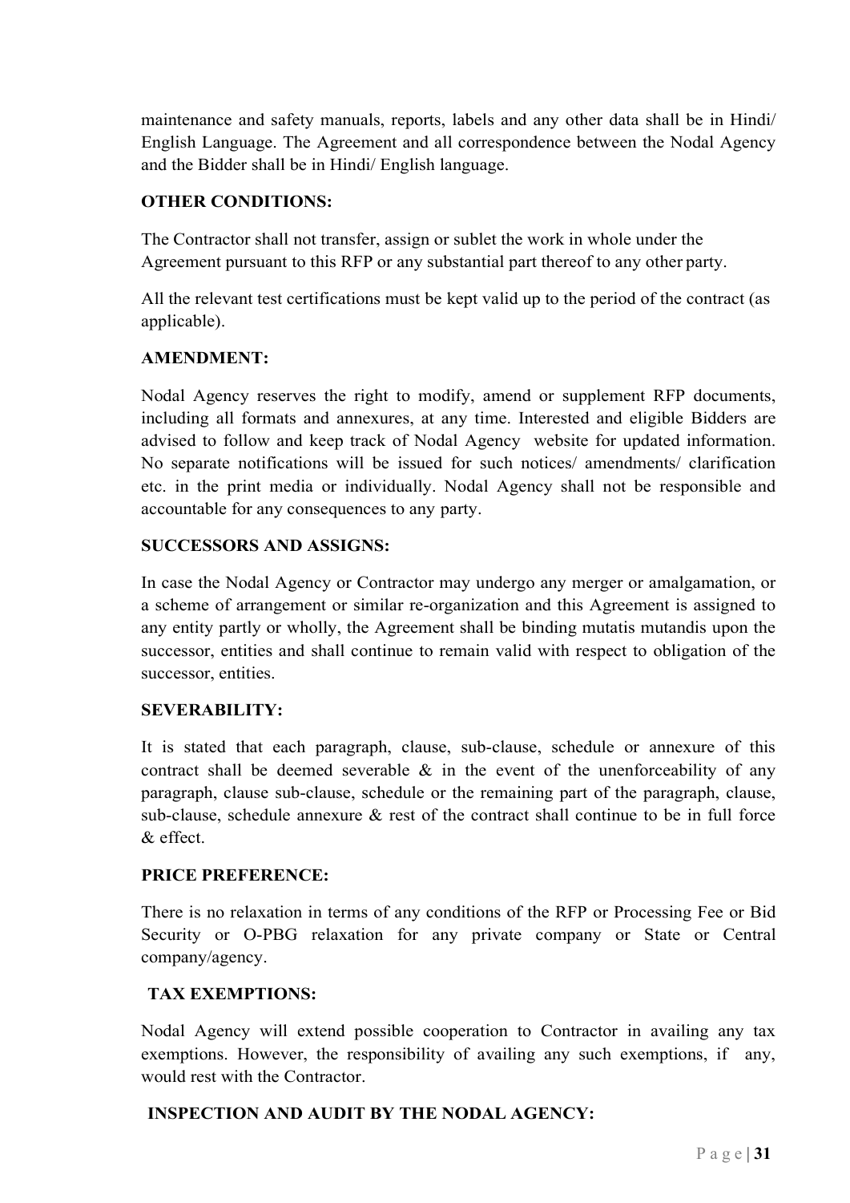maintenance and safety manuals, reports, labels and any other data shall be in Hindi/ English Language. The Agreement and all correspondence between the Nodal Agency and the Bidder shall be in Hindi/ English language.

**OTHER CONDITIONS:**

The Contractor shall not transfer, assign or sublet the work in whole under the Agreement pursuant to this RFP or any substantial part thereof to any other party.

All the relevant test certifications must be kept valid up to the period of the contract (as applicable).

**AMENDMENT:**

Nodal Agency reserves the right to modify, amend or supplement RFP documents, including all formats and annexures, at any time. Interested and eligible Bidders are advised to follow and keep track of Nodal Agency website for updated information. No separate notifications will be issued for such notices/ amendments/ clarification etc. in the print media or individually. Nodal Agency shall not be responsible and accountable for any consequences to any party.

**SUCCESSORS AND ASSIGNS:**

In case the Nodal Agency or Contractor may undergo any merger or amalgamation, or a scheme of arrangement or similar re-organization and this Agreement is assigned to any entity partly or wholly, the Agreement shall be binding mutatis mutandis upon the successor, entities and shall continue to remain valid with respect to obligation of the successor, entities.

**SEVERABILITY:**

It is stated that each paragraph, clause, sub-clause, schedule or annexure of this contract shall be deemed severable & in the event of the unenforceability of any paragraph, clause sub-clause, schedule or the remaining part of the paragraph, clause, sub-clause, schedule annexure & rest of the contract shall continue to be in full force & effect.

**PRICE PREFERENCE:**

There is no relaxation in terms of any conditions of the RFP or Processing Fee or Bid Security or O-PBG relaxation for any private company or State or Central company/agency.

**TAX EXEMPTIONS:**

Nodal Agency will extend possible cooperation to Contractor in availing any tax exemptions. However, the responsibility of availing any such exemptions, if any, would rest with the Contractor.

**INSPECTION AND AUDIT BY THE NODAL AGENCY:**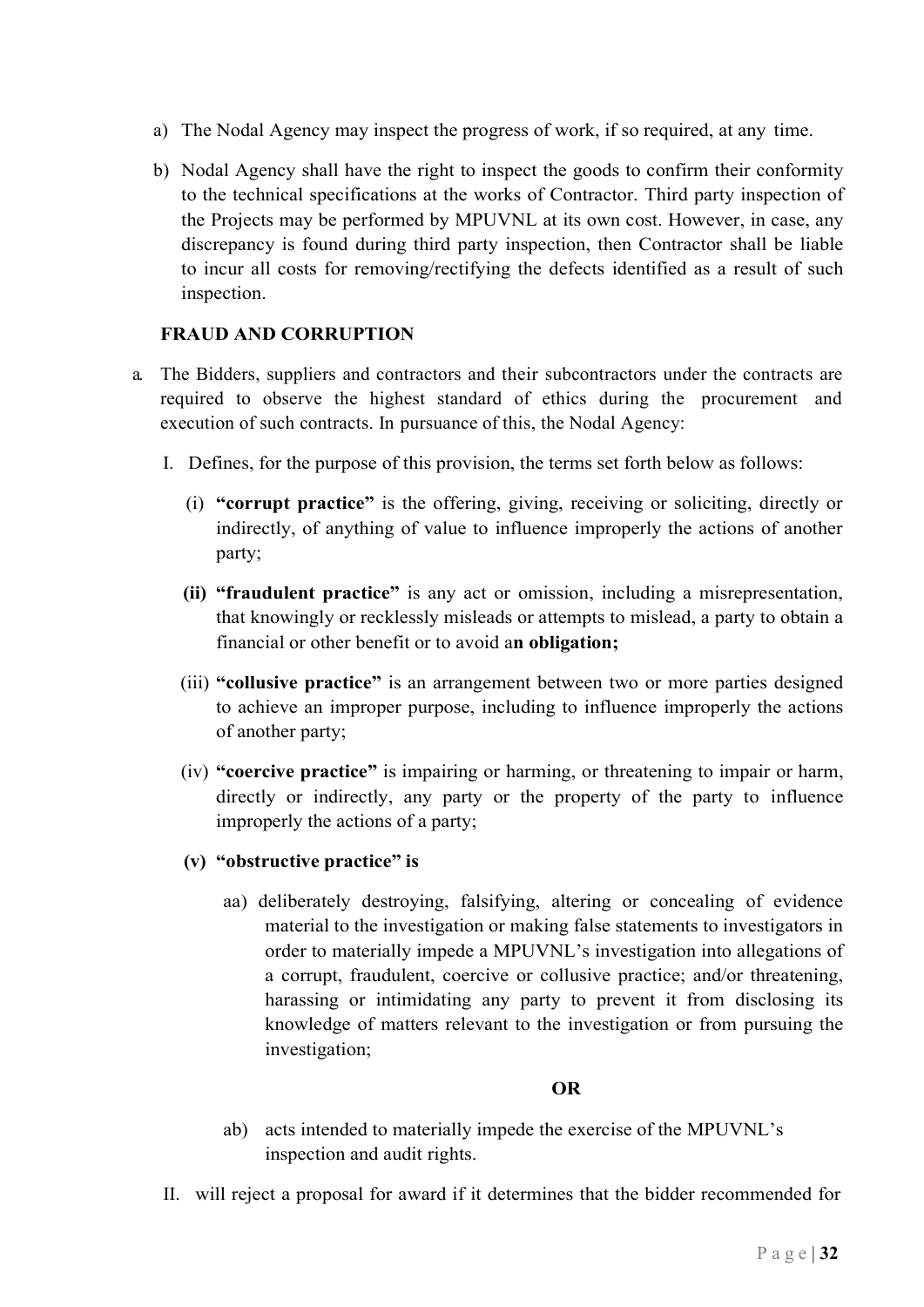a) The Nodal Agency may inspect the progress of work, if so required, at any time.

b) Nodal Agency shall have the right to inspect the goods to confirm their conformity to the technical specifications at the works of Contractor. Third party inspection of the Projects may be performed by MPUVNL at its own cost. However, in case, any discrepancy is found during third party inspection, then Contractor shall be liable to incur all costs for removing/rectifying the defects identified as a result of such inspection.

**FRAUD AND CORRUPTION**

a. The Bidders, suppliers and contractors and their subcontractors under the contracts are required to observe the highest standard of ethics during the procurement and execution of such contracts. In pursuance of this, the Nodal Agency:

   I. Defines, for the purpose of this provision, the terms set forth below as follows:

      (i) **"corrupt practice"** is the offering, giving, receiving or soliciting, directly or indirectly, of anything of value to influence improperly the actions of another party;

      **(ii) "fraudulent practice"** is any act or omission, including a misrepresentation, that knowingly or recklessly misleads or attempts to mislead, a party to obtain a financial or other benefit or to avoid a**n obligation;**

      (iii) **"collusive practice"** is an arrangement between two or more parties designed to achieve an improper purpose, including to influence improperly the actions of another party;

      (iv) **"coercive practice"** is impairing or harming, or threatening to impair or harm, directly or indirectly, any party or the property of the party to influence improperly the actions of a party;

      **(v) "obstructive practice" is**

         aa) deliberately destroying, falsifying, altering or concealing of evidence material to the investigation or making false statements to investigators in order to materially impede a MPUVNL's investigation into allegations of a corrupt, fraudulent, coercive or collusive practice; and/or threatening, harassing or intimidating any party to prevent it from disclosing its knowledge of matters relevant to the investigation or from pursuing the investigation;

         **OR**

         ab) acts intended to materially impede the exercise of the MPUVNL's inspection and audit rights.

   II. will reject a proposal for award if it determines that the bidder recommended for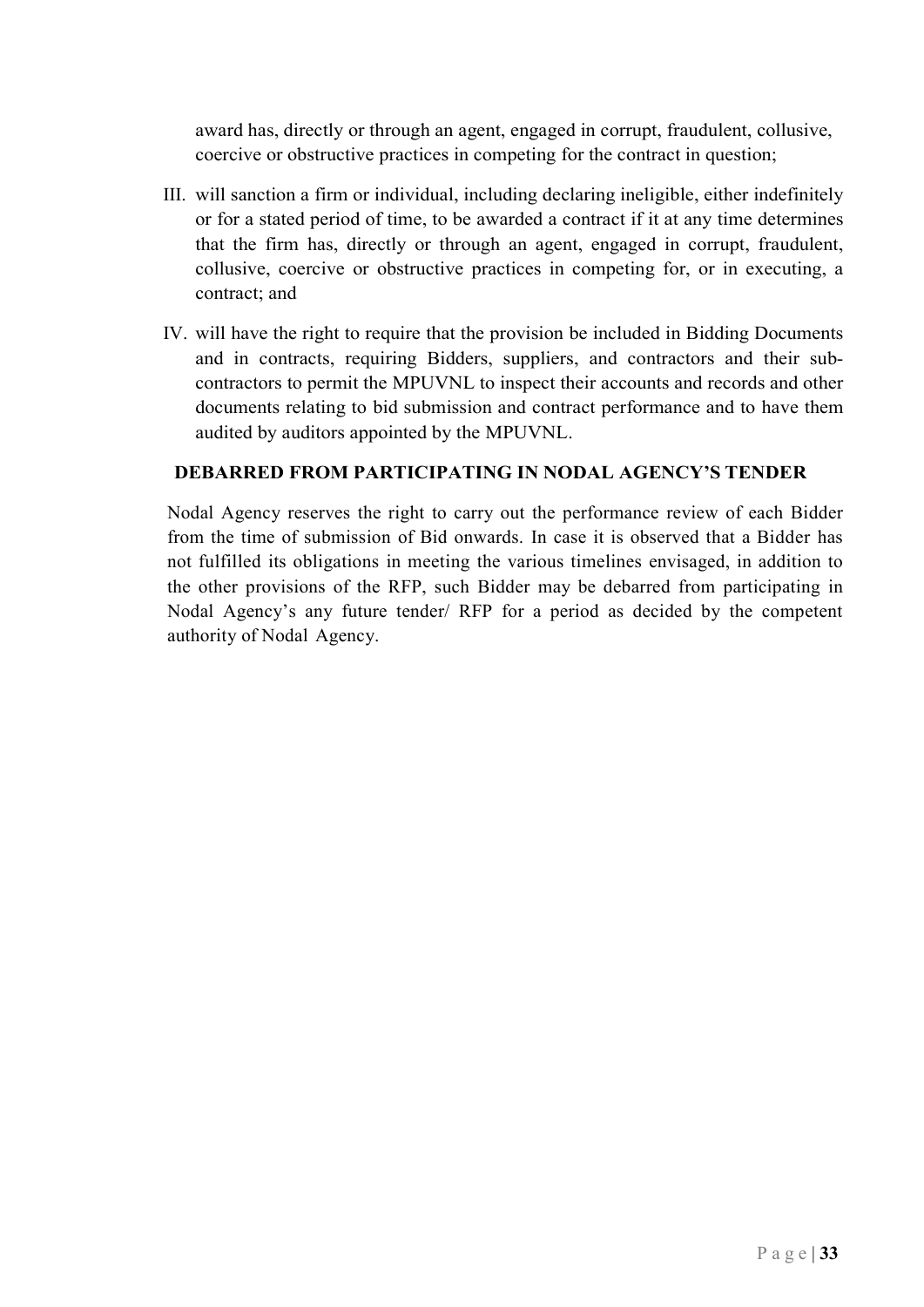award has, directly or through an agent, engaged in corrupt, fraudulent, collusive, coercive or obstructive practices in competing for the contract in question;

III. will sanction a firm or individual, including declaring ineligible, either indefinitely or for a stated period of time, to be awarded a contract if it at any time determines that the firm has, directly or through an agent, engaged in corrupt, fraudulent, collusive, coercive or obstructive practices in competing for, or in executing, a contract; and

IV. will have the right to require that the provision be included in Bidding Documents and in contracts, requiring Bidders, suppliers, and contractors and their sub-contractors to permit the MPUVNL to inspect their accounts and records and other documents relating to bid submission and contract performance and to have them audited by auditors appointed by the MPUVNL.

**DEBARRED FROM PARTICIPATING IN NODAL AGENCY'S TENDER**

Nodal Agency reserves the right to carry out the performance review of each Bidder from the time of submission of Bid onwards. In case it is observed that a Bidder has not fulfilled its obligations in meeting the various timelines envisaged, in addition to the other provisions of the RFP, such Bidder may be debarred from participating in Nodal Agency's any future tender/ RFP for a period as decided by the competent authority of Nodal Agency.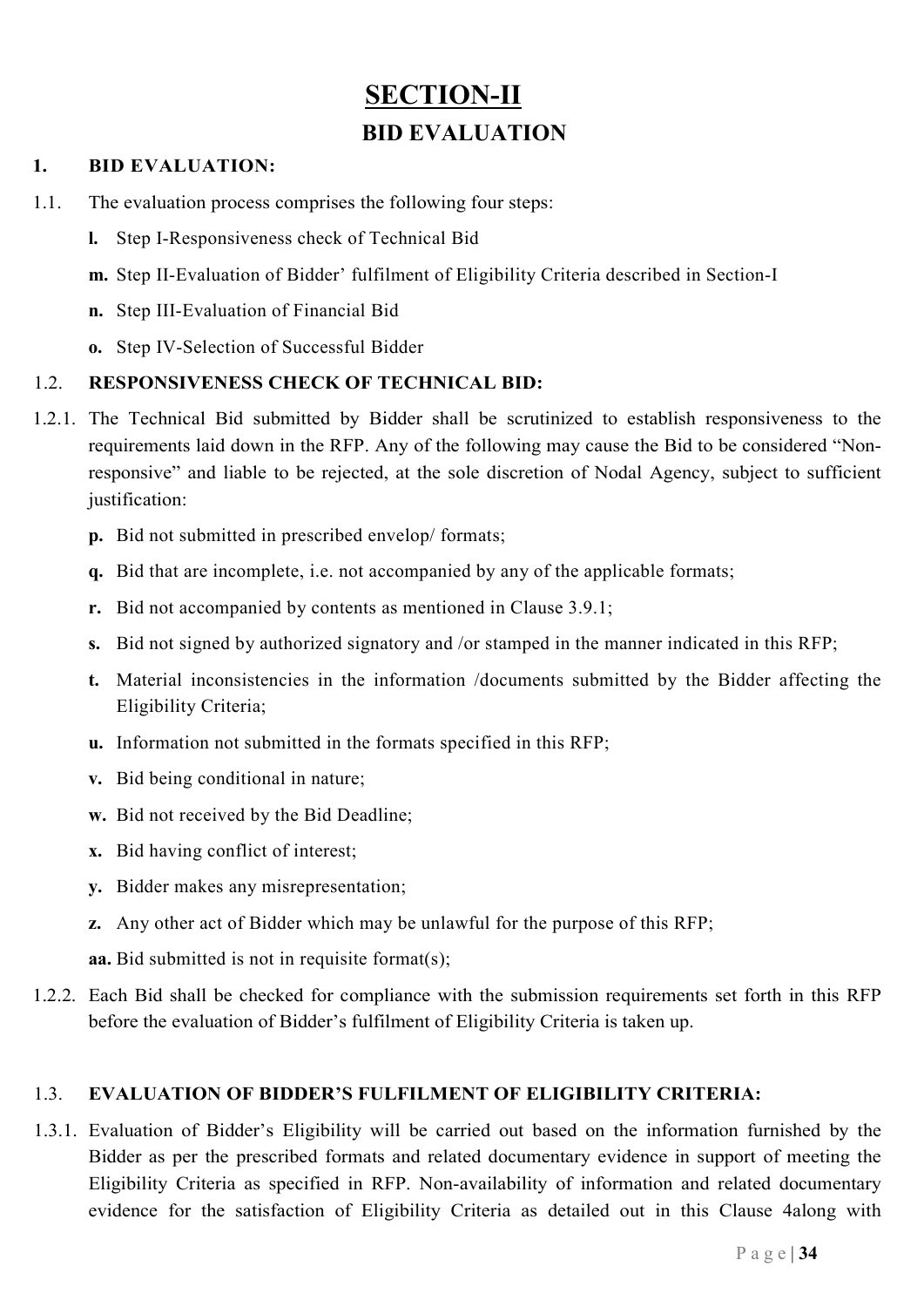# SECTION-II

## BID EVALUATION

**1. BID EVALUATION:**

1.1. The evaluation process comprises the following four steps:

**l.** Step I-Responsiveness check of Technical Bid

**m.** Step II-Evaluation of Bidder' fulfilment of Eligibility Criteria described in Section-I

**n.** Step III-Evaluation of Financial Bid

**o.** Step IV-Selection of Successful Bidder

1.2. **RESPONSIVENESS CHECK OF TECHNICAL BID:**

1.2.1. The Technical Bid submitted by Bidder shall be scrutinized to establish responsiveness to the requirements laid down in the RFP. Any of the following may cause the Bid to be considered "Non-responsive" and liable to be rejected, at the sole discretion of Nodal Agency, subject to sufficient justification:

**p.** Bid not submitted in prescribed envelop/ formats;

**q.** Bid that are incomplete, i.e. not accompanied by any of the applicable formats;

**r.** Bid not accompanied by contents as mentioned in Clause 3.9.1;

**s.** Bid not signed by authorized signatory and /or stamped in the manner indicated in this RFP;

**t.** Material inconsistencies in the information /documents submitted by the Bidder affecting the Eligibility Criteria;

**u.** Information not submitted in the formats specified in this RFP;

**v.** Bid being conditional in nature;

**w.** Bid not received by the Bid Deadline;

**x.** Bid having conflict of interest;

**y.** Bidder makes any misrepresentation;

**z.** Any other act of Bidder which may be unlawful for the purpose of this RFP;

**aa.** Bid submitted is not in requisite format(s);

1.2.2. Each Bid shall be checked for compliance with the submission requirements set forth in this RFP before the evaluation of Bidder's fulfilment of Eligibility Criteria is taken up.

1.3. **EVALUATION OF BIDDER'S FULFILMENT OF ELIGIBILITY CRITERIA:**

1.3.1. Evaluation of Bidder's Eligibility will be carried out based on the information furnished by the Bidder as per the prescribed formats and related documentary evidence in support of meeting the Eligibility Criteria as specified in RFP. Non-availability of information and related documentary evidence for the satisfaction of Eligibility Criteria as detailed out in this Clause 4along with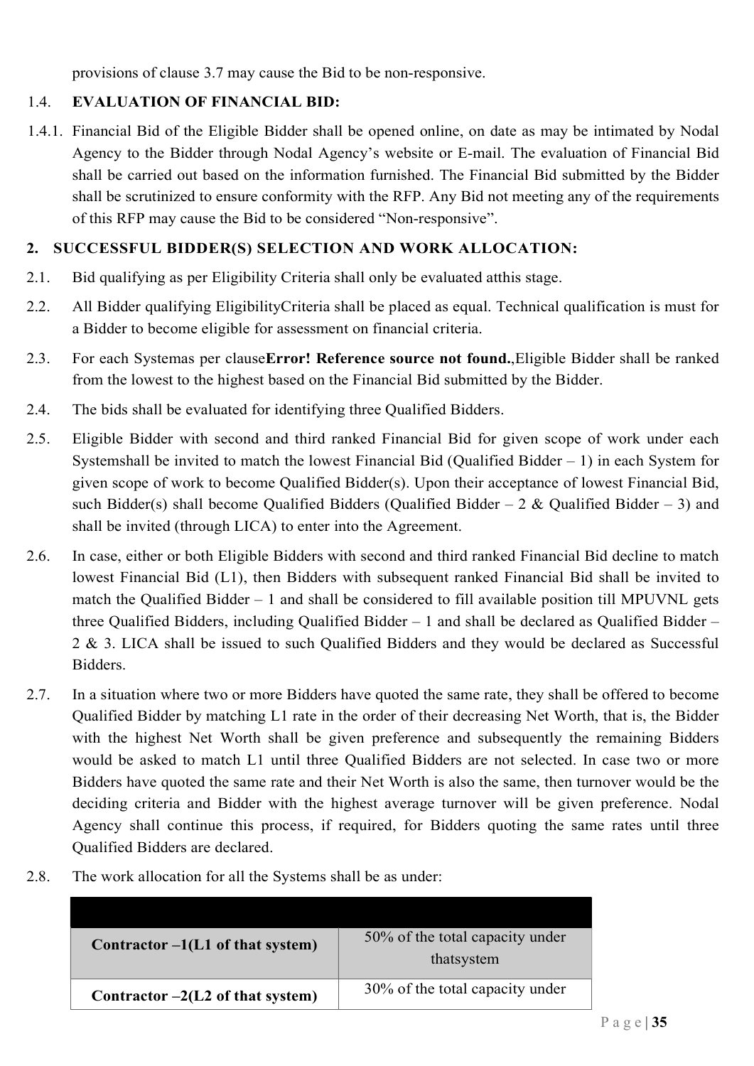provisions of clause 3.7 may cause the Bid to be non-responsive.

### 1.4. EVALUATION OF FINANCIAL BID:

1.4.1. Financial Bid of the Eligible Bidder shall be opened online, on date as may be intimated by Nodal Agency to the Bidder through Nodal Agency's website or E-mail. The evaluation of Financial Bid shall be carried out based on the information furnished. The Financial Bid submitted by the Bidder shall be scrutinized to ensure conformity with the RFP. Any Bid not meeting any of the requirements of this RFP may cause the Bid to be considered "Non-responsive".

## 2. SUCCESSFUL BIDDER(S) SELECTION AND WORK ALLOCATION:

2.1. Bid qualifying as per Eligibility Criteria shall only be evaluated atthis stage.

2.2. All Bidder qualifying EligibilityCriteria shall be placed as equal. Technical qualification is must for a Bidder to become eligible for assessment on financial criteria.

2.3. For each Systemas per clause**Error! Reference source not found.**,Eligible Bidder shall be ranked from the lowest to the highest based on the Financial Bid submitted by the Bidder.

2.4. The bids shall be evaluated for identifying three Qualified Bidders.

2.5. Eligible Bidder with second and third ranked Financial Bid for given scope of work under each Systemshall be invited to match the lowest Financial Bid (Qualified Bidder – 1) in each System for given scope of work to become Qualified Bidder(s). Upon their acceptance of lowest Financial Bid, such Bidder(s) shall become Qualified Bidders (Qualified Bidder – 2 & Qualified Bidder – 3) and shall be invited (through LICA) to enter into the Agreement.

2.6. In case, either or both Eligible Bidders with second and third ranked Financial Bid decline to match lowest Financial Bid (L1), then Bidders with subsequent ranked Financial Bid shall be invited to match the Qualified Bidder – 1 and shall be considered to fill available position till MPUVNL gets three Qualified Bidders, including Qualified Bidder – 1 and shall be declared as Qualified Bidder – 2 & 3. LICA shall be issued to such Qualified Bidders and they would be declared as Successful Bidders.

2.7. In a situation where two or more Bidders have quoted the same rate, they shall be offered to become Qualified Bidder by matching L1 rate in the order of their decreasing Net Worth, that is, the Bidder with the highest Net Worth shall be given preference and subsequently the remaining Bidders would be asked to match L1 until three Qualified Bidders are not selected. In case two or more Bidders have quoted the same rate and their Net Worth is also the same, then turnover would be the deciding criteria and Bidder with the highest average turnover will be given preference. Nodal Agency shall continue this process, if required, for Bidders quoting the same rates until three Qualified Bidders are declared.

2.8. The work allocation for all the Systems shall be as under:

| | |
|---|---|
| **Contractor –1(L1 of that system)** | 50% of the total capacity under thatsystem |
| **Contractor –2(L2 of that system)** | 30% of the total capacity under |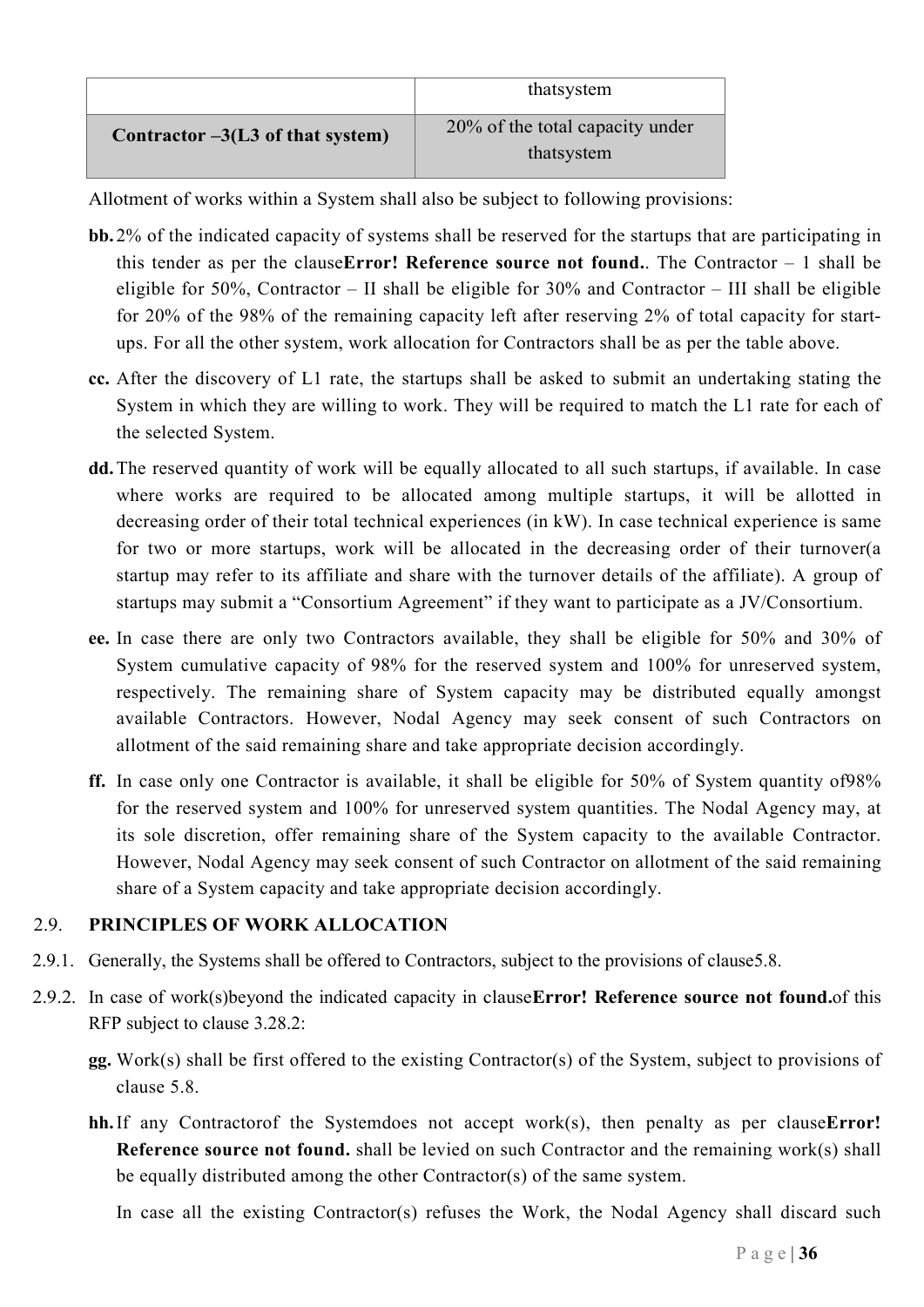| | thatsystem |
|---|---|
| **Contractor –3(L3 of that system)** | 20% of the total capacity under thatsystem |

Allotment of works within a System shall also be subject to following provisions:

**bb.** 2% of the indicated capacity of systems shall be reserved for the startups that are participating in this tender as per the clause**Error! Reference source not found.**. The Contractor – 1 shall be eligible for 50%, Contractor – II shall be eligible for 30% and Contractor – III shall be eligible for 20% of the 98% of the remaining capacity left after reserving 2% of total capacity for start-ups. For all the other system, work allocation for Contractors shall be as per the table above.

**cc.** After the discovery of L1 rate, the startups shall be asked to submit an undertaking stating the System in which they are willing to work. They will be required to match the L1 rate for each of the selected System.

**dd.** The reserved quantity of work will be equally allocated to all such startups, if available. In case where works are required to be allocated among multiple startups, it will be allotted in decreasing order of their total technical experiences (in kW). In case technical experience is same for two or more startups, work will be allocated in the decreasing order of their turnover(a startup may refer to its affiliate and share with the turnover details of the affiliate). A group of startups may submit a "Consortium Agreement" if they want to participate as a JV/Consortium.

**ee.** In case there are only two Contractors available, they shall be eligible for 50% and 30% of System cumulative capacity of 98% for the reserved system and 100% for unreserved system, respectively. The remaining share of System capacity may be distributed equally amongst available Contractors. However, Nodal Agency may seek consent of such Contractors on allotment of the said remaining share and take appropriate decision accordingly.

**ff.** In case only one Contractor is available, it shall be eligible for 50% of System quantity of98% for the reserved system and 100% for unreserved system quantities. The Nodal Agency may, at its sole discretion, offer remaining share of the System capacity to the available Contractor. However, Nodal Agency may seek consent of such Contractor on allotment of the said remaining share of a System capacity and take appropriate decision accordingly.

## 2.9. PRINCIPLES OF WORK ALLOCATION

2.9.1. Generally, the Systems shall be offered to Contractors, subject to the provisions of clause5.8.

2.9.2. In case of work(s)beyond the indicated capacity in clause**Error! Reference source not found.**of this RFP subject to clause 3.28.2:

**gg.** Work(s) shall be first offered to the existing Contractor(s) of the System, subject to provisions of clause 5.8.

**hh.** If any Contractorof the Systemdoes not accept work(s), then penalty as per clause**Error! Reference source not found.** shall be levied on such Contractor and the remaining work(s) shall be equally distributed among the other Contractor(s) of the same system.

In case all the existing Contractor(s) refuses the Work, the Nodal Agency shall discard such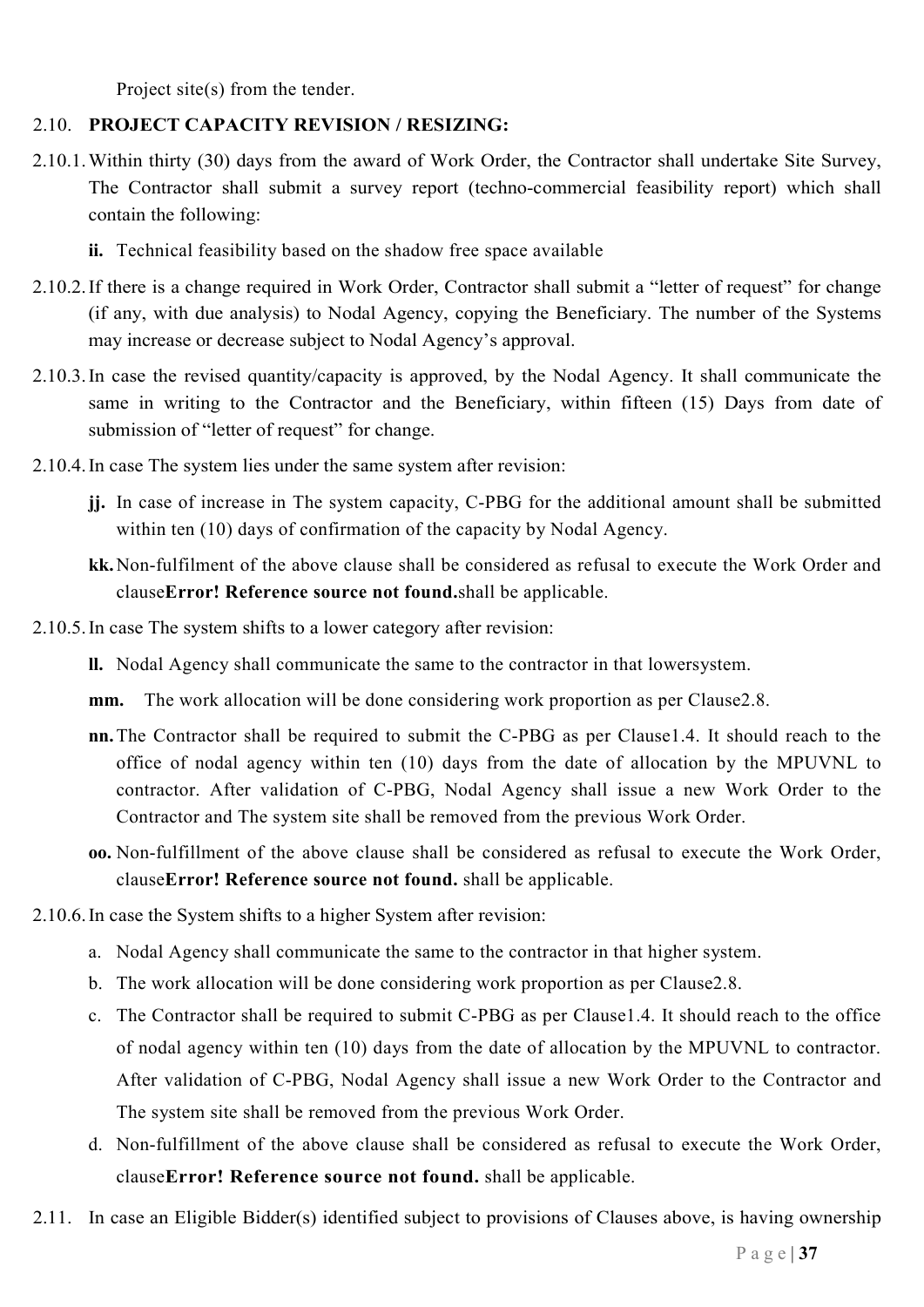Project site(s) from the tender.

2.10. **PROJECT CAPACITY REVISION / RESIZING:**

2.10.1. Within thirty (30) days from the award of Work Order, the Contractor shall undertake Site Survey, The Contractor shall submit a survey report (techno-commercial feasibility report) which shall contain the following:

**ii.** Technical feasibility based on the shadow free space available

2.10.2. If there is a change required in Work Order, Contractor shall submit a "letter of request" for change (if any, with due analysis) to Nodal Agency, copying the Beneficiary. The number of the Systems may increase or decrease subject to Nodal Agency's approval.

2.10.3. In case the revised quantity/capacity is approved, by the Nodal Agency. It shall communicate the same in writing to the Contractor and the Beneficiary, within fifteen (15) Days from date of submission of "letter of request" for change.

2.10.4. In case The system lies under the same system after revision:

**jj.** In case of increase in The system capacity, C-PBG for the additional amount shall be submitted within ten (10) days of confirmation of the capacity by Nodal Agency.

**kk.** Non-fulfilment of the above clause shall be considered as refusal to execute the Work Order and clause**Error! Reference source not found.**shall be applicable.

2.10.5. In case The system shifts to a lower category after revision:

**ll.** Nodal Agency shall communicate the same to the contractor in that lowersystem.

**mm.** The work allocation will be done considering work proportion as per Clause2.8.

**nn.** The Contractor shall be required to submit the C-PBG as per Clause1.4. It should reach to the office of nodal agency within ten (10) days from the date of allocation by the MPUVNL to contractor. After validation of C-PBG, Nodal Agency shall issue a new Work Order to the Contractor and The system site shall be removed from the previous Work Order.

**oo.** Non-fulfillment of the above clause shall be considered as refusal to execute the Work Order, clause**Error! Reference source not found.** shall be applicable.

2.10.6. In case the System shifts to a higher System after revision:

a. Nodal Agency shall communicate the same to the contractor in that higher system.

b. The work allocation will be done considering work proportion as per Clause2.8.

c. The Contractor shall be required to submit C-PBG as per Clause1.4. It should reach to the office of nodal agency within ten (10) days from the date of allocation by the MPUVNL to contractor. After validation of C-PBG, Nodal Agency shall issue a new Work Order to the Contractor and The system site shall be removed from the previous Work Order.

d. Non-fulfillment of the above clause shall be considered as refusal to execute the Work Order, clause**Error! Reference source not found.** shall be applicable.

2.11. In case an Eligible Bidder(s) identified subject to provisions of Clauses above, is having ownership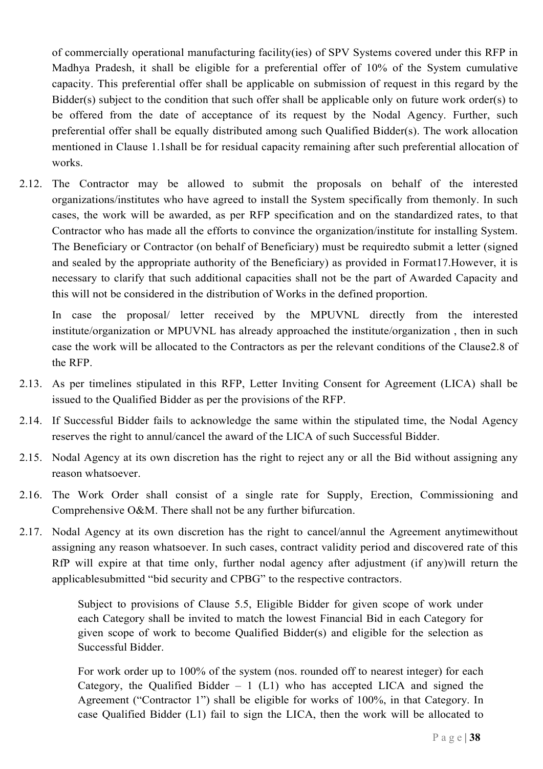of commercially operational manufacturing facility(ies) of SPV Systems covered under this RFP in Madhya Pradesh, it shall be eligible for a preferential offer of 10% of the System cumulative capacity. This preferential offer shall be applicable on submission of request in this regard by the Bidder(s) subject to the condition that such offer shall be applicable only on future work order(s) to be offered from the date of acceptance of its request by the Nodal Agency. Further, such preferential offer shall be equally distributed among such Qualified Bidder(s). The work allocation mentioned in Clause 1.1shall be for residual capacity remaining after such preferential allocation of works.

2.12. The Contractor may be allowed to submit the proposals on behalf of the interested organizations/institutes who have agreed to install the System specifically from themonly. In such cases, the work will be awarded, as per RFP specification and on the standardized rates, to that Contractor who has made all the efforts to convince the organization/institute for installing System. The Beneficiary or Contractor (on behalf of Beneficiary) must be requiredto submit a letter (signed and sealed by the appropriate authority of the Beneficiary) as provided in Format17.However, it is necessary to clarify that such additional capacities shall not be the part of Awarded Capacity and this will not be considered in the distribution of Works in the defined proportion.

   In case the proposal/ letter received by the MPUVNL directly from the interested institute/organization or MPUVNL has already approached the institute/organization , then in such case the work will be allocated to the Contractors as per the relevant conditions of the Clause2.8 of the RFP.

2.13. As per timelines stipulated in this RFP, Letter Inviting Consent for Agreement (LICA) shall be issued to the Qualified Bidder as per the provisions of the RFP.

2.14. If Successful Bidder fails to acknowledge the same within the stipulated time, the Nodal Agency reserves the right to annul/cancel the award of the LICA of such Successful Bidder.

2.15. Nodal Agency at its own discretion has the right to reject any or all the Bid without assigning any reason whatsoever.

2.16. The Work Order shall consist of a single rate for Supply, Erection, Commissioning and Comprehensive O&M. There shall not be any further bifurcation.

2.17. Nodal Agency at its own discretion has the right to cancel/annul the Agreement anytimewithout assigning any reason whatsoever. In such cases, contract validity period and discovered rate of this RfP will expire at that time only, further nodal agency after adjustment (if any)will return the applicablesubmitted "bid security and CPBG" to the respective contractors.

   Subject to provisions of Clause 5.5, Eligible Bidder for given scope of work under each Category shall be invited to match the lowest Financial Bid in each Category for given scope of work to become Qualified Bidder(s) and eligible for the selection as Successful Bidder.

   For work order up to 100% of the system (nos. rounded off to nearest integer) for each Category, the Qualified Bidder – 1 (L1) who has accepted LICA and signed the Agreement ("Contractor 1") shall be eligible for works of 100%, in that Category. In case Qualified Bidder (L1) fail to sign the LICA, then the work will be allocated to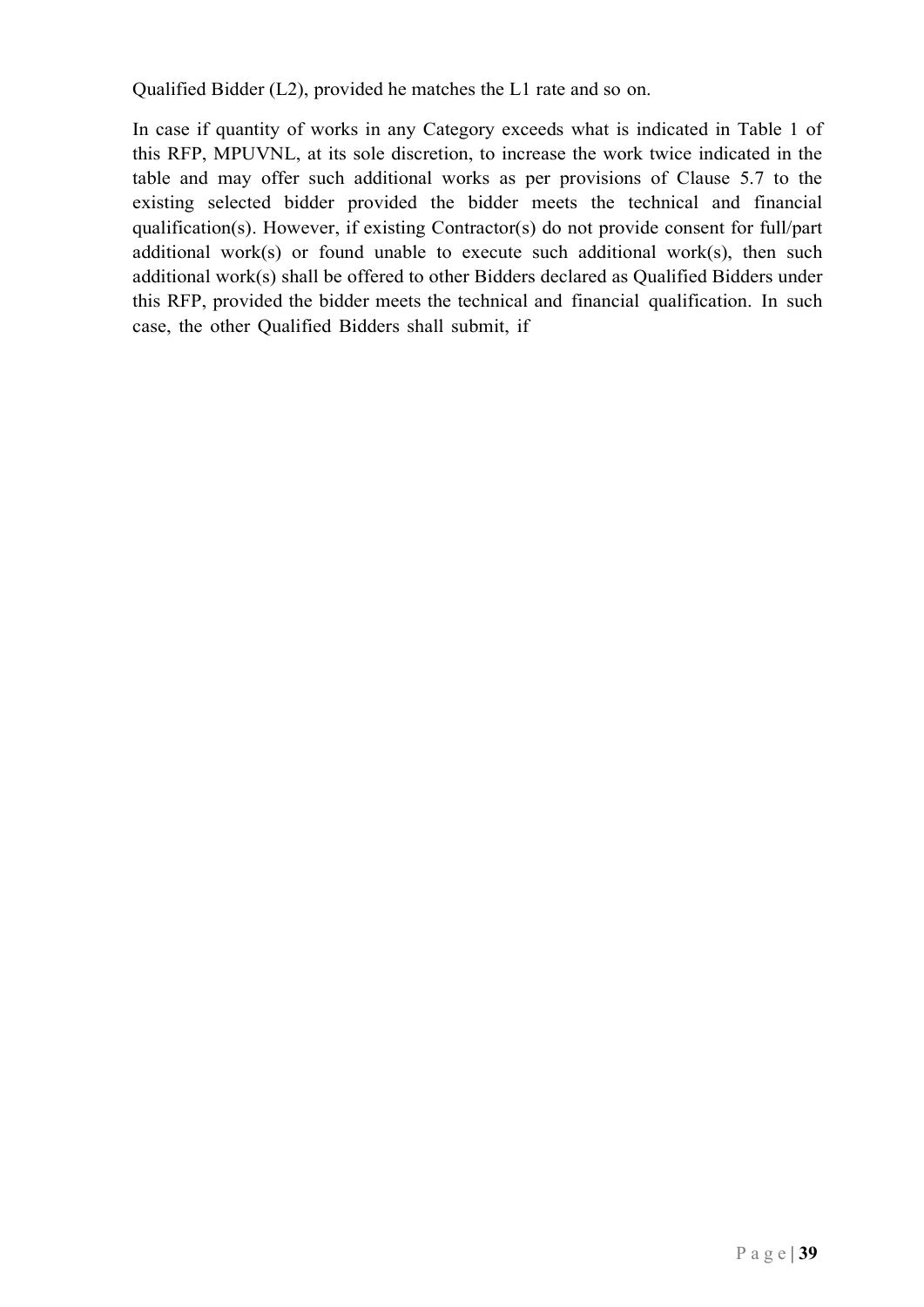Qualified Bidder (L2), provided he matches the L1 rate and so on.

In case if quantity of works in any Category exceeds what is indicated in Table 1 of this RFP, MPUVNL, at its sole discretion, to increase the work twice indicated in the table and may offer such additional works as per provisions of Clause 5.7 to the existing selected bidder provided the bidder meets the technical and financial qualification(s). However, if existing Contractor(s) do not provide consent for full/part additional work(s) or found unable to execute such additional work(s), then such additional work(s) shall be offered to other Bidders declared as Qualified Bidders under this RFP, provided the bidder meets the technical and financial qualification. In such case, the other Qualified Bidders shall submit, if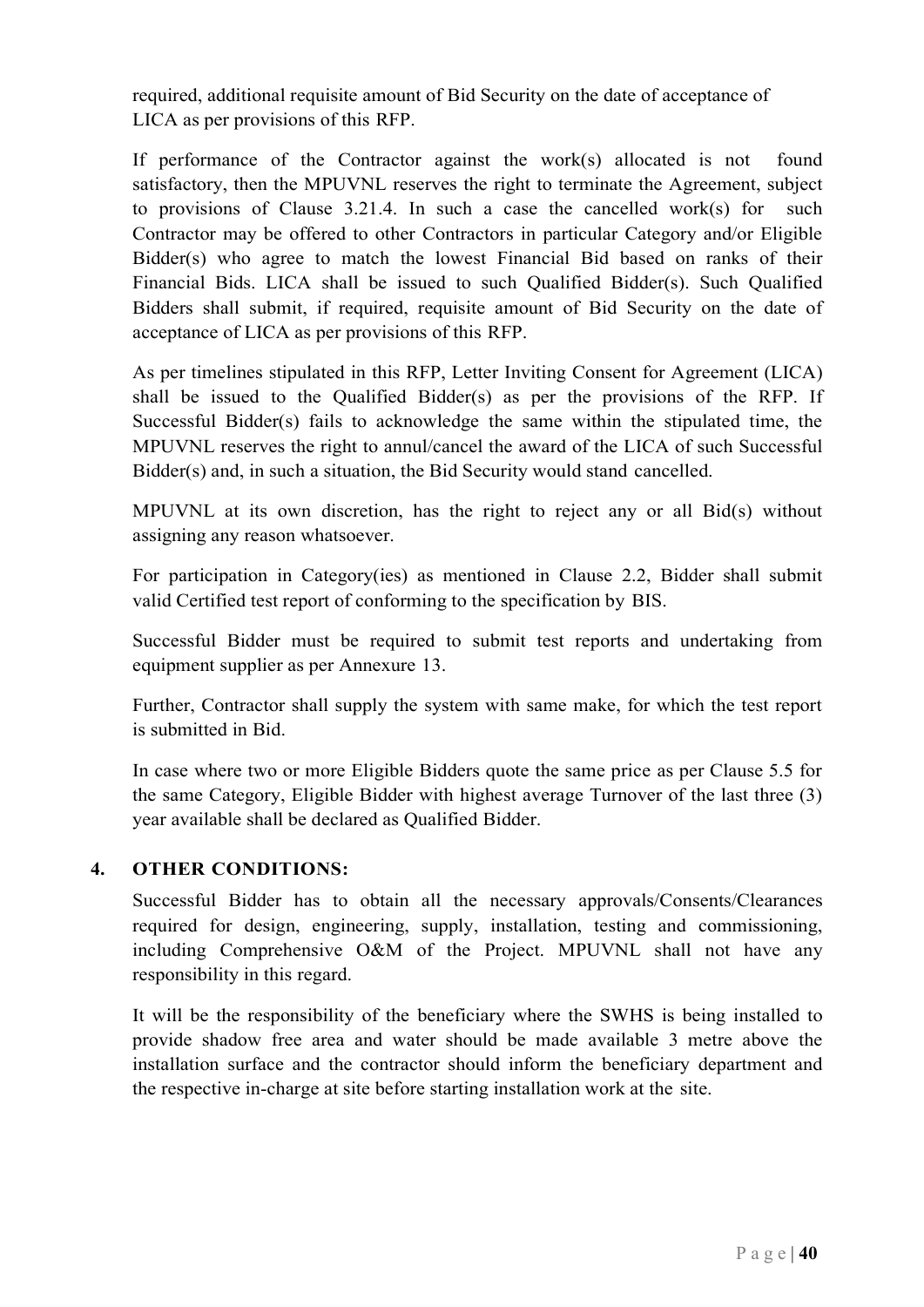required, additional requisite amount of Bid Security on the date of acceptance of LICA as per provisions of this RFP.

If performance of the Contractor against the work(s) allocated is not found satisfactory, then the MPUVNL reserves the right to terminate the Agreement, subject to provisions of Clause 3.21.4. In such a case the cancelled work(s) for such Contractor may be offered to other Contractors in particular Category and/or Eligible Bidder(s) who agree to match the lowest Financial Bid based on ranks of their Financial Bids. LICA shall be issued to such Qualified Bidder(s). Such Qualified Bidders shall submit, if required, requisite amount of Bid Security on the date of acceptance of LICA as per provisions of this RFP.

As per timelines stipulated in this RFP, Letter Inviting Consent for Agreement (LICA) shall be issued to the Qualified Bidder(s) as per the provisions of the RFP. If Successful Bidder(s) fails to acknowledge the same within the stipulated time, the MPUVNL reserves the right to annul/cancel the award of the LICA of such Successful Bidder(s) and, in such a situation, the Bid Security would stand cancelled.

MPUVNL at its own discretion, has the right to reject any or all Bid(s) without assigning any reason whatsoever.

For participation in Category(ies) as mentioned in Clause 2.2, Bidder shall submit valid Certified test report of conforming to the specification by BIS.

Successful Bidder must be required to submit test reports and undertaking from equipment supplier as per Annexure 13.

Further, Contractor shall supply the system with same make, for which the test report is submitted in Bid.

In case where two or more Eligible Bidders quote the same price as per Clause 5.5 for the same Category, Eligible Bidder with highest average Turnover of the last three (3) year available shall be declared as Qualified Bidder.

## 4. OTHER CONDITIONS:

Successful Bidder has to obtain all the necessary approvals/Consents/Clearances required for design, engineering, supply, installation, testing and commissioning, including Comprehensive O&M of the Project. MPUVNL shall not have any responsibility in this regard.

It will be the responsibility of the beneficiary where the SWHS is being installed to provide shadow free area and water should be made available 3 metre above the installation surface and the contractor should inform the beneficiary department and the respective in-charge at site before starting installation work at the site.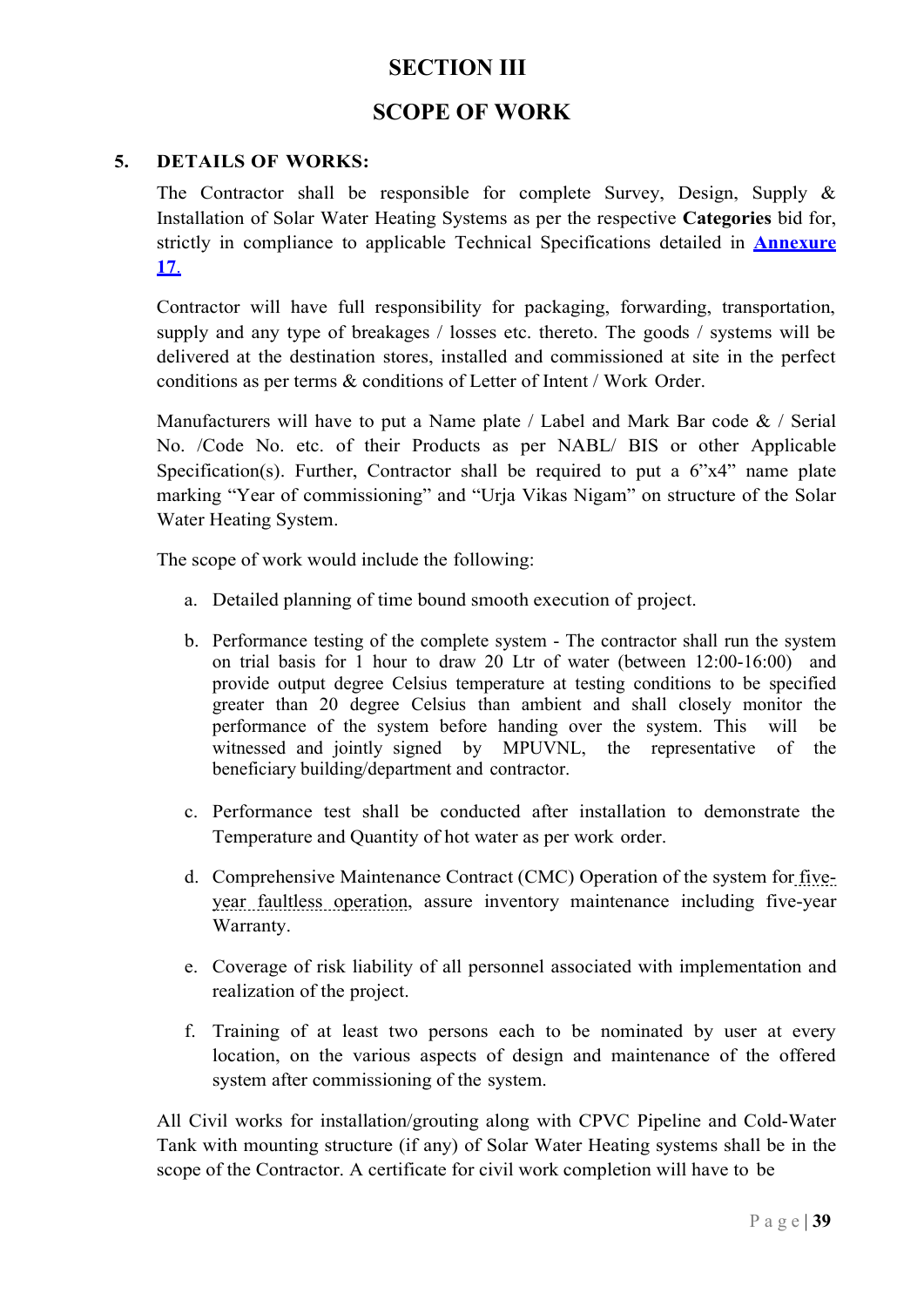# SECTION III

# SCOPE OF WORK

## 5. DETAILS OF WORKS:

The Contractor shall be responsible for complete Survey, Design, Supply & Installation of Solar Water Heating Systems as per the respective **Categories** bid for, strictly in compliance to applicable Technical Specifications detailed in **Annexure 17.**

Contractor will have full responsibility for packaging, forwarding, transportation, supply and any type of breakages / losses etc. thereto. The goods / systems will be delivered at the destination stores, installed and commissioned at site in the perfect conditions as per terms & conditions of Letter of Intent / Work Order.

Manufacturers will have to put a Name plate / Label and Mark Bar code & / Serial No. /Code No. etc. of their Products as per NABL/ BIS or other Applicable Specification(s). Further, Contractor shall be required to put a 6”x4” name plate marking “Year of commissioning” and “Urja Vikas Nigam” on structure of the Solar Water Heating System.

The scope of work would include the following:

a. Detailed planning of time bound smooth execution of project.

b. Performance testing of the complete system - The contractor shall run the system on trial basis for 1 hour to draw 20 Ltr of water (between 12:00-16:00) and provide output degree Celsius temperature at testing conditions to be specified greater than 20 degree Celsius than ambient and shall closely monitor the performance of the system before handing over the system. This will be witnessed and jointly signed by MPUVNL, the representative of the beneficiary building/department and contractor.

c. Performance test shall be conducted after installation to demonstrate the Temperature and Quantity of hot water as per work order.

d. Comprehensive Maintenance Contract (CMC) Operation of the system for five-year faultless operation, assure inventory maintenance including five-year Warranty.

e. Coverage of risk liability of all personnel associated with implementation and realization of the project.

f. Training of at least two persons each to be nominated by user at every location, on the various aspects of design and maintenance of the offered system after commissioning of the system.

All Civil works for installation/grouting along with CPVC Pipeline and Cold-Water Tank with mounting structure (if any) of Solar Water Heating systems shall be in the scope of the Contractor. A certificate for civil work completion will have to be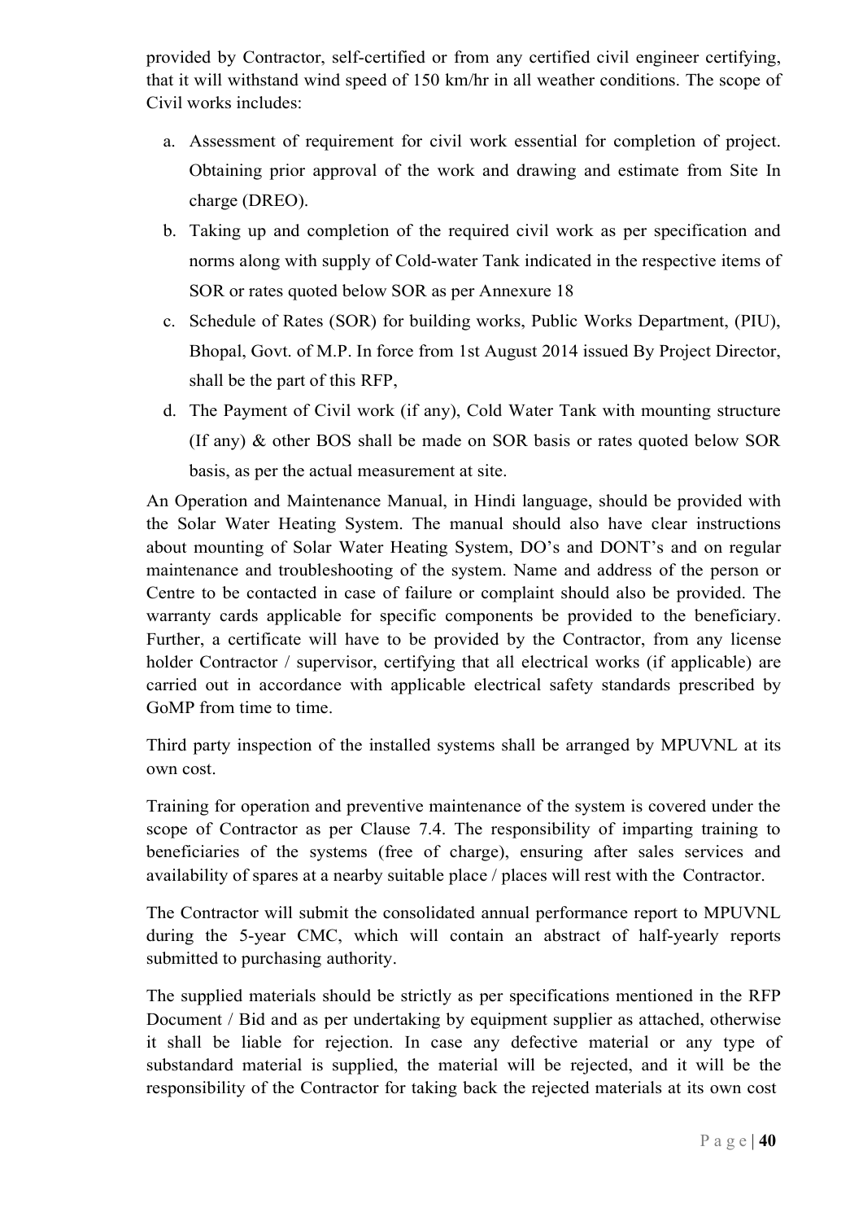provided by Contractor, self-certified or from any certified civil engineer certifying, that it will withstand wind speed of 150 km/hr in all weather conditions. The scope of Civil works includes:

a. Assessment of requirement for civil work essential for completion of project. Obtaining prior approval of the work and drawing and estimate from Site In charge (DREO).
b. Taking up and completion of the required civil work as per specification and norms along with supply of Cold-water Tank indicated in the respective items of SOR or rates quoted below SOR as per Annexure 18
c. Schedule of Rates (SOR) for building works, Public Works Department, (PIU), Bhopal, Govt. of M.P. In force from 1st August 2014 issued By Project Director, shall be the part of this RFP,
d. The Payment of Civil work (if any), Cold Water Tank with mounting structure (If any) & other BOS shall be made on SOR basis or rates quoted below SOR basis, as per the actual measurement at site.

An Operation and Maintenance Manual, in Hindi language, should be provided with the Solar Water Heating System. The manual should also have clear instructions about mounting of Solar Water Heating System, DO's and DONT's and on regular maintenance and troubleshooting of the system. Name and address of the person or Centre to be contacted in case of failure or complaint should also be provided. The warranty cards applicable for specific components be provided to the beneficiary. Further, a certificate will have to be provided by the Contractor, from any license holder Contractor / supervisor, certifying that all electrical works (if applicable) are carried out in accordance with applicable electrical safety standards prescribed by GoMP from time to time.

Third party inspection of the installed systems shall be arranged by MPUVNL at its own cost.

Training for operation and preventive maintenance of the system is covered under the scope of Contractor as per Clause 7.4. The responsibility of imparting training to beneficiaries of the systems (free of charge), ensuring after sales services and availability of spares at a nearby suitable place / places will rest with the Contractor.

The Contractor will submit the consolidated annual performance report to MPUVNL during the 5-year CMC, which will contain an abstract of half-yearly reports submitted to purchasing authority.

The supplied materials should be strictly as per specifications mentioned in the RFP Document / Bid and as per undertaking by equipment supplier as attached, otherwise it shall be liable for rejection. In case any defective material or any type of substandard material is supplied, the material will be rejected, and it will be the responsibility of the Contractor for taking back the rejected materials at its own cost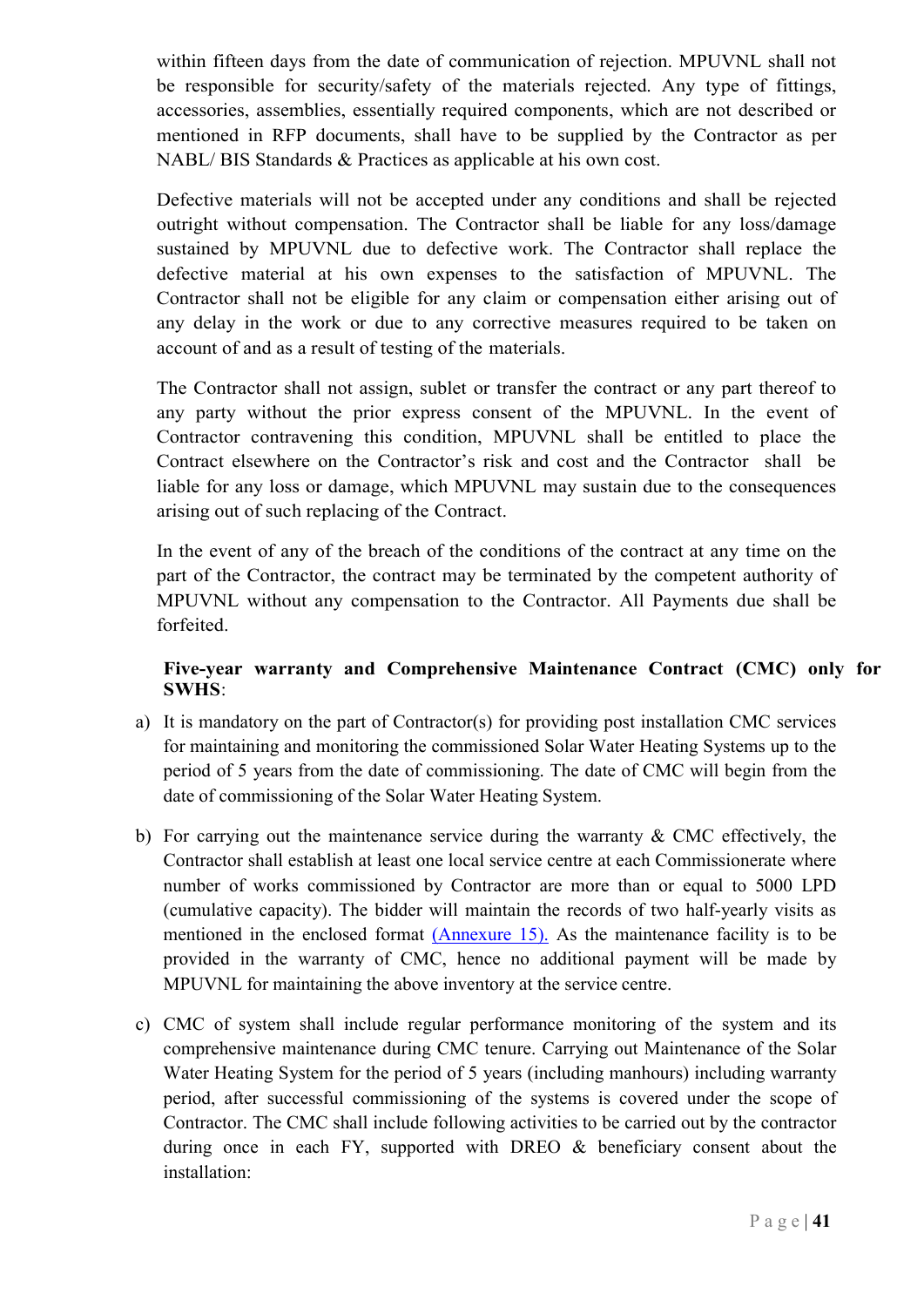within fifteen days from the date of communication of rejection. MPUVNL shall not be responsible for security/safety of the materials rejected. Any type of fittings, accessories, assemblies, essentially required components, which are not described or mentioned in RFP documents, shall have to be supplied by the Contractor as per NABL/ BIS Standards & Practices as applicable at his own cost.

Defective materials will not be accepted under any conditions and shall be rejected outright without compensation. The Contractor shall be liable for any loss/damage sustained by MPUVNL due to defective work. The Contractor shall replace the defective material at his own expenses to the satisfaction of MPUVNL. The Contractor shall not be eligible for any claim or compensation either arising out of any delay in the work or due to any corrective measures required to be taken on account of and as a result of testing of the materials.

The Contractor shall not assign, sublet or transfer the contract or any part thereof to any party without the prior express consent of the MPUVNL. In the event of Contractor contravening this condition, MPUVNL shall be entitled to place the Contract elsewhere on the Contractor's risk and cost and the Contractor shall be liable for any loss or damage, which MPUVNL may sustain due to the consequences arising out of such replacing of the Contract.

In the event of any of the breach of the conditions of the contract at any time on the part of the Contractor, the contract may be terminated by the competent authority of MPUVNL without any compensation to the Contractor. All Payments due shall be forfeited.

**Five-year warranty and Comprehensive Maintenance Contract (CMC) only for SWHS**:

a) It is mandatory on the part of Contractor(s) for providing post installation CMC services for maintaining and monitoring the commissioned Solar Water Heating Systems up to the period of 5 years from the date of commissioning. The date of CMC will begin from the date of commissioning of the Solar Water Heating System.

b) For carrying out the maintenance service during the warranty & CMC effectively, the Contractor shall establish at least one local service centre at each Commissionerate where number of works commissioned by Contractor are more than or equal to 5000 LPD (cumulative capacity). The bidder will maintain the records of two half-yearly visits as mentioned in the enclosed format (Annexure 15). As the maintenance facility is to be provided in the warranty of CMC, hence no additional payment will be made by MPUVNL for maintaining the above inventory at the service centre.

c) CMC of system shall include regular performance monitoring of the system and its comprehensive maintenance during CMC tenure. Carrying out Maintenance of the Solar Water Heating System for the period of 5 years (including manhours) including warranty period, after successful commissioning of the systems is covered under the scope of Contractor. The CMC shall include following activities to be carried out by the contractor during once in each FY, supported with DREO & beneficiary consent about the installation: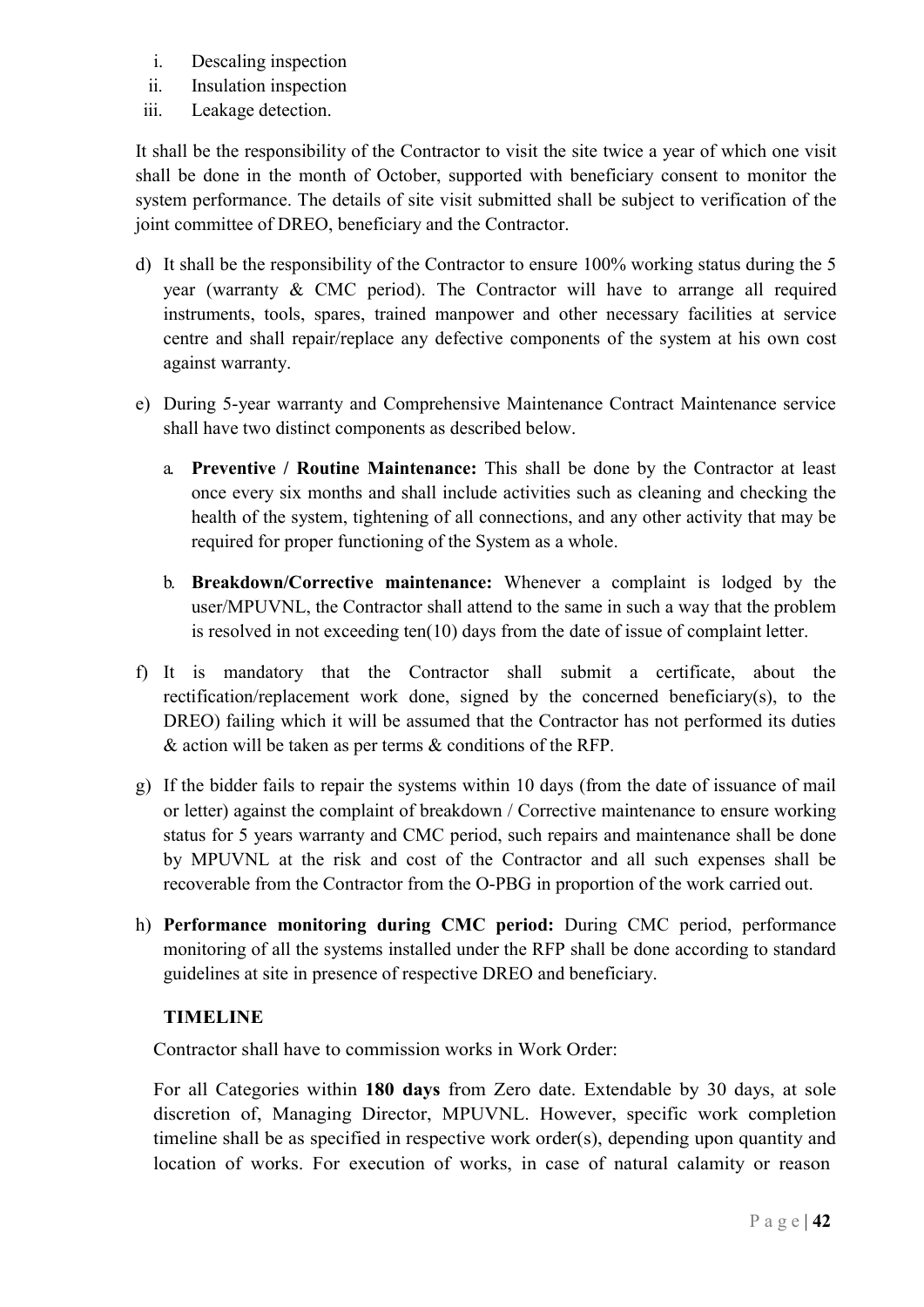i. Descaling inspection
ii. Insulation inspection
iii. Leakage detection.

It shall be the responsibility of the Contractor to visit the site twice a year of which one visit shall be done in the month of October, supported with beneficiary consent to monitor the system performance. The details of site visit submitted shall be subject to verification of the joint committee of DREO, beneficiary and the Contractor.

d) It shall be the responsibility of the Contractor to ensure 100% working status during the 5 year (warranty & CMC period). The Contractor will have to arrange all required instruments, tools, spares, trained manpower and other necessary facilities at service centre and shall repair/replace any defective components of the system at his own cost against warranty.

e) During 5-year warranty and Comprehensive Maintenance Contract Maintenance service shall have two distinct components as described below.

   a. **Preventive / Routine Maintenance:** This shall be done by the Contractor at least once every six months and shall include activities such as cleaning and checking the health of the system, tightening of all connections, and any other activity that may be required for proper functioning of the System as a whole.

   b. **Breakdown/Corrective maintenance:** Whenever a complaint is lodged by the user/MPUVNL, the Contractor shall attend to the same in such a way that the problem is resolved in not exceeding ten(10) days from the date of issue of complaint letter.

f) It is mandatory that the Contractor shall submit a certificate, about the rectification/replacement work done, signed by the concerned beneficiary(s), to the DREO) failing which it will be assumed that the Contractor has not performed its duties & action will be taken as per terms & conditions of the RFP.

g) If the bidder fails to repair the systems within 10 days (from the date of issuance of mail or letter) against the complaint of breakdown / Corrective maintenance to ensure working status for 5 years warranty and CMC period, such repairs and maintenance shall be done by MPUVNL at the risk and cost of the Contractor and all such expenses shall be recoverable from the Contractor from the O-PBG in proportion of the work carried out.

h) **Performance monitoring during CMC period:** During CMC period, performance monitoring of all the systems installed under the RFP shall be done according to standard guidelines at site in presence of respective DREO and beneficiary.

**TIMELINE**

Contractor shall have to commission works in Work Order:

For all Categories within **180 days** from Zero date. Extendable by 30 days, at sole discretion of, Managing Director, MPUVNL. However, specific work completion timeline shall be as specified in respective work order(s), depending upon quantity and location of works. For execution of works, in case of natural calamity or reason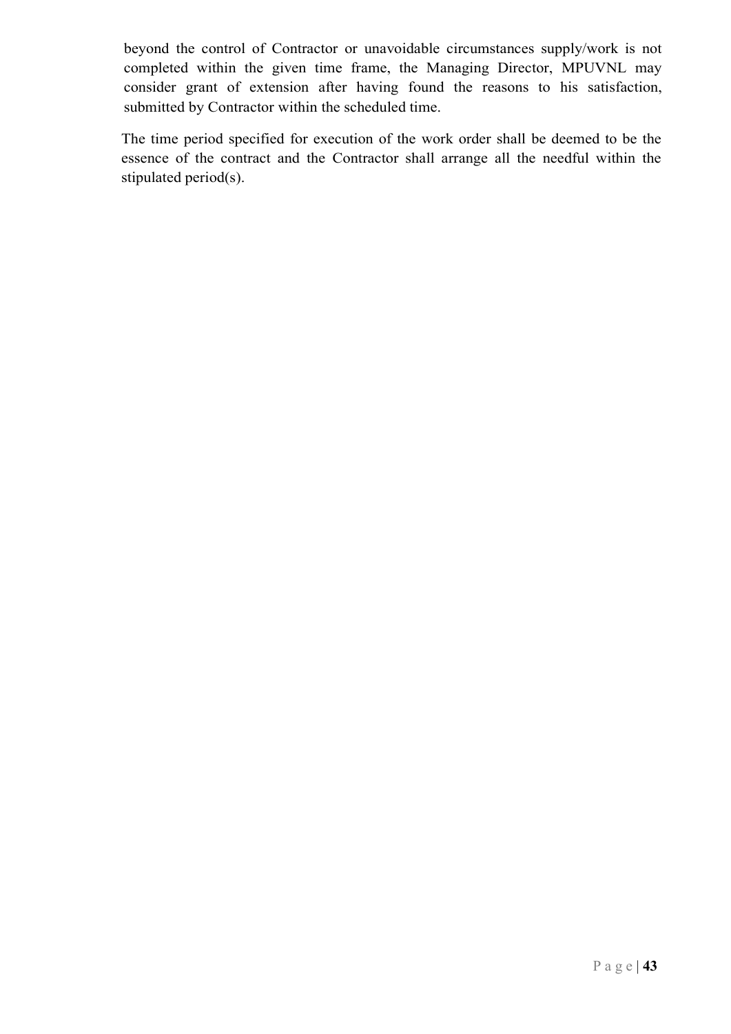beyond the control of Contractor or unavoidable circumstances supply/work is not completed within the given time frame, the Managing Director, MPUVNL may consider grant of extension after having found the reasons to his satisfaction, submitted by Contractor within the scheduled time.

The time period specified for execution of the work order shall be deemed to be the essence of the contract and the Contractor shall arrange all the needful within the stipulated period(s).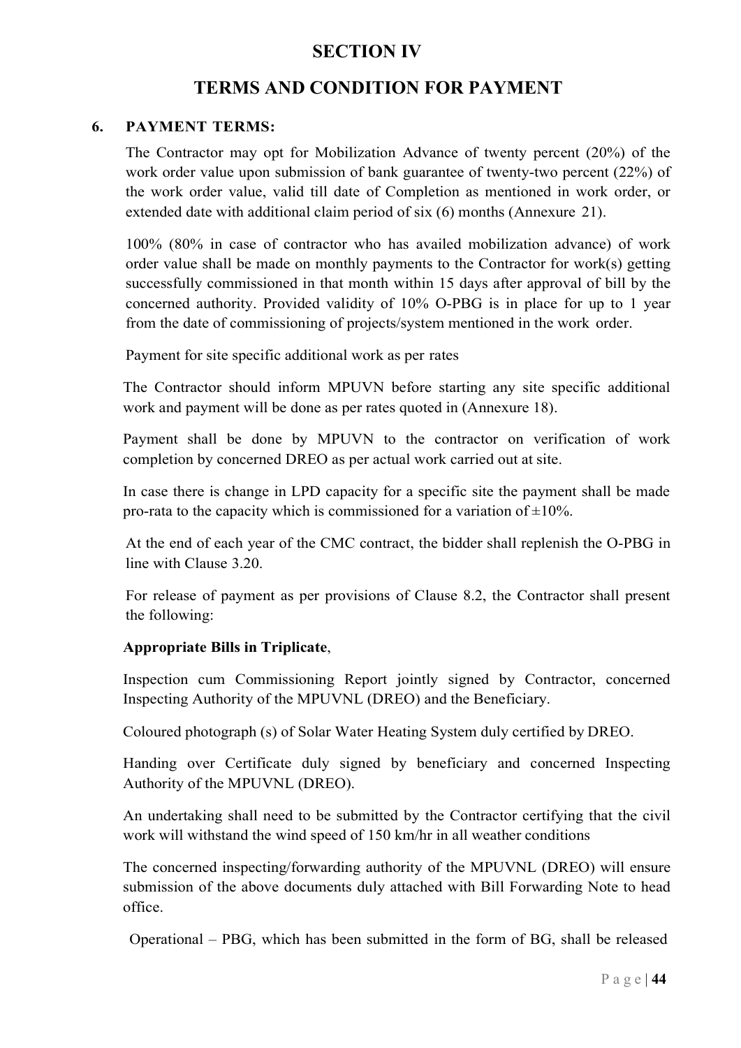# SECTION IV

# TERMS AND CONDITION FOR PAYMENT

## 6. PAYMENT TERMS:

The Contractor may opt for Mobilization Advance of twenty percent (20%) of the work order value upon submission of bank guarantee of twenty-two percent (22%) of the work order value, valid till date of Completion as mentioned in work order, or extended date with additional claim period of six (6) months (Annexure 21).

100% (80% in case of contractor who has availed mobilization advance) of work order value shall be made on monthly payments to the Contractor for work(s) getting successfully commissioned in that month within 15 days after approval of bill by the concerned authority. Provided validity of 10% O-PBG is in place for up to 1 year from the date of commissioning of projects/system mentioned in the work order.

Payment for site specific additional work as per rates

The Contractor should inform MPUVN before starting any site specific additional work and payment will be done as per rates quoted in (Annexure 18).

Payment shall be done by MPUVN to the contractor on verification of work completion by concerned DREO as per actual work carried out at site.

In case there is change in LPD capacity for a specific site the payment shall be made pro-rata to the capacity which is commissioned for a variation of ±10%.

At the end of each year of the CMC contract, the bidder shall replenish the O-PBG in line with Clause 3.20.

For release of payment as per provisions of Clause 8.2, the Contractor shall present the following:

**Appropriate Bills in Triplicate**,

Inspection cum Commissioning Report jointly signed by Contractor, concerned Inspecting Authority of the MPUVNL (DREO) and the Beneficiary.

Coloured photograph (s) of Solar Water Heating System duly certified by DREO.

Handing over Certificate duly signed by beneficiary and concerned Inspecting Authority of the MPUVNL (DREO).

An undertaking shall need to be submitted by the Contractor certifying that the civil work will withstand the wind speed of 150 km/hr in all weather conditions

The concerned inspecting/forwarding authority of the MPUVNL (DREO) will ensure submission of the above documents duly attached with Bill Forwarding Note to head office.

Operational – PBG, which has been submitted in the form of BG, shall be released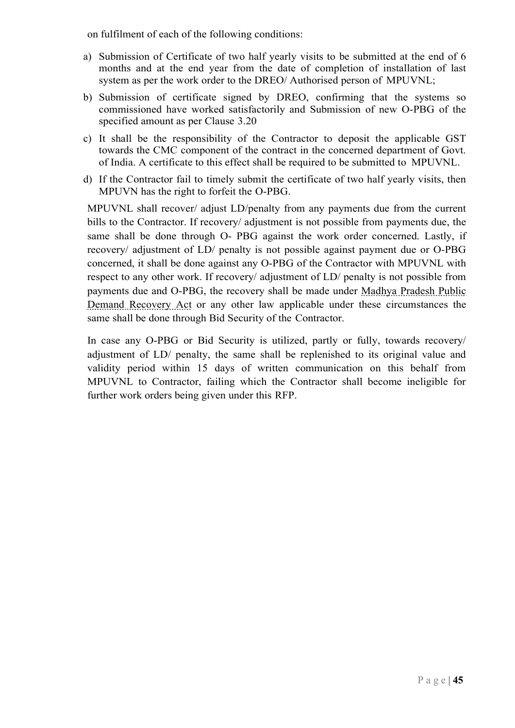on fulfilment of each of the following conditions:

a) Submission of Certificate of two half yearly visits to be submitted at the end of 6 months and at the end year from the date of completion of installation of last system as per the work order to the DREO/ Authorised person of MPUVNL;
b) Submission of certificate signed by DREO, confirming that the systems so commissioned have worked satisfactorily and Submission of new O-PBG of the specified amount as per Clause 3.20
c) It shall be the responsibility of the Contractor to deposit the applicable GST towards the CMC component of the contract in the concerned department of Govt. of India. A certificate to this effect shall be required to be submitted to MPUVNL.
d) If the Contractor fail to timely submit the certificate of two half yearly visits, then MPUVN has the right to forfeit the O-PBG.

MPUVNL shall recover/ adjust LD/penalty from any payments due from the current bills to the Contractor. If recovery/ adjustment is not possible from payments due, the same shall be done through O- PBG against the work order concerned. Lastly, if recovery/ adjustment of LD/ penalty is not possible against payment due or O-PBG concerned, it shall be done against any O-PBG of the Contractor with MPUVNL with respect to any other work. If recovery/ adjustment of LD/ penalty is not possible from payments due and O-PBG, the recovery shall be made under Madhya Pradesh Public Demand Recovery Act or any other law applicable under these circumstances the same shall be done through Bid Security of the Contractor.

In case any O-PBG or Bid Security is utilized, partly or fully, towards recovery/ adjustment of LD/ penalty, the same shall be replenished to its original value and validity period within 15 days of written communication on this behalf from MPUVNL to Contractor, failing which the Contractor shall become ineligible for further work orders being given under this RFP.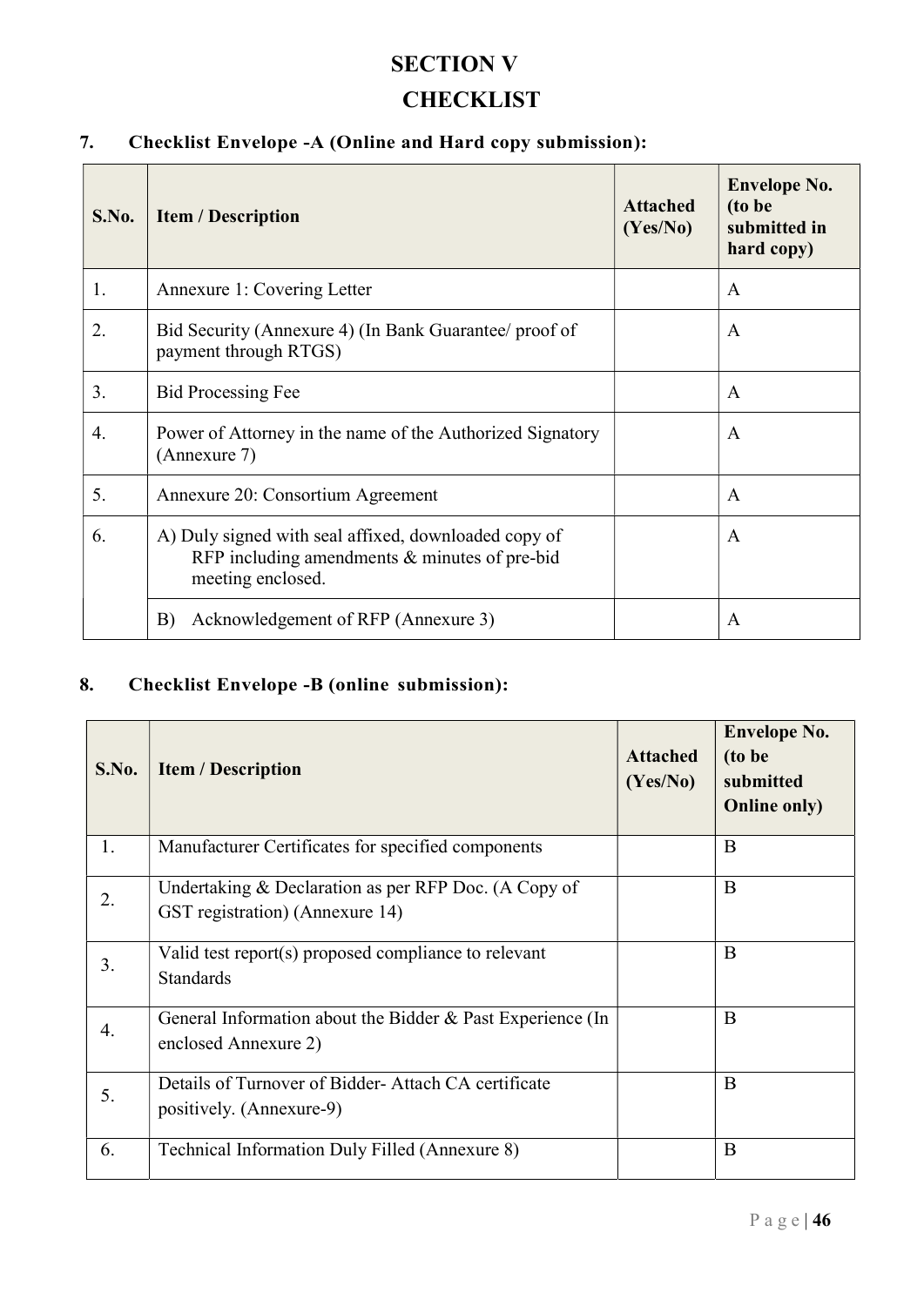# SECTION V

# CHECKLIST

## 7. Checklist Envelope -A (Online and Hard copy submission):

| S.No. | Item / Description | Attached (Yes/No) | Envelope No. (to be submitted in hard copy) |
|---|---|---|---|
| 1. | Annexure 1: Covering Letter | | A |
| 2. | Bid Security (Annexure 4) (In Bank Guarantee/ proof of payment through RTGS) | | A |
| 3. | Bid Processing Fee | | A |
| 4. | Power of Attorney in the name of the Authorized Signatory (Annexure 7) | | A |
| 5. | Annexure 20: Consortium Agreement | | A |
| 6. | A) Duly signed with seal affixed, downloaded copy of RFP including amendments & minutes of pre-bid meeting enclosed. | | A |
| | B) Acknowledgement of RFP (Annexure 3) | | A |

## 8. Checklist Envelope -B (online submission):

| S.No. | Item / Description | Attached (Yes/No) | Envelope No. (to be submitted Online only) |
|---|---|---|---|
| 1. | Manufacturer Certificates for specified components | | B |
| 2. | Undertaking & Declaration as per RFP Doc. (A Copy of GST registration) (Annexure 14) | | B |
| 3. | Valid test report(s) proposed compliance to relevant Standards | | B |
| 4. | General Information about the Bidder & Past Experience (In enclosed Annexure 2) | | B |
| 5. | Details of Turnover of Bidder- Attach CA certificate positively. (Annexure-9) | | B |
| 6. | Technical Information Duly Filled (Annexure 8) | | B |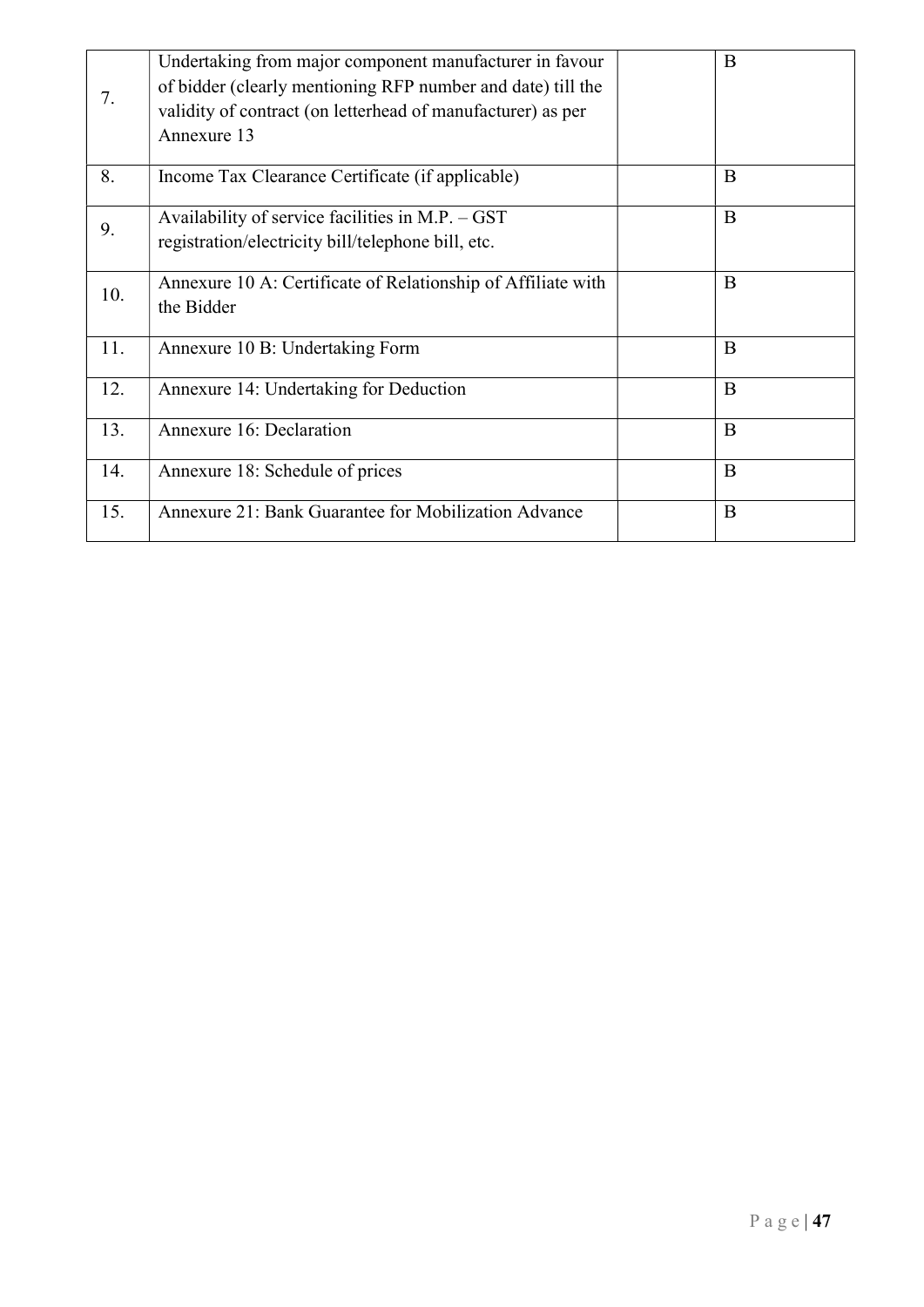| 7. | Undertaking from major component manufacturer in favour of bidder (clearly mentioning RFP number and date) till the validity of contract (on letterhead of manufacturer) as per Annexure 13 | | B |
|---|---|---|---|
| 8. | Income Tax Clearance Certificate (if applicable) | | B |
| 9. | Availability of service facilities in M.P. – GST registration/electricity bill/telephone bill, etc. | | B |
| 10. | Annexure 10 A: Certificate of Relationship of Affiliate with the Bidder | | B |
| 11. | Annexure 10 B: Undertaking Form | | B |
| 12. | Annexure 14: Undertaking for Deduction | | B |
| 13. | Annexure 16: Declaration | | B |
| 14. | Annexure 18: Schedule of prices | | B |
| 15. | Annexure 21: Bank Guarantee for Mobilization Advance | | B |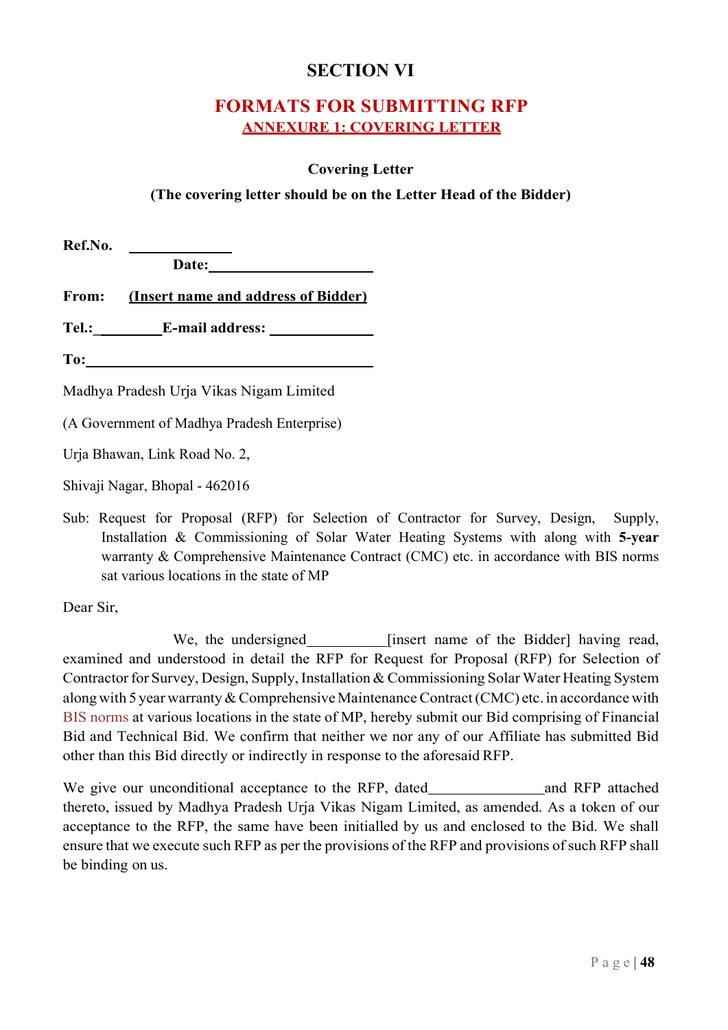# SECTION VI

## FORMATS FOR SUBMITTING RFP

### ANNEXURE 1: COVERING LETTER

**Covering Letter**

**(The covering letter should be on the Letter Head of the Bidder)**

**Ref.No.** ______________

**Date:**______________________

**From:** **(Insert name and address of Bidder)**

**Tel.:**_________**E-mail address:** ______________

**To:**________________________________________

Madhya Pradesh Urja Vikas Nigam Limited

(A Government of Madhya Pradesh Enterprise)

Urja Bhawan, Link Road No. 2,

Shivaji Nagar, Bhopal - 462016

Sub: Request for Proposal (RFP) for Selection of Contractor for Survey, Design, Supply, Installation & Commissioning of Solar Water Heating Systems with along with **5-year** warranty & Comprehensive Maintenance Contract (CMC) etc. in accordance with BIS norms sat various locations in the state of MP

Dear Sir,

We, the undersigned__________[insert name of the Bidder] having read, examined and understood in detail the RFP for Request for Proposal (RFP) for Selection of Contractor for Survey, Design, Supply, Installation & Commissioning Solar Water Heating System along with 5 year warranty & Comprehensive Maintenance Contract (CMC) etc. in accordance with BIS norms at various locations in the state of MP, hereby submit our Bid comprising of Financial Bid and Technical Bid. We confirm that neither we nor any of our Affiliate has submitted Bid other than this Bid directly or indirectly in response to the aforesaid RFP.

We give our unconditional acceptance to the RFP, dated_______________and RFP attached thereto, issued by Madhya Pradesh Urja Vikas Nigam Limited, as amended. As a token of our acceptance to the RFP, the same have been initialled by us and enclosed to the Bid. We shall ensure that we execute such RFP as per the provisions of the RFP and provisions of such RFP shall be binding on us.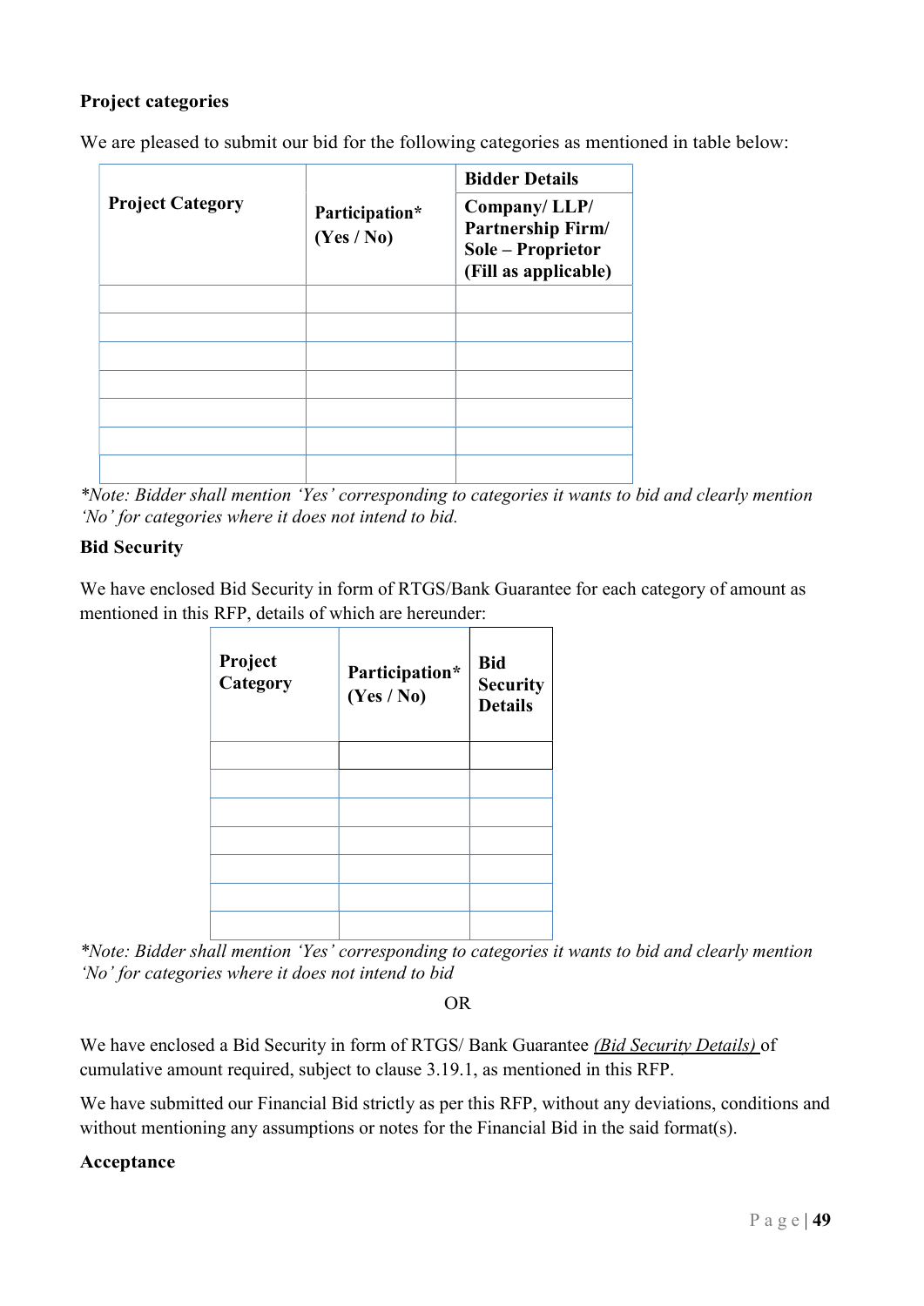**Project categories**

We are pleased to submit our bid for the following categories as mentioned in table below:

| Project Category | Participation* (Yes / No) | Bidder Details |
|---|---|---|
| | | Company/ LLP/ Partnership Firm/ Sole – Proprietor (Fill as applicable) |
| | | |
| | | |
| | | |
| | | |
| | | |
| | | |
| | | |

*\*Note: Bidder shall mention 'Yes' corresponding to categories it wants to bid and clearly mention 'No' for categories where it does not intend to bid.*

**Bid Security**

We have enclosed Bid Security in form of RTGS/Bank Guarantee for each category of amount as mentioned in this RFP, details of which are hereunder:

| Project Category | Participation* (Yes / No) | Bid Security Details |
|---|---|---|
| | | |
| | | |
| | | |
| | | |
| | | |
| | | |
| | | |

*\*Note: Bidder shall mention 'Yes' corresponding to categories it wants to bid and clearly mention 'No' for categories where it does not intend to bid*

OR

We have enclosed a Bid Security in form of RTGS/ Bank Guarantee *(Bid Security Details)* of cumulative amount required, subject to clause 3.19.1, as mentioned in this RFP.

We have submitted our Financial Bid strictly as per this RFP, without any deviations, conditions and without mentioning any assumptions or notes for the Financial Bid in the said format(s).

**Acceptance**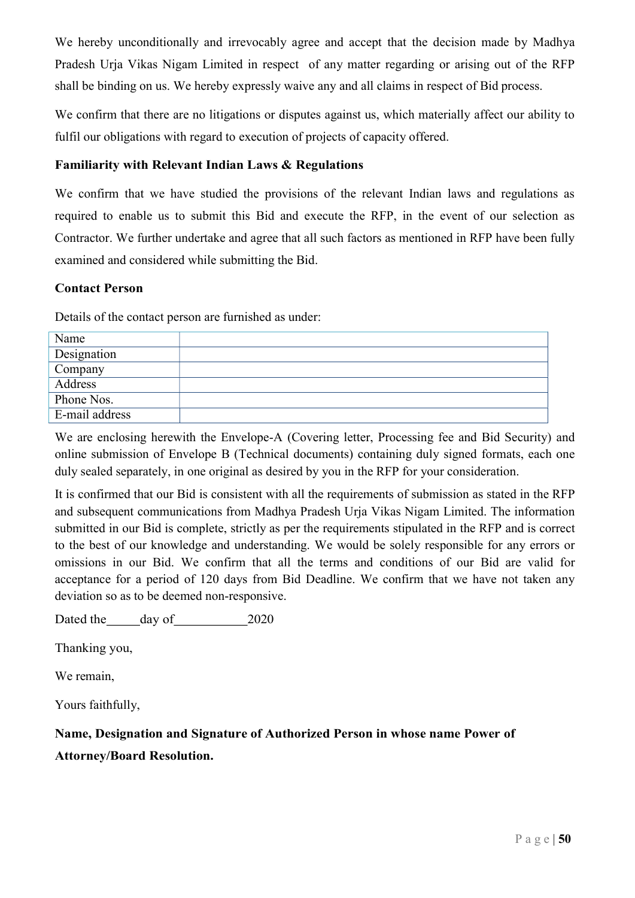We hereby unconditionally and irrevocably agree and accept that the decision made by Madhya Pradesh Urja Vikas Nigam Limited in respect of any matter regarding or arising out of the RFP shall be binding on us. We hereby expressly waive any and all claims in respect of Bid process.

We confirm that there are no litigations or disputes against us, which materially affect our ability to fulfil our obligations with regard to execution of projects of capacity offered.

**Familiarity with Relevant Indian Laws & Regulations**

We confirm that we have studied the provisions of the relevant Indian laws and regulations as required to enable us to submit this Bid and execute the RFP, in the event of our selection as Contractor. We further undertake and agree that all such factors as mentioned in RFP have been fully examined and considered while submitting the Bid.

**Contact Person**

Details of the contact person are furnished as under:

| | |
|---|---|
| Name | |
| Designation | |
| Company | |
| Address | |
| Phone Nos. | |
| E-mail address | |

We are enclosing herewith the Envelope-A (Covering letter, Processing fee and Bid Security) and online submission of Envelope B (Technical documents) containing duly signed formats, each one duly sealed separately, in one original as desired by you in the RFP for your consideration.

It is confirmed that our Bid is consistent with all the requirements of submission as stated in the RFP and subsequent communications from Madhya Pradesh Urja Vikas Nigam Limited. The information submitted in our Bid is complete, strictly as per the requirements stipulated in the RFP and is correct to the best of our knowledge and understanding. We would be solely responsible for any errors or omissions in our Bid. We confirm that all the terms and conditions of our Bid are valid for acceptance for a period of 120 days from Bid Deadline. We confirm that we have not taken any deviation so as to be deemed non-responsive.

Dated the_____day of___________2020

Thanking you,

We remain,

Yours faithfully,

**Name, Designation and Signature of Authorized Person in whose name Power of Attorney/Board Resolution.**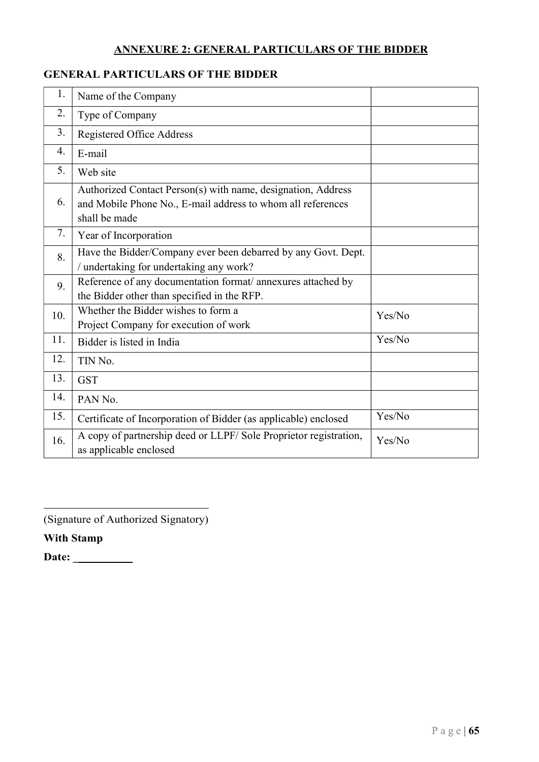## ANNEXURE 2: GENERAL PARTICULARS OF THE BIDDER

### GENERAL PARTICULARS OF THE BIDDER

| | | |
|---|---|---|
| 1. | Name of the Company | |
| 2. | Type of Company | |
| 3. | Registered Office Address | |
| 4. | E-mail | |
| 5. | Web site | |
| 6. | Authorized Contact Person(s) with name, designation, Address and Mobile Phone No., E-mail address to whom all references shall be made | |
| 7. | Year of Incorporation | |
| 8. | Have the Bidder/Company ever been debarred by any Govt. Dept. / undertaking for undertaking any work? | |
| 9. | Reference of any documentation format/ annexures attached by the Bidder other than specified in the RFP. | |
| 10. | Whether the Bidder wishes to form a Project Company for execution of work | Yes/No |
| 11. | Bidder is listed in India | Yes/No |
| 12. | TIN No. | |
| 13. | GST | |
| 14. | PAN No. | |
| 15. | Certificate of Incorporation of Bidder (as applicable) enclosed | Yes/No |
| 16. | A copy of partnership deed or LLPF/ Sole Proprietor registration, as applicable enclosed | Yes/No |

_______________________________

(Signature of Authorized Signatory)

**With Stamp**

**Date: __________**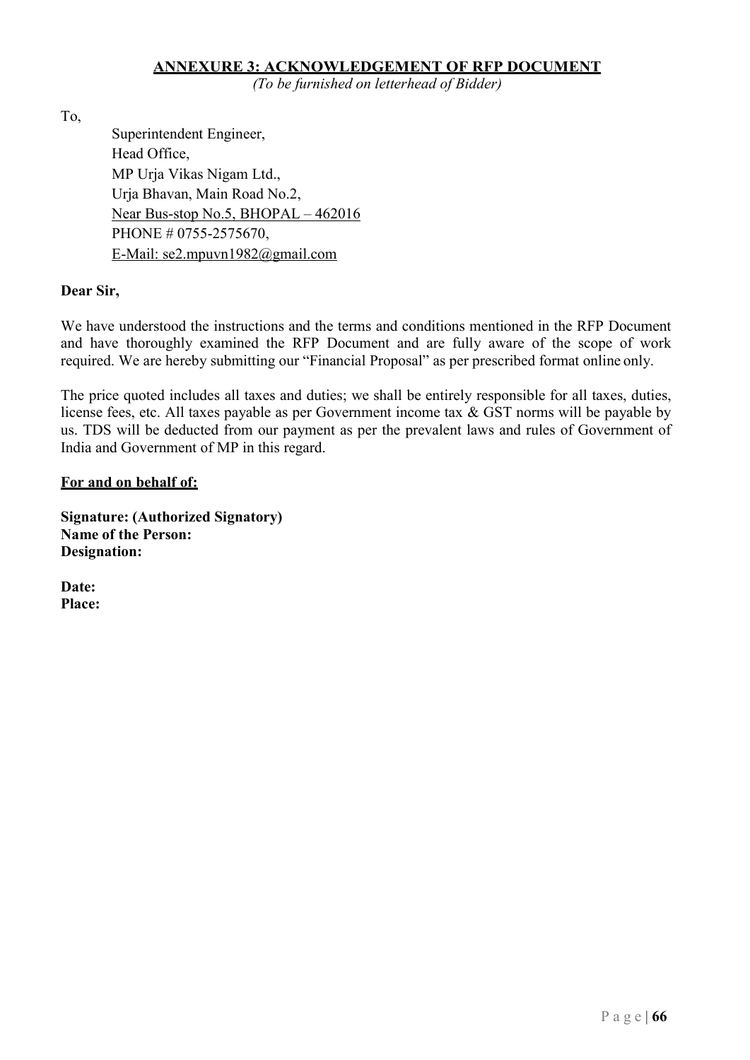## ANNEXURE 3: ACKNOWLEDGEMENT OF RFP DOCUMENT

*(To be furnished on letterhead of Bidder)*

To,

Superintendent Engineer,
Head Office,
MP Urja Vikas Nigam Ltd.,
Urja Bhavan, Main Road No.2,
Near Bus-stop No.5, BHOPAL – 462016
PHONE # 0755-2575670,
E-Mail: se2.mpuvn1982@gmail.com

**Dear Sir,**

We have understood the instructions and the terms and conditions mentioned in the RFP Document and have thoroughly examined the RFP Document and are fully aware of the scope of work required. We are hereby submitting our "Financial Proposal" as per prescribed format online only.

The price quoted includes all taxes and duties; we shall be entirely responsible for all taxes, duties, license fees, etc. All taxes payable as per Government income tax & GST norms will be payable by us. TDS will be deducted from our payment as per the prevalent laws and rules of Government of India and Government of MP in this regard.

**For and on behalf of:**

**Signature: (Authorized Signatory)**
**Name of the Person:**
**Designation:**

**Date:**
**Place:**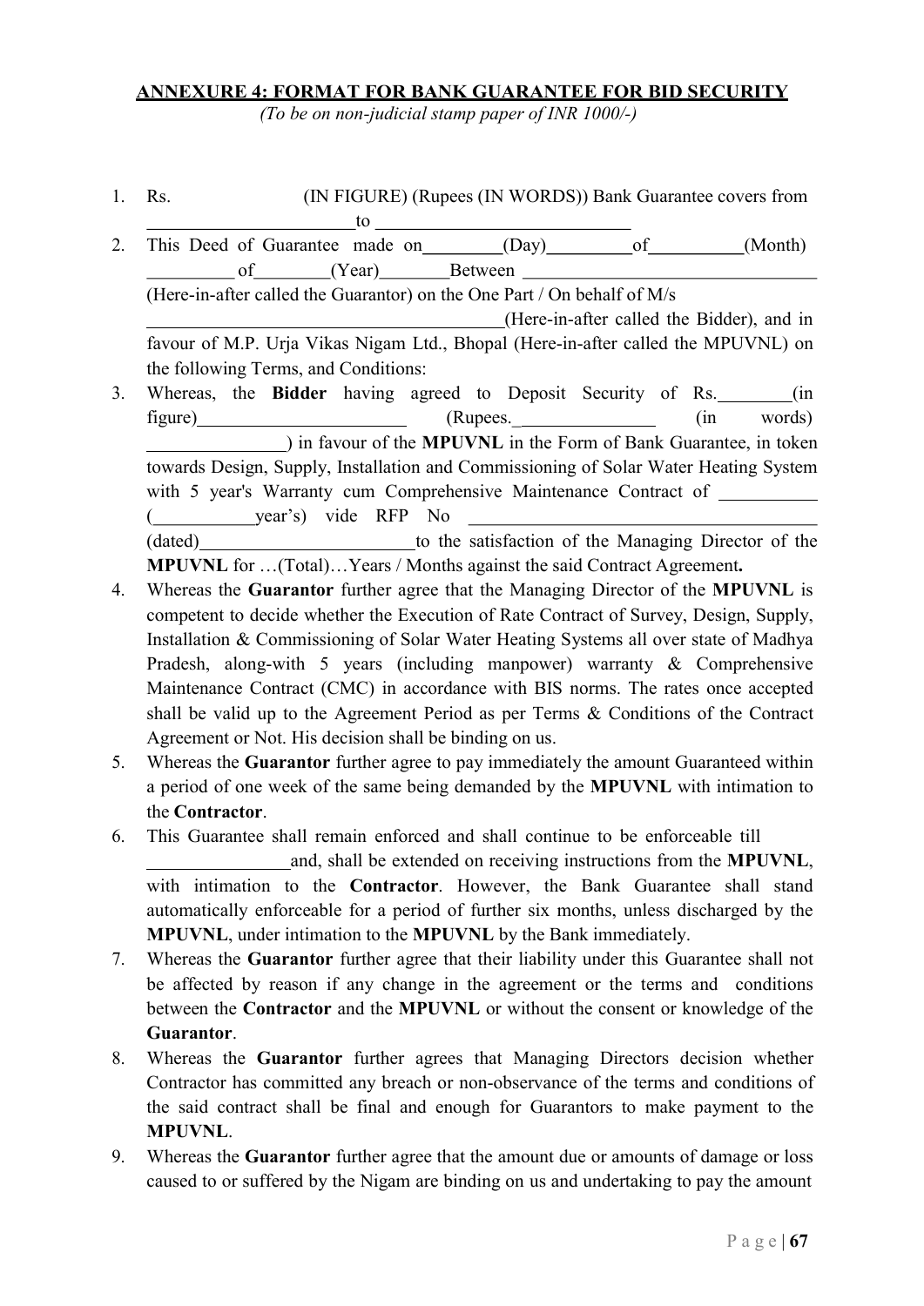**ANNEXURE 4: FORMAT FOR BANK GUARANTEE FOR BID SECURITY**

*(To be on non-judicial stamp paper of INR 1000/-)*

1. Rs. (IN FIGURE) (Rupees (IN WORDS)) Bank Guarantee covers from ______________________ to ____________________________
2. This Deed of Guarantee made on_________(Day)_________of__________(Month) _________ of________(Year)_______Between _______________________________ (Here-in-after called the Guarantor) on the One Part / On behalf of M/s ______________________________________(Here-in-after called the Bidder), and in favour of M.P. Urja Vikas Nigam Ltd., Bhopal (Here-in-after called the MPUVNL) on the following Terms, and Conditions:
3. Whereas, the **Bidder** having agreed to Deposit Security of Rs.________(in figure)______________________ (Rupees._______________ (in words) ______________) in favour of the **MPUVNL** in the Form of Bank Guarantee, in token towards Design, Supply, Installation and Commissioning of Solar Water Heating System with 5 year's Warranty cum Comprehensive Maintenance Contract of __________ (__________year's) vide RFP No _____________________________________ (dated)________________________to the satisfaction of the Managing Director of the **MPUVNL** for …(Total)…Years / Months against the said Contract Agreement**.**
4. Whereas the **Guarantor** further agree that the Managing Director of the **MPUVNL** is competent to decide whether the Execution of Rate Contract of Survey, Design, Supply, Installation & Commissioning of Solar Water Heating Systems all over state of Madhya Pradesh, along-with 5 years (including manpower) warranty & Comprehensive Maintenance Contract (CMC) in accordance with BIS norms. The rates once accepted shall be valid up to the Agreement Period as per Terms & Conditions of the Contract Agreement or Not. His decision shall be binding on us.
5. Whereas the **Guarantor** further agree to pay immediately the amount Guaranteed within a period of one week of the same being demanded by the **MPUVNL** with intimation to the **Contractor**.
6. This Guarantee shall remain enforced and shall continue to be enforceable till _______________and, shall be extended on receiving instructions from the **MPUVNL**, with intimation to the **Contractor**. However, the Bank Guarantee shall stand automatically enforceable for a period of further six months, unless discharged by the **MPUVNL**, under intimation to the **MPUVNL** by the Bank immediately.
7. Whereas the **Guarantor** further agree that their liability under this Guarantee shall not be affected by reason if any change in the agreement or the terms and conditions between the **Contractor** and the **MPUVNL** or without the consent or knowledge of the **Guarantor**.
8. Whereas the **Guarantor** further agrees that Managing Directors decision whether Contractor has committed any breach or non-observance of the terms and conditions of the said contract shall be final and enough for Guarantors to make payment to the **MPUVNL**.
9. Whereas the **Guarantor** further agree that the amount due or amounts of damage or loss caused to or suffered by the Nigam are binding on us and undertaking to pay the amount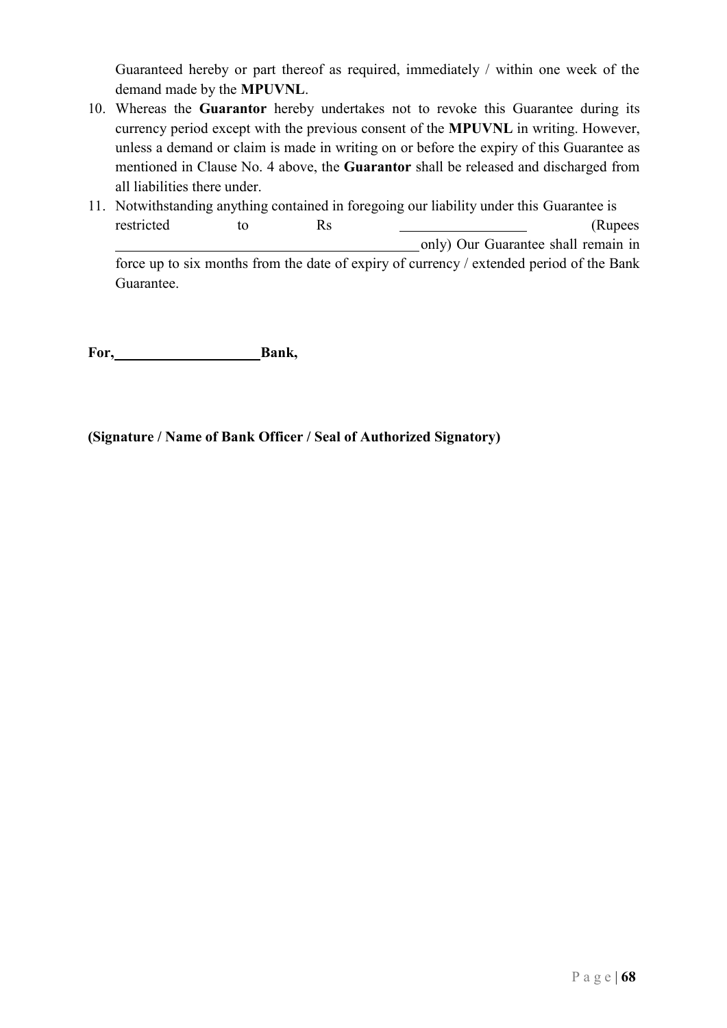Guaranteed hereby or part thereof as required, immediately / within one week of the demand made by the **MPUVNL**.

10. Whereas the **Guarantor** hereby undertakes not to revoke this Guarantee during its currency period except with the previous consent of the **MPUVNL** in writing. However, unless a demand or claim is made in writing on or before the expiry of this Guarantee as mentioned in Clause No. 4 above, the **Guarantor** shall be released and discharged from all liabilities there under.
11. Notwithstanding anything contained in foregoing our liability under this Guarantee is restricted to Rs ________________ (Rupees ________________________________________ only) Our Guarantee shall remain in force up to six months from the date of expiry of currency / extended period of the Bank Guarantee.

**For, ____________________ Bank,**

**(Signature / Name of Bank Officer / Seal of Authorized Signatory)**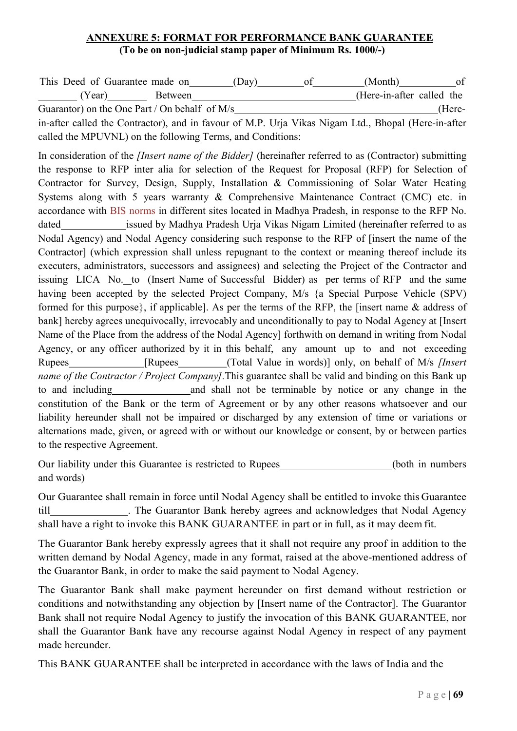**ANNEXURE 5: FORMAT FOR PERFORMANCE BANK GUARANTEE**
**(To be on non-judicial stamp paper of Minimum Rs. 1000/-)**

This Deed of Guarantee made on\_\_\_\_\_\_\_\_(Day)\_\_\_\_\_\_\_\_\_of\_\_\_\_\_\_\_\_\_(Month)\_\_\_\_\_\_\_\_\_\_\_of \_\_\_\_\_\_\_ (Year)\_\_\_\_\_\_\_ Between\_\_\_\_\_\_\_\_\_\_\_\_\_\_\_\_\_\_\_\_\_\_\_\_\_\_\_\_\_\_\_(Here-in-after called the Guarantor) on the One Part / On behalf of M/s\_\_\_\_\_\_\_\_\_\_\_\_\_\_\_\_\_\_\_\_\_\_\_\_\_\_\_\_\_\_\_\_\_\_\_\_\_\_(Here-in-after called the Contractor), and in favour of M.P. Urja Vikas Nigam Ltd., Bhopal (Here-in-after called the MPUVNL) on the following Terms, and Conditions:

In consideration of the *[Insert name of the Bidder]* (hereinafter referred to as (Contractor) submitting the response to RFP inter alia for selection of the Request for Proposal (RFP) for Selection of Contractor for Survey, Design, Supply, Installation & Commissioning of Solar Water Heating Systems along with 5 years warranty & Comprehensive Maintenance Contract (CMC) etc. in accordance with BIS norms in different sites located in Madhya Pradesh, in response to the RFP No. dated\_\_\_\_\_\_\_\_\_\_\_\_\_issued by Madhya Pradesh Urja Vikas Nigam Limited (hereinafter referred to as Nodal Agency) and Nodal Agency considering such response to the RFP of [insert the name of the Contractor] (which expression shall unless repugnant to the context or meaning thereof include its executers, administrators, successors and assignees) and selecting the Project of the Contractor and issuing LICA No.\_\_to (Insert Name of Successful Bidder) as per terms of RFP and the same having been accepted by the selected Project Company, M/s {a Special Purpose Vehicle (SPV) formed for this purpose}, if applicable]. As per the terms of the RFP, the [insert name & address of bank] hereby agrees unequivocally, irrevocably and unconditionally to pay to Nodal Agency at [Insert Name of the Place from the address of the Nodal Agency] forthwith on demand in writing from Nodal Agency, or any officer authorized by it in this behalf, any amount up to and not exceeding Rupees\_\_\_\_\_\_\_\_\_\_\_\_\_\_\_[Rupees\_\_\_\_\_\_\_\_\_(Total Value in words)] only, on behalf of M/s *[Insert name of the Contractor / Project Company]*.This guarantee shall be valid and binding on this Bank up to and including\_\_\_\_\_\_\_\_\_\_\_\_\_\_\_and shall not be terminable by notice or any change in the constitution of the Bank or the term of Agreement or by any other reasons whatsoever and our liability hereunder shall not be impaired or discharged by any extension of time or variations or alternations made, given, or agreed with or without our knowledge or consent, by or between parties to the respective Agreement.

Our liability under this Guarantee is restricted to Rupees\_\_\_\_\_\_\_\_\_\_\_\_\_\_\_\_\_\_\_\_\_(both in numbers and words)

Our Guarantee shall remain in force until Nodal Agency shall be entitled to invoke this Guarantee till\_\_\_\_\_\_\_\_\_\_\_\_\_\_\_. The Guarantor Bank hereby agrees and acknowledges that Nodal Agency shall have a right to invoke this BANK GUARANTEE in part or in full, as it may deem fit.

The Guarantor Bank hereby expressly agrees that it shall not require any proof in addition to the written demand by Nodal Agency, made in any format, raised at the above-mentioned address of the Guarantor Bank, in order to make the said payment to Nodal Agency.

The Guarantor Bank shall make payment hereunder on first demand without restriction or conditions and notwithstanding any objection by [Insert name of the Contractor]. The Guarantor Bank shall not require Nodal Agency to justify the invocation of this BANK GUARANTEE, nor shall the Guarantor Bank have any recourse against Nodal Agency in respect of any payment made hereunder.

This BANK GUARANTEE shall be interpreted in accordance with the laws of India and the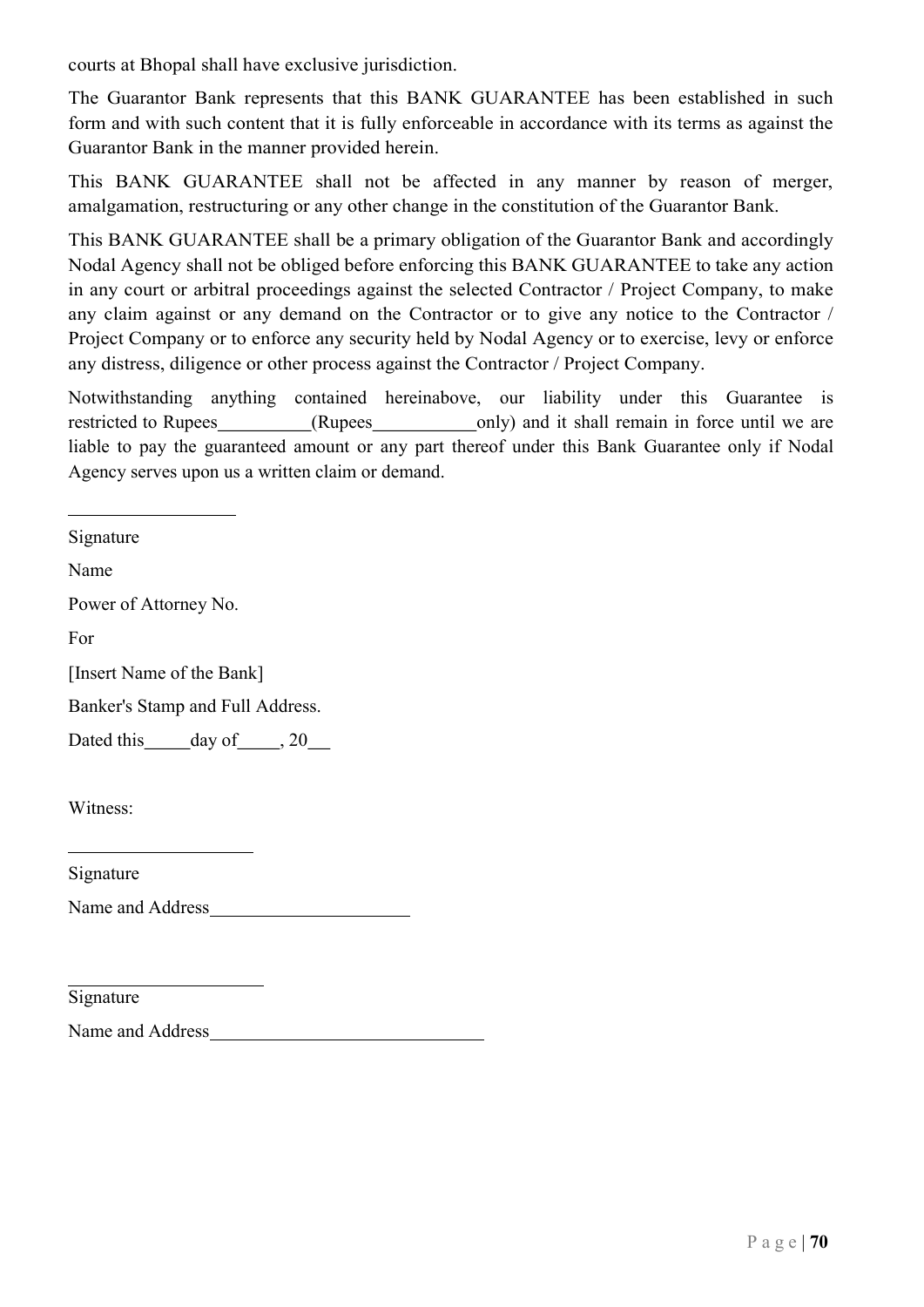courts at Bhopal shall have exclusive jurisdiction.

The Guarantor Bank represents that this BANK GUARANTEE has been established in such form and with such content that it is fully enforceable in accordance with its terms as against the Guarantor Bank in the manner provided herein.

This BANK GUARANTEE shall not be affected in any manner by reason of merger, amalgamation, restructuring or any other change in the constitution of the Guarantor Bank.

This BANK GUARANTEE shall be a primary obligation of the Guarantor Bank and accordingly Nodal Agency shall not be obliged before enforcing this BANK GUARANTEE to take any action in any court or arbitral proceedings against the selected Contractor / Project Company, to make any claim against or any demand on the Contractor or to give any notice to the Contractor / Project Company or to enforce any security held by Nodal Agency or to exercise, levy or enforce any distress, diligence or other process against the Contractor / Project Company.

Notwithstanding anything contained hereinabove, our liability under this Guarantee is restricted to Rupees__________(Rupees___________only) and it shall remain in force until we are liable to pay the guaranteed amount or any part thereof under this Bank Guarantee only if Nodal Agency serves upon us a written claim or demand.

__________________

Signature

Name

Power of Attorney No.

For

[Insert Name of the Bank]

Banker's Stamp and Full Address.

Dated this_____day of_____, 20__

Witness:

____________________

Signature

Name and Address______________________

_____________________

Signature

Name and Address______________________________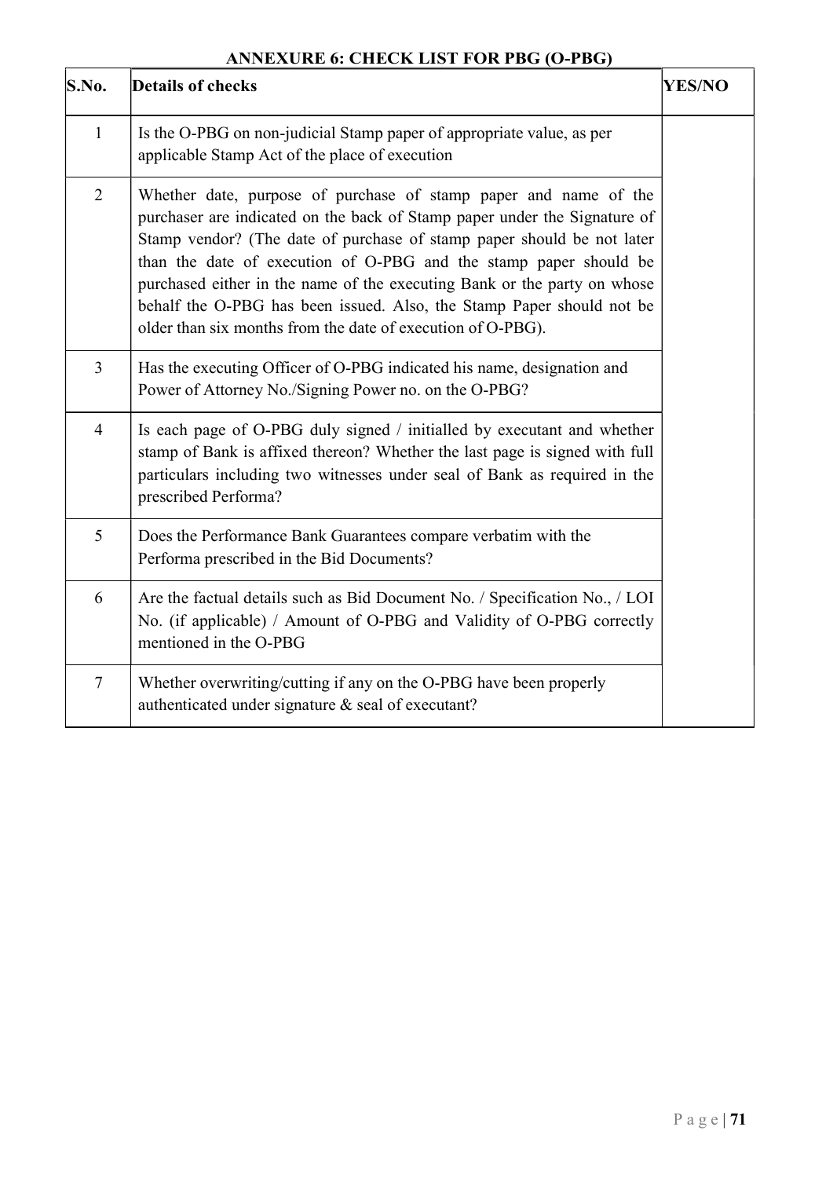## ANNEXURE 6: CHECK LIST FOR PBG (O-PBG)

| S.No. | Details of checks | YES/NO |
|---|---|---|
| 1 | Is the O-PBG on non-judicial Stamp paper of appropriate value, as per applicable Stamp Act of the place of execution | |
| 2 | Whether date, purpose of purchase of stamp paper and name of the purchaser are indicated on the back of Stamp paper under the Signature of Stamp vendor? (The date of purchase of stamp paper should be not later than the date of execution of O-PBG and the stamp paper should be purchased either in the name of the executing Bank or the party on whose behalf the O-PBG has been issued. Also, the Stamp Paper should not be older than six months from the date of execution of O-PBG). | |
| 3 | Has the executing Officer of O-PBG indicated his name, designation and Power of Attorney No./Signing Power no. on the O-PBG? | |
| 4 | Is each page of O-PBG duly signed / initialled by executant and whether stamp of Bank is affixed thereon? Whether the last page is signed with full particulars including two witnesses under seal of Bank as required in the prescribed Performa? | |
| 5 | Does the Performance Bank Guarantees compare verbatim with the Performa prescribed in the Bid Documents? | |
| 6 | Are the factual details such as Bid Document No. / Specification No., / LOI No. (if applicable) / Amount of O-PBG and Validity of O-PBG correctly mentioned in the O-PBG | |
| 7 | Whether overwriting/cutting if any on the O-PBG have been properly authenticated under signature & seal of executant? | |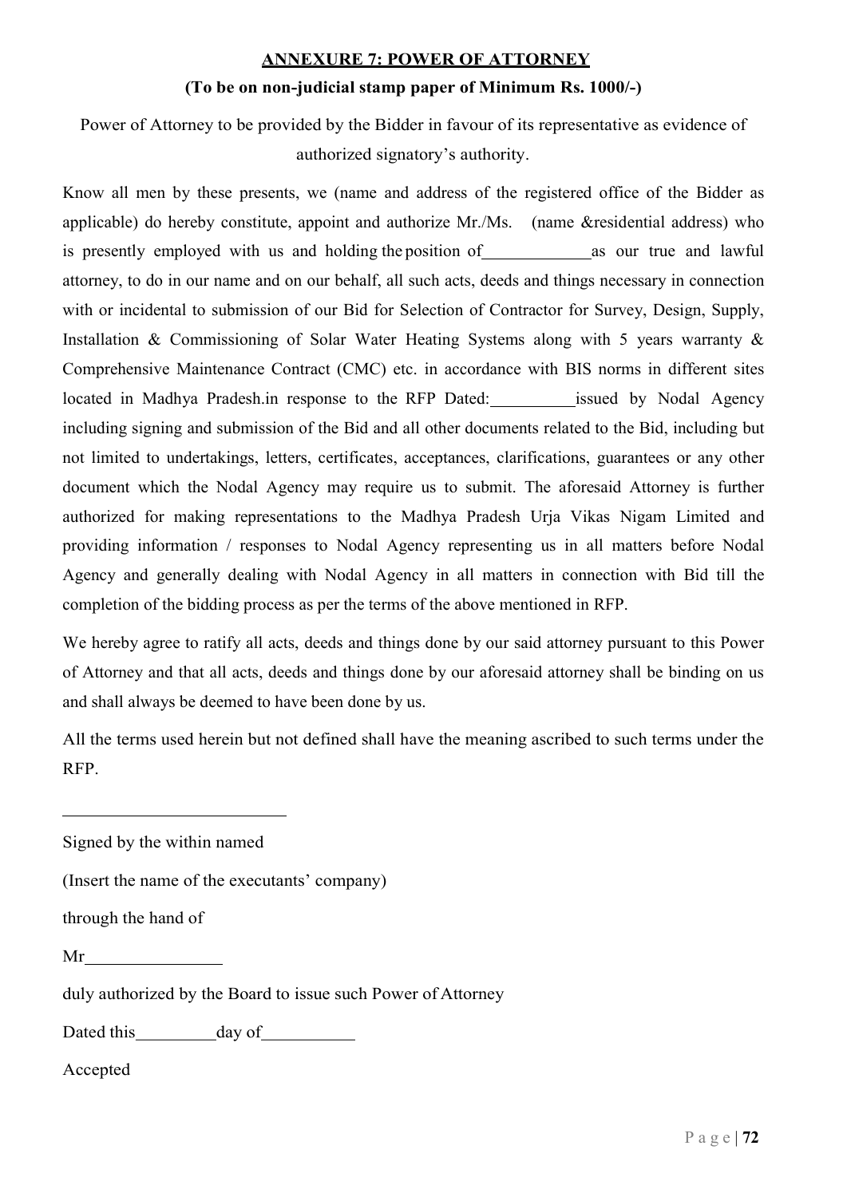## ANNEXURE 7: POWER OF ATTORNEY

**(To be on non-judicial stamp paper of Minimum Rs. 1000/-)**

Power of Attorney to be provided by the Bidder in favour of its representative as evidence of authorized signatory's authority.

Know all men by these presents, we (name and address of the registered office of the Bidder as applicable) do hereby constitute, appoint and authorize Mr./Ms. (name &residential address) who is presently employed with us and holding the position of\_\_\_\_\_\_\_\_\_\_\_\_as our true and lawful attorney, to do in our name and on our behalf, all such acts, deeds and things necessary in connection with or incidental to submission of our Bid for Selection of Contractor for Survey, Design, Supply, Installation & Commissioning of Solar Water Heating Systems along with 5 years warranty & Comprehensive Maintenance Contract (CMC) etc. in accordance with BIS norms in different sites located in Madhya Pradesh.in response to the RFP Dated:\_\_\_\_\_\_\_\_\_\_issued by Nodal Agency including signing and submission of the Bid and all other documents related to the Bid, including but not limited to undertakings, letters, certificates, acceptances, clarifications, guarantees or any other document which the Nodal Agency may require us to submit. The aforesaid Attorney is further authorized for making representations to the Madhya Pradesh Urja Vikas Nigam Limited and providing information / responses to Nodal Agency representing us in all matters before Nodal Agency and generally dealing with Nodal Agency in all matters in connection with Bid till the completion of the bidding process as per the terms of the above mentioned in RFP.

We hereby agree to ratify all acts, deeds and things done by our said attorney pursuant to this Power of Attorney and that all acts, deeds and things done by our aforesaid attorney shall be binding on us and shall always be deemed to have been done by us.

All the terms used herein but not defined shall have the meaning ascribed to such terms under the RFP.

\_\_\_\_\_\_\_\_\_\_\_\_\_\_\_\_\_\_\_\_\_\_\_\_\_\_

Signed by the within named

(Insert the name of the executants' company)

through the hand of

Mr\_\_\_\_\_\_\_\_\_\_\_\_\_\_\_\_

duly authorized by the Board to issue such Power of Attorney

Dated this\_\_\_\_\_\_\_\_\_day of\_\_\_\_\_\_\_\_\_\_\_

Accepted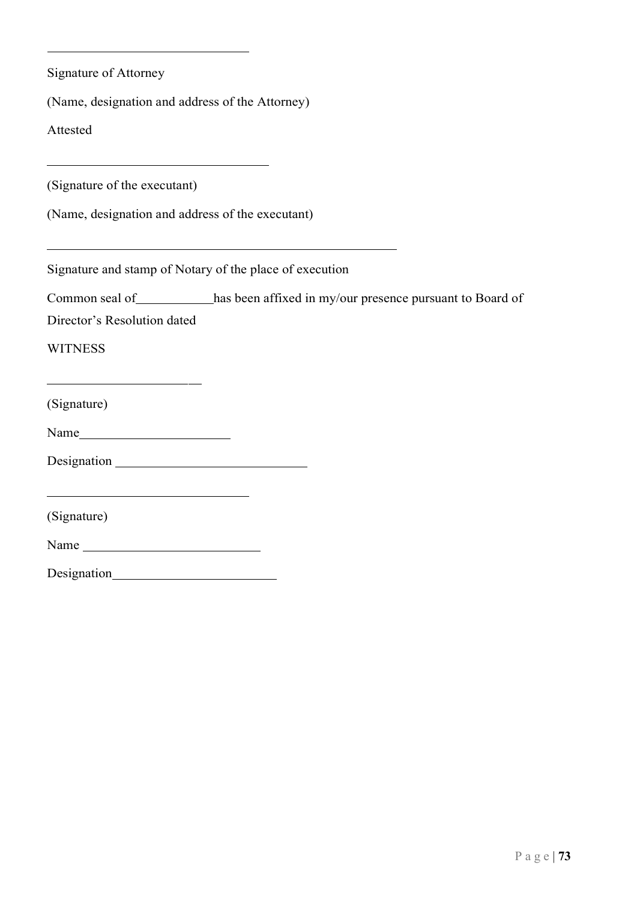______________________________

Signature of Attorney

(Name, designation and address of the Attorney)

Attested

_________________________________

(Signature of the executant)

(Name, designation and address of the executant)

_____________________________________________________

Signature and stamp of Notary of the place of execution

Common seal of___________has been affixed in my/our presence pursuant to Board of Director's Resolution dated

WITNESS

_______________________

(Signature)

Name______________________

Designation ___________________________

______________________________

(Signature)

Name ___________________________

Designation________________________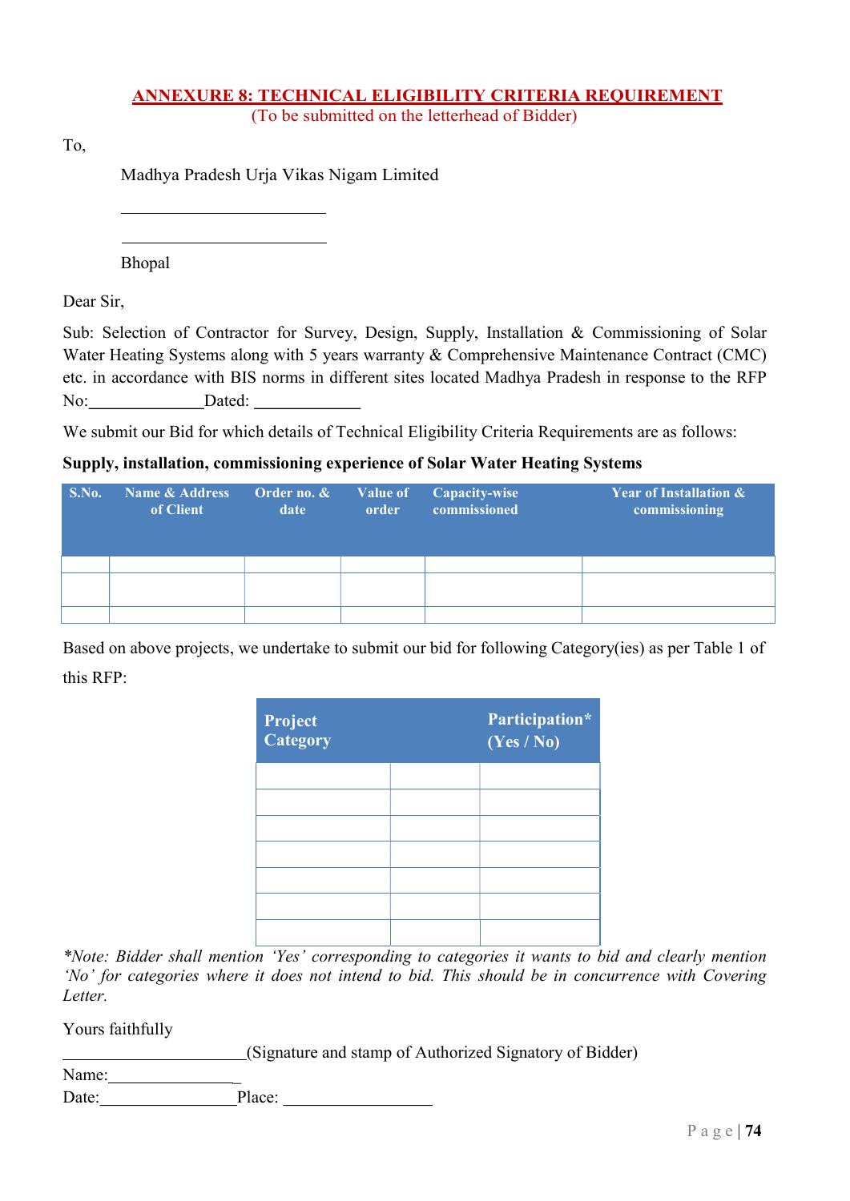## ANNEXURE 8: TECHNICAL ELIGIBILITY CRITERIA REQUIREMENT

(To be submitted on the letterhead of Bidder)

To,

Madhya Pradesh Urja Vikas Nigam Limited

________________________

________________________

Bhopal

Dear Sir,

Sub: Selection of Contractor for Survey, Design, Supply, Installation & Commissioning of Solar Water Heating Systems along with 5 years warranty & Comprehensive Maintenance Contract (CMC) etc. in accordance with BIS norms in different sites located Madhya Pradesh in response to the RFP No:_____________Dated: ____________

We submit our Bid for which details of Technical Eligibility Criteria Requirements are as follows:

**Supply, installation, commissioning experience of Solar Water Heating Systems**

| S.No. | Name & Address of Client | Order no. & date | Value of order | Capacity-wise commissioned | Year of Installation & commissioning |
|---|---|---|---|---|---|
| | | | | | |
| | | | | | |
| | | | | | |

Based on above projects, we undertake to submit our bid for following Category(ies) as per Table 1 of this RFP:

| Project Category | | Participation* (Yes / No) |
|---|---|---|
| | | |
| | | |
| | | |
| | | |
| | | |
| | | |
| | | |

*\*Note: Bidder shall mention 'Yes' corresponding to categories it wants to bid and clearly mention 'No' for categories where it does not intend to bid. This should be in concurrence with Covering Letter.*

Yours faithfully

____________________(Signature and stamp of Authorized Signatory of Bidder)

Name:_______________

Date:_______________Place: ________________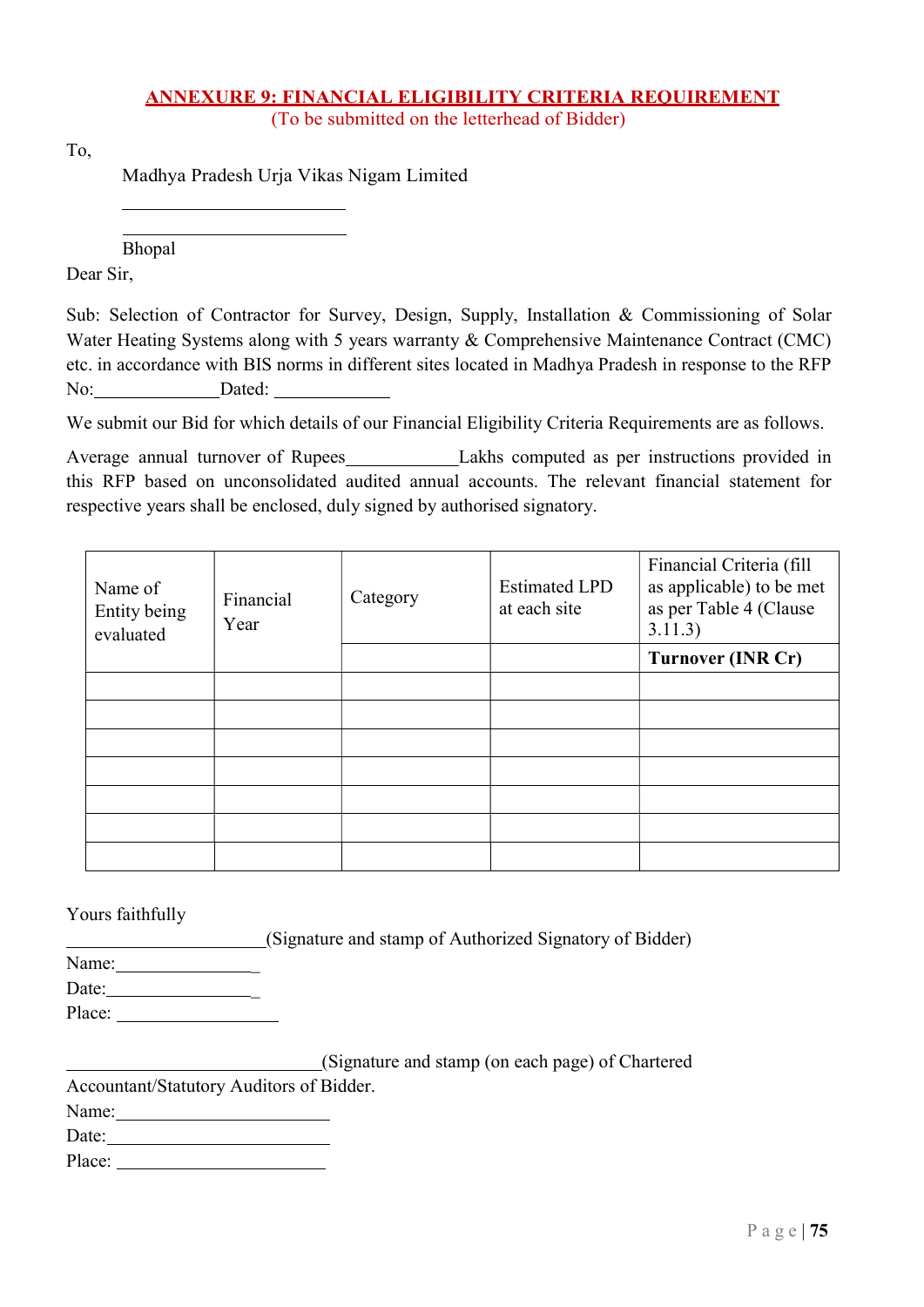## ANNEXURE 9: FINANCIAL ELIGIBILITY CRITERIA REQUIREMENT

(To be submitted on the letterhead of Bidder)

To,

Madhya Pradesh Urja Vikas Nigam Limited

\_\_\_\_\_\_\_\_\_\_\_\_\_\_\_\_\_\_\_\_\_\_\_\_

\_\_\_\_\_\_\_\_\_\_\_\_\_\_\_\_\_\_\_\_\_\_\_\_

Bhopal

Dear Sir,

Sub: Selection of Contractor for Survey, Design, Supply, Installation & Commissioning of Solar Water Heating Systems along with 5 years warranty & Comprehensive Maintenance Contract (CMC) etc. in accordance with BIS norms in different sites located in Madhya Pradesh in response to the RFP No:\_\_\_\_\_\_\_\_\_\_\_\_\_Dated: \_\_\_\_\_\_\_\_\_\_\_\_

We submit our Bid for which details of our Financial Eligibility Criteria Requirements are as follows.

Average annual turnover of Rupees\_\_\_\_\_\_\_\_\_\_\_\_Lakhs computed as per instructions provided in this RFP based on unconsolidated audited annual accounts. The relevant financial statement for respective years shall be enclosed, duly signed by authorised signatory.

| Name of Entity being evaluated | Financial Year | Category | Estimated LPD at each site | Financial Criteria (fill as applicable) to be met as per Table 4 (Clause 3.11.3) |
|---|---|---|---|---|
| | | | | **Turnover (INR Cr)** |
| | | | | |
| | | | | |
| | | | | |
| | | | | |
| | | | | |
| | | | | |
| | | | | |

Yours faithfully

\_\_\_\_\_\_\_\_\_\_\_\_\_\_\_\_\_\_\_\_\_\_(Signature and stamp of Authorized Signatory of Bidder)

Name:\_\_\_\_\_\_\_\_\_\_\_\_\_\_\_\_

Date:\_\_\_\_\_\_\_\_\_\_\_\_\_\_\_\_\_

Place: \_\_\_\_\_\_\_\_\_\_\_\_\_\_\_\_\_\_

\_\_\_\_\_\_\_\_\_\_\_\_\_\_\_\_\_\_\_\_\_\_\_\_\_\_\_\_(Signature and stamp (on each page) of Chartered Accountant/Statutory Auditors of Bidder.

Name:\_\_\_\_\_\_\_\_\_\_\_\_\_\_\_\_\_\_\_\_\_\_\_

Date:\_\_\_\_\_\_\_\_\_\_\_\_\_\_\_\_\_\_\_\_\_\_\_\_

Place: \_\_\_\_\_\_\_\_\_\_\_\_\_\_\_\_\_\_\_\_\_\_\_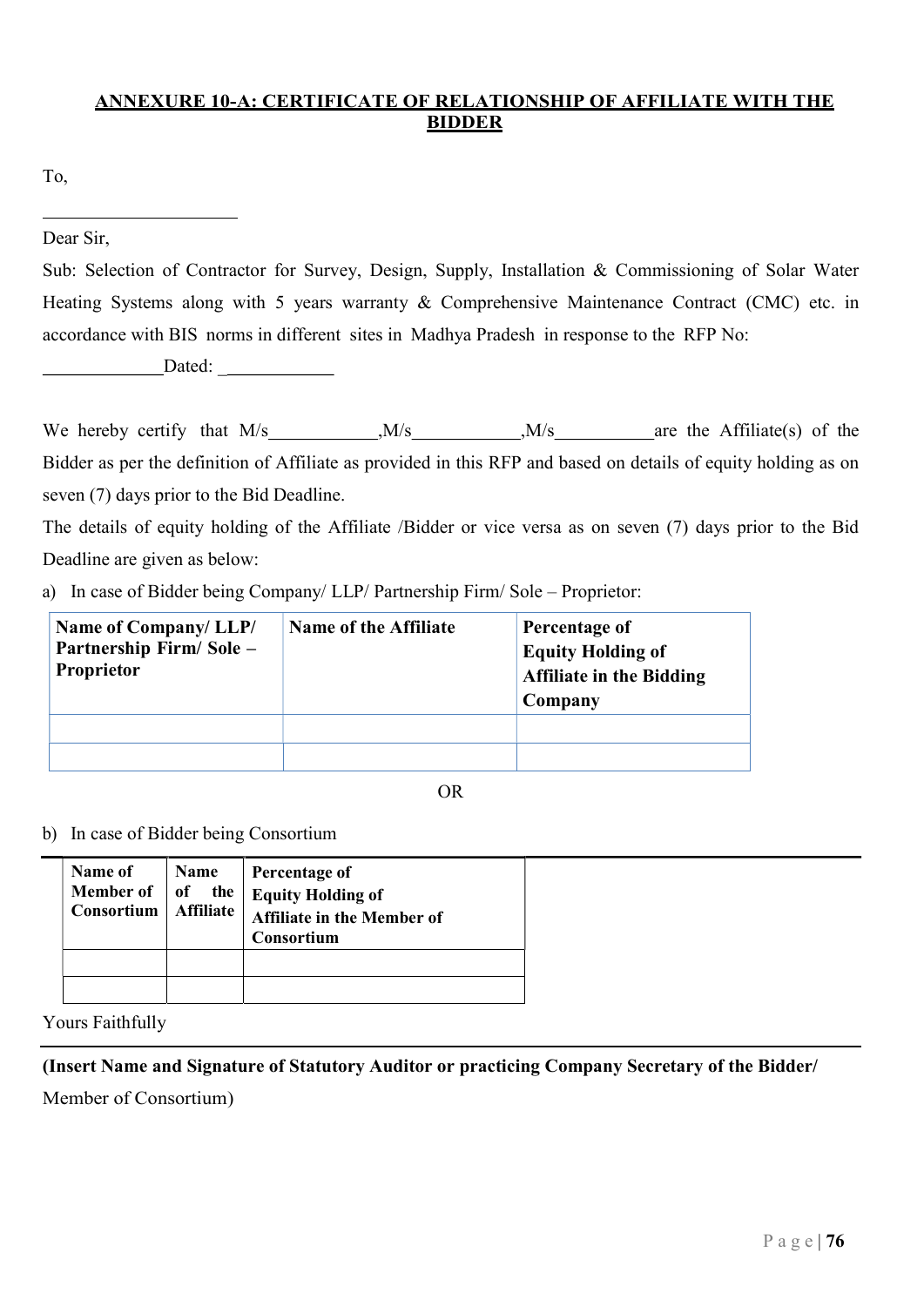## ANNEXURE 10-A: CERTIFICATE OF RELATIONSHIP OF AFFILIATE WITH THE BIDDER

To,

______________________

Dear Sir,

Sub: Selection of Contractor for Survey, Design, Supply, Installation & Commissioning of Solar Water Heating Systems along with 5 years warranty & Comprehensive Maintenance Contract (CMC) etc. in accordance with BIS norms in different sites in Madhya Pradesh in response to the RFP No: _____________Dated: _____________

We hereby certify that M/s____________,M/s____________,M/s___________are the Affiliate(s) of the Bidder as per the definition of Affiliate as provided in this RFP and based on details of equity holding as on seven (7) days prior to the Bid Deadline.

The details of equity holding of the Affiliate /Bidder or vice versa as on seven (7) days prior to the Bid Deadline are given as below:

a) In case of Bidder being Company/ LLP/ Partnership Firm/ Sole – Proprietor:

| Name of Company/ LLP/ Partnership Firm/ Sole – Proprietor | Name of the Affiliate | Percentage of Equity Holding of Affiliate in the Bidding Company |
|---|---|---|
| | | |
| | | |

OR

b) In case of Bidder being Consortium

| Name of Member of Consortium | Name of the Affiliate | Percentage of Equity Holding of Affiliate in the Member of Consortium |
|---|---|---|
| | | |
| | | |

Yours Faithfully

**(Insert Name and Signature of Statutory Auditor or practicing Company Secretary of the Bidder/** Member of Consortium)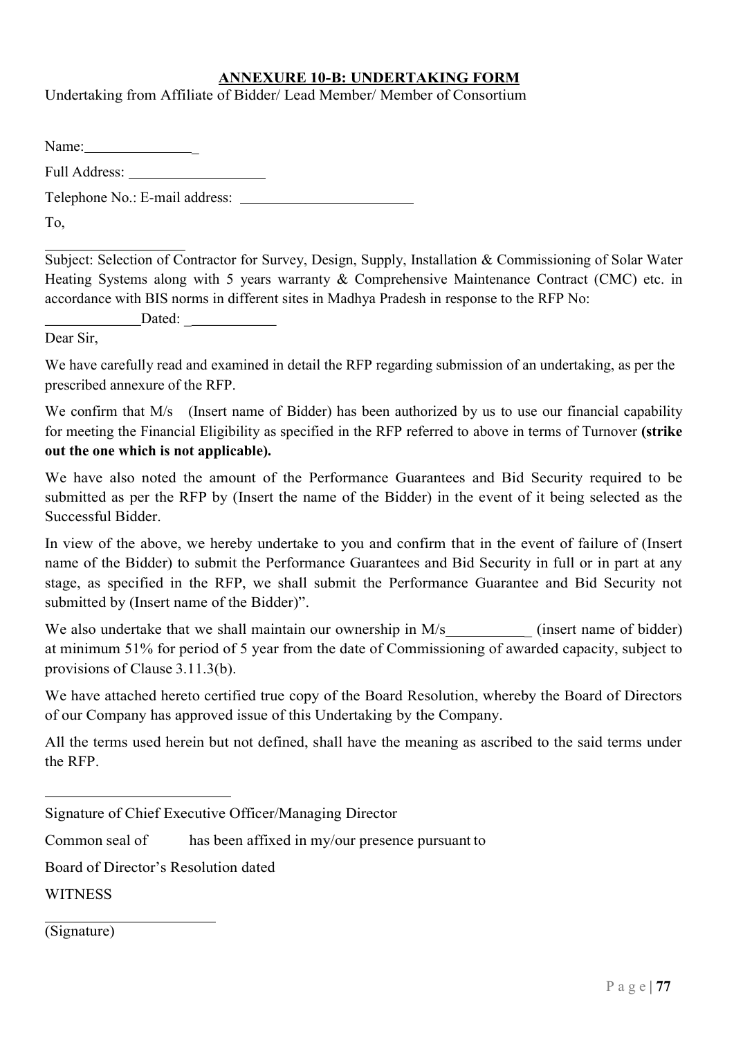## ANNEXURE 10-B: UNDERTAKING FORM

Undertaking from Affiliate of Bidder/ Lead Member/ Member of Consortium

Name:________________

Full Address: ____________________

Telephone No.: E-mail address: _________________________

To,

____________________

Subject: Selection of Contractor for Survey, Design, Supply, Installation & Commissioning of Solar Water Heating Systems along with 5 years warranty & Comprehensive Maintenance Contract (CMC) etc. in accordance with BIS norms in different sites in Madhya Pradesh in response to the RFP No: _____________Dated: _____________

Dear Sir,

We have carefully read and examined in detail the RFP regarding submission of an undertaking, as per the prescribed annexure of the RFP.

We confirm that M/s (Insert name of Bidder) has been authorized by us to use our financial capability for meeting the Financial Eligibility as specified in the RFP referred to above in terms of Turnover **(strike out the one which is not applicable).**

We have also noted the amount of the Performance Guarantees and Bid Security required to be submitted as per the RFP by (Insert the name of the Bidder) in the event of it being selected as the Successful Bidder.

In view of the above, we hereby undertake to you and confirm that in the event of failure of (Insert name of the Bidder) to submit the Performance Guarantees and Bid Security in full or in part at any stage, as specified in the RFP, we shall submit the Performance Guarantee and Bid Security not submitted by (Insert name of the Bidder)".

We also undertake that we shall maintain our ownership in M/s____________ (insert name of bidder) at minimum 51% for period of 5 year from the date of Commissioning of awarded capacity, subject to provisions of Clause 3.11.3(b).

We have attached hereto certified true copy of the Board Resolution, whereby the Board of Directors of our Company has approved issue of this Undertaking by the Company.

All the terms used herein but not defined, shall have the meaning as ascribed to the said terms under the RFP.

__________________________

Signature of Chief Executive Officer/Managing Director

Common seal of has been affixed in my/our presence pursuant to

Board of Director's Resolution dated

WITNESS

________________________

(Signature)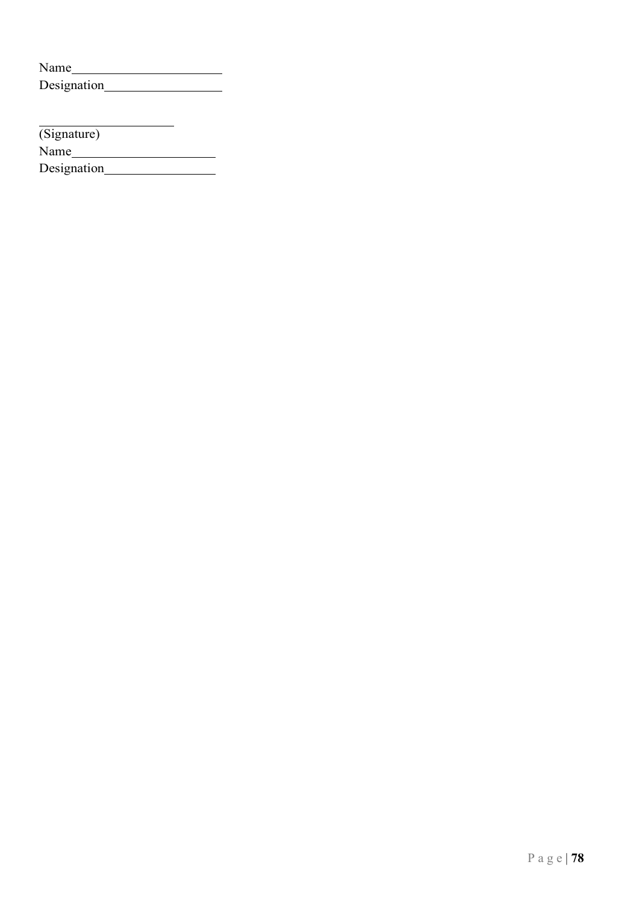Name______________________
Designation_________________

____________________
(Signature)
Name_____________________
Designation________________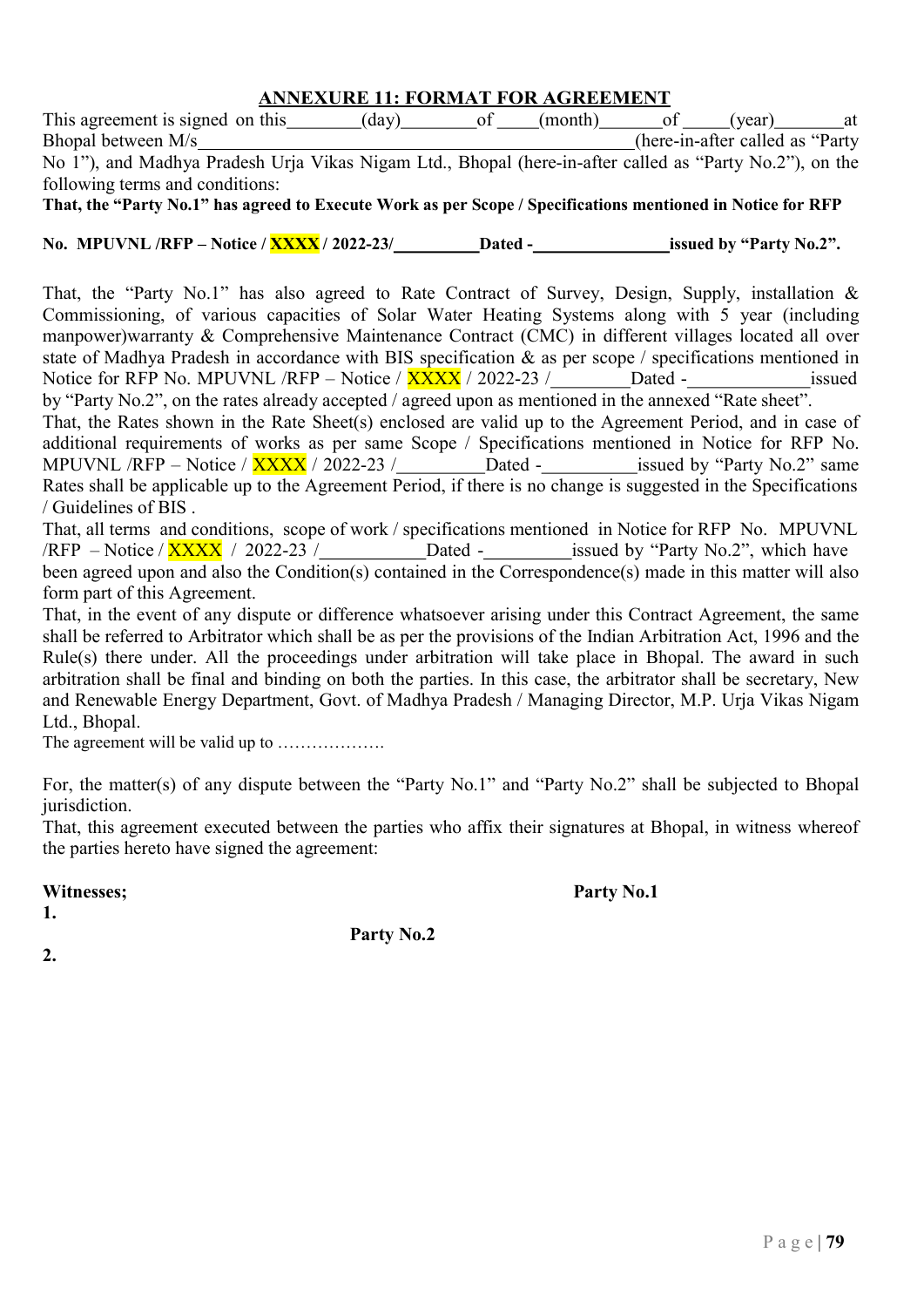## ANNEXURE 11: FORMAT FOR AGREEMENT

This agreement is signed on this________(day)________of ____(month)_______of _____(year)_______at Bhopal between M/s______________________________________________(here-in-after called as "Party No 1"), and Madhya Pradesh Urja Vikas Nigam Ltd., Bhopal (here-in-after called as "Party No.2"), on the following terms and conditions:

**That, the "Party No.1" has agreed to Execute Work as per Scope / Specifications mentioned in Notice for RFP**

**No. MPUVNL /RFP – Notice / XXXX / 2022-23/__________Dated -________________issued by "Party No.2".**

That, the "Party No.1" has also agreed to Rate Contract of Survey, Design, Supply, installation & Commissioning, of various capacities of Solar Water Heating Systems along with 5 year (including manpower)warranty & Comprehensive Maintenance Contract (CMC) in different villages located all over state of Madhya Pradesh in accordance with BIS specification & as per scope / specifications mentioned in Notice for RFP No. MPUVNL /RFP – Notice / XXXX / 2022-23 /________Dated -_____________issued by "Party No.2", on the rates already accepted / agreed upon as mentioned in the annexed "Rate sheet".

That, the Rates shown in the Rate Sheet(s) enclosed are valid up to the Agreement Period, and in case of additional requirements of works as per same Scope / Specifications mentioned in Notice for RFP No. MPUVNL /RFP – Notice / XXXX / 2022-23 /_________Dated -__________issued by "Party No.2" same Rates shall be applicable up to the Agreement Period, if there is no change is suggested in the Specifications / Guidelines of BIS .

That, all terms and conditions, scope of work / specifications mentioned in Notice for RFP No. MPUVNL /RFP – Notice / XXXX / 2022-23 /___________Dated -_________issued by "Party No.2", which have been agreed upon and also the Condition(s) contained in the Correspondence(s) made in this matter will also form part of this Agreement.

That, in the event of any dispute or difference whatsoever arising under this Contract Agreement, the same shall be referred to Arbitrator which shall be as per the provisions of the Indian Arbitration Act, 1996 and the Rule(s) there under. All the proceedings under arbitration will take place in Bhopal. The award in such arbitration shall be final and binding on both the parties. In this case, the arbitrator shall be secretary, New and Renewable Energy Department, Govt. of Madhya Pradesh / Managing Director, M.P. Urja Vikas Nigam Ltd., Bhopal.

The agreement will be valid up to ……………….

For, the matter(s) of any dispute between the "Party No.1" and "Party No.2" shall be subjected to Bhopal jurisdiction.

That, this agreement executed between the parties who affix their signatures at Bhopal, in witness whereof the parties hereto have signed the agreement:

**Witnesses;** **Party No.1**

**1.**

**Party No.2**

**2.**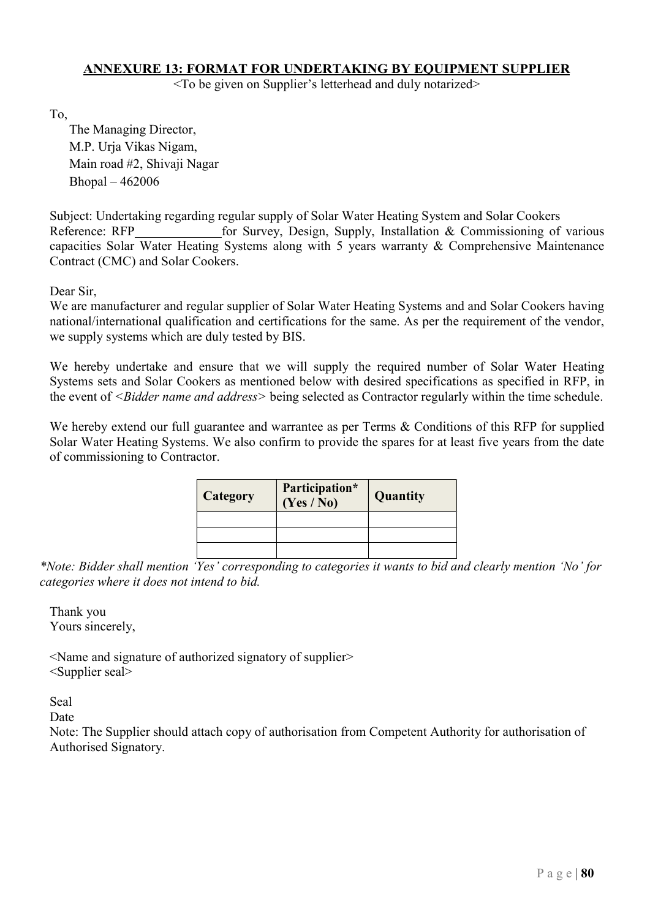## ANNEXURE 13: FORMAT FOR UNDERTAKING BY EQUIPMENT SUPPLIER

<To be given on Supplier's letterhead and duly notarized>

To,

The Managing Director,
M.P. Urja Vikas Nigam,
Main road #2, Shivaji Nagar
Bhopal – 462006

Subject: Undertaking regarding regular supply of Solar Water Heating System and Solar Cookers
Reference: RFP\_\_\_\_\_\_\_\_\_\_\_\_\_ for Survey, Design, Supply, Installation & Commissioning of various capacities Solar Water Heating Systems along with 5 years warranty & Comprehensive Maintenance Contract (CMC) and Solar Cookers.

Dear Sir,

We are manufacturer and regular supplier of Solar Water Heating Systems and and Solar Cookers having national/international qualification and certifications for the same. As per the requirement of the vendor, we supply systems which are duly tested by BIS.

We hereby undertake and ensure that we will supply the required number of Solar Water Heating Systems sets and Solar Cookers as mentioned below with desired specifications as specified in RFP, in the event of <*Bidder name and address*> being selected as Contractor regularly within the time schedule.

We hereby extend our full guarantee and warrantee as per Terms & Conditions of this RFP for supplied Solar Water Heating Systems. We also confirm to provide the spares for at least five years from the date of commissioning to Contractor.

| Category | Participation* (Yes / No) | Quantity |
|---|---|---|
| | | |
| | | |
| | | |

*\*Note: Bidder shall mention 'Yes' corresponding to categories it wants to bid and clearly mention 'No' for categories where it does not intend to bid.*

Thank you
Yours sincerely,

<Name and signature of authorized signatory of supplier>
<Supplier seal>

Seal
Date
Note: The Supplier should attach copy of authorisation from Competent Authority for authorisation of Authorised Signatory.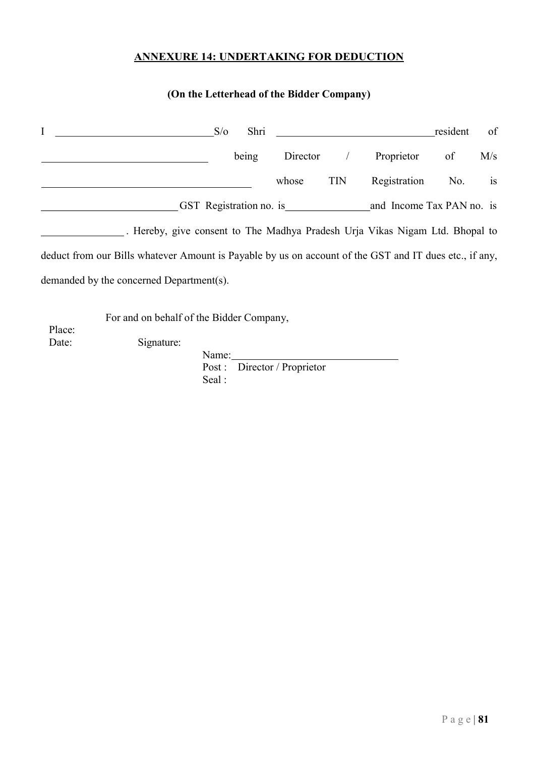## ANNEXURE 14: UNDERTAKING FOR DEDUCTION

**(On the Letterhead of the Bidder Company)**

I ______________________________ S/o Shri ______________________________ resident of ______________________________ being Director / Proprietor of M/s ______________________________ whose TIN Registration No. is __________________________ GST Registration no. is ________________ and Income Tax PAN no. is ________________ . Hereby, give consent to The Madhya Pradesh Urja Vikas Nigam Ltd. Bhopal to deduct from our Bills whatever Amount is Payable by us on account of the GST and IT dues etc., if any, demanded by the concerned Department(s).

For and on behalf of the Bidder Company,

Place:

Date: Signature:

Name: ______________________________

Post : Director / Proprietor

Seal :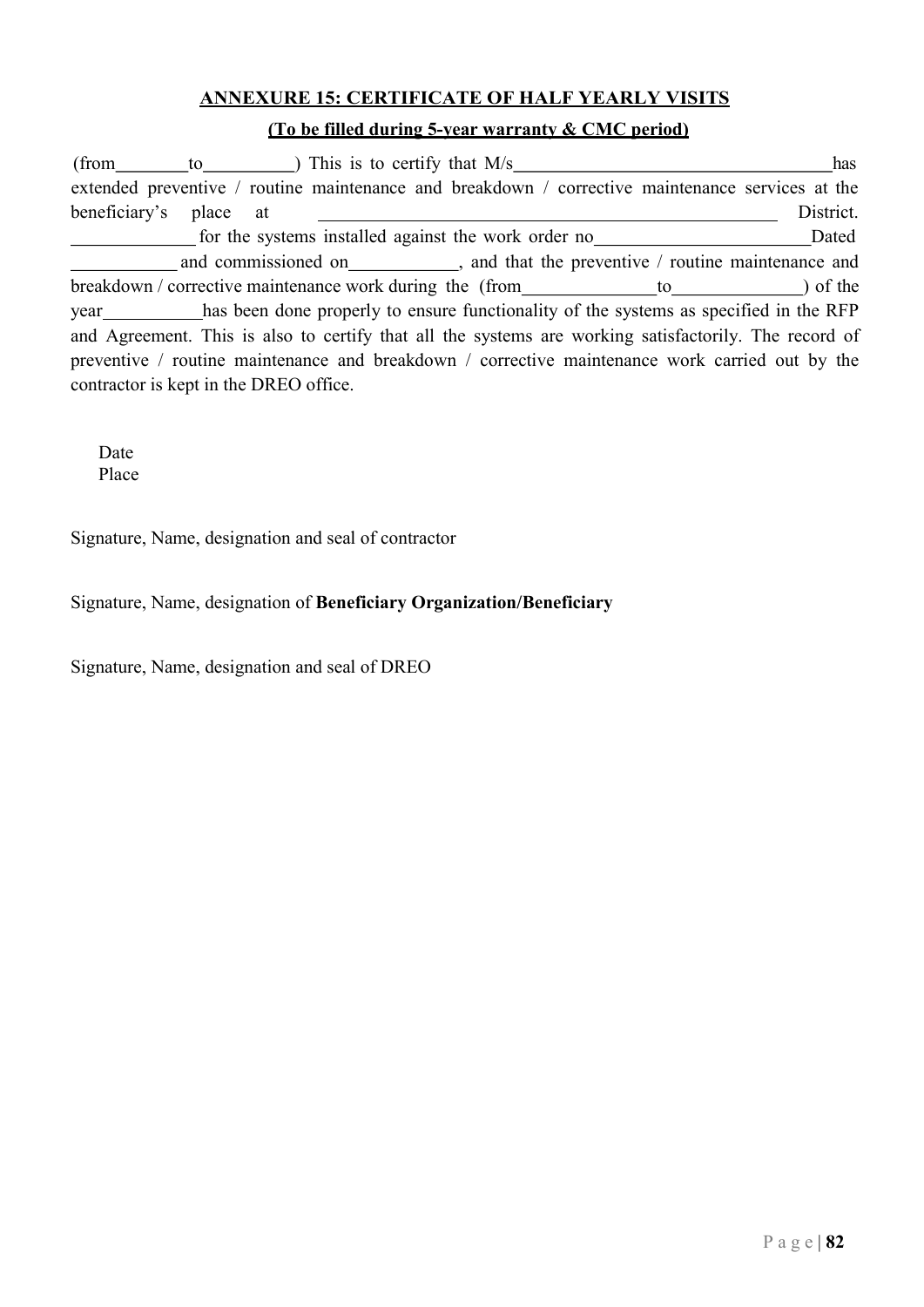## ANNEXURE 15: CERTIFICATE OF HALF YEARLY VISITS

**(To be filled during 5-year warranty & CMC period)**

(from\_\_\_\_\_\_\_\_to\_\_\_\_\_\_\_\_\_\_) This is to certify that M/s\_\_\_\_\_\_\_\_\_\_\_\_\_\_\_\_\_\_\_\_\_\_\_\_\_\_\_\_\_\_\_\_\_\_\_\_has extended preventive / routine maintenance and breakdown / corrective maintenance services at the beneficiary's place at \_\_\_\_\_\_\_\_\_\_\_\_\_\_\_\_\_\_\_\_\_\_\_\_\_\_\_\_\_\_\_\_\_\_\_\_\_\_\_\_\_\_\_\_\_\_\_\_\_\_\_\_ District. \_\_\_\_\_\_\_\_\_\_\_\_\_\_ for the systems installed against the work order no\_\_\_\_\_\_\_\_\_\_\_\_\_\_\_\_\_\_\_\_\_\_\_\_Dated \_\_\_\_\_\_\_\_\_\_\_\_ and commissioned on\_\_\_\_\_\_\_\_\_\_\_\_, and that the preventive / routine maintenance and breakdown / corrective maintenance work during the (from\_\_\_\_\_\_\_\_\_\_\_\_\_\_\_to\_\_\_\_\_\_\_\_\_\_\_\_\_\_) of the year\_\_\_\_\_\_\_\_\_\_\_has been done properly to ensure functionality of the systems as specified in the RFP and Agreement. This is also to certify that all the systems are working satisfactorily. The record of preventive / routine maintenance and breakdown / corrective maintenance work carried out by the contractor is kept in the DREO office.

Date
Place

Signature, Name, designation and seal of contractor

Signature, Name, designation of **Beneficiary Organization/Beneficiary**

Signature, Name, designation and seal of DREO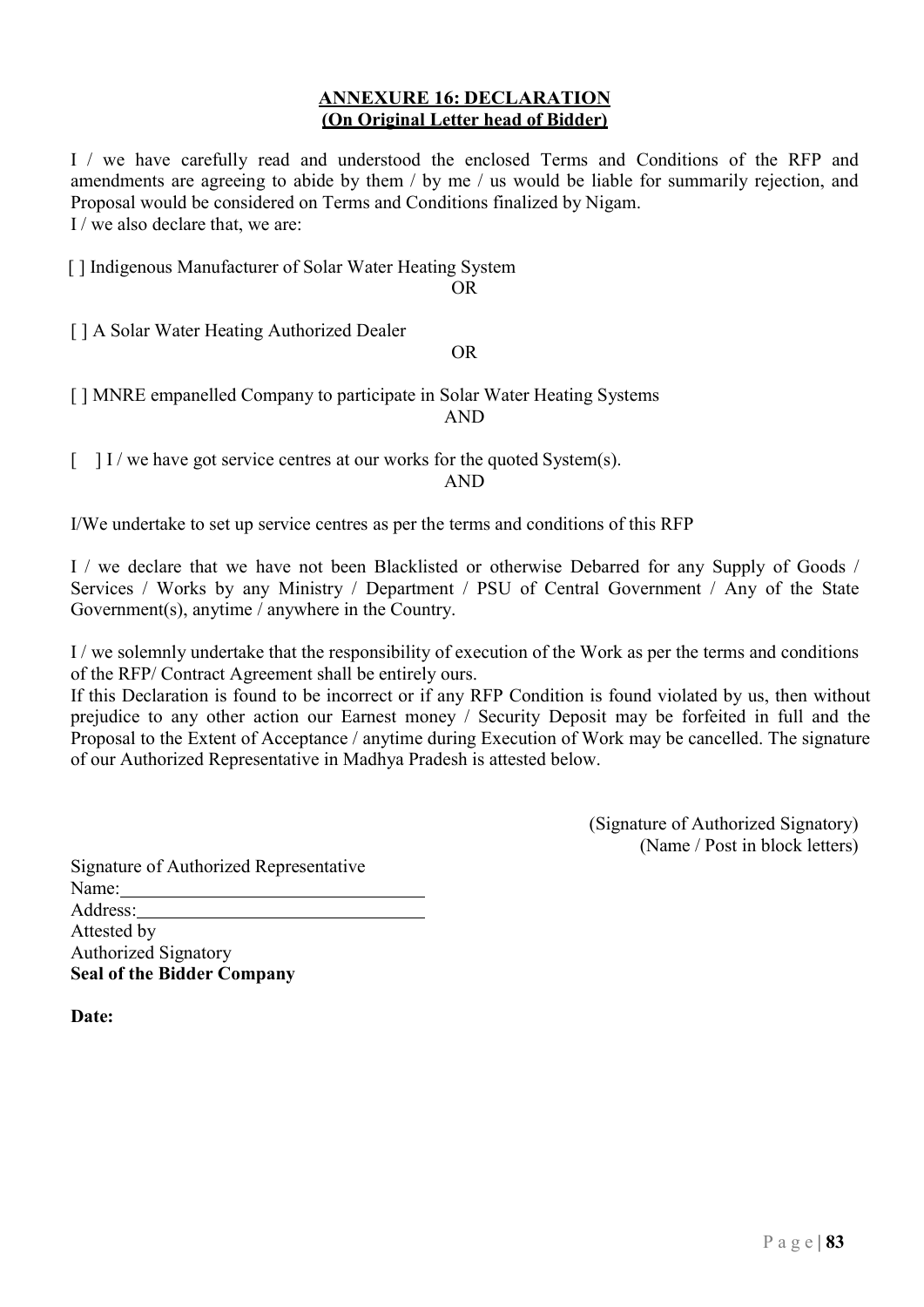## ANNEXURE 16: DECLARATION
**(On Original Letter head of Bidder)**

I / we have carefully read and understood the enclosed Terms and Conditions of the RFP and amendments are agreeing to abide by them / by me / us would be liable for summarily rejection, and Proposal would be considered on Terms and Conditions finalized by Nigam.
I / we also declare that, we are:

[ ] Indigenous Manufacturer of Solar Water Heating System

OR

[ ] A Solar Water Heating Authorized Dealer

OR

[ ] MNRE empanelled Company to participate in Solar Water Heating Systems

AND

[ ] I / we have got service centres at our works for the quoted System(s).

AND

I/We undertake to set up service centres as per the terms and conditions of this RFP

I / we declare that we have not been Blacklisted or otherwise Debarred for any Supply of Goods / Services / Works by any Ministry / Department / PSU of Central Government / Any of the State Government(s), anytime / anywhere in the Country.

I / we solemnly undertake that the responsibility of execution of the Work as per the terms and conditions of the RFP/ Contract Agreement shall be entirely ours.
If this Declaration is found to be incorrect or if any RFP Condition is found violated by us, then without prejudice to any other action our Earnest money / Security Deposit may be forfeited in full and the Proposal to the Extent of Acceptance / anytime during Execution of Work may be cancelled. The signature of our Authorized Representative in Madhya Pradesh is attested below.

(Signature of Authorized Signatory)
(Name / Post in block letters)

Signature of Authorized Representative
Name:________________________________
Address:______________________________
Attested by
Authorized Signatory
**Seal of the Bidder Company**

**Date:**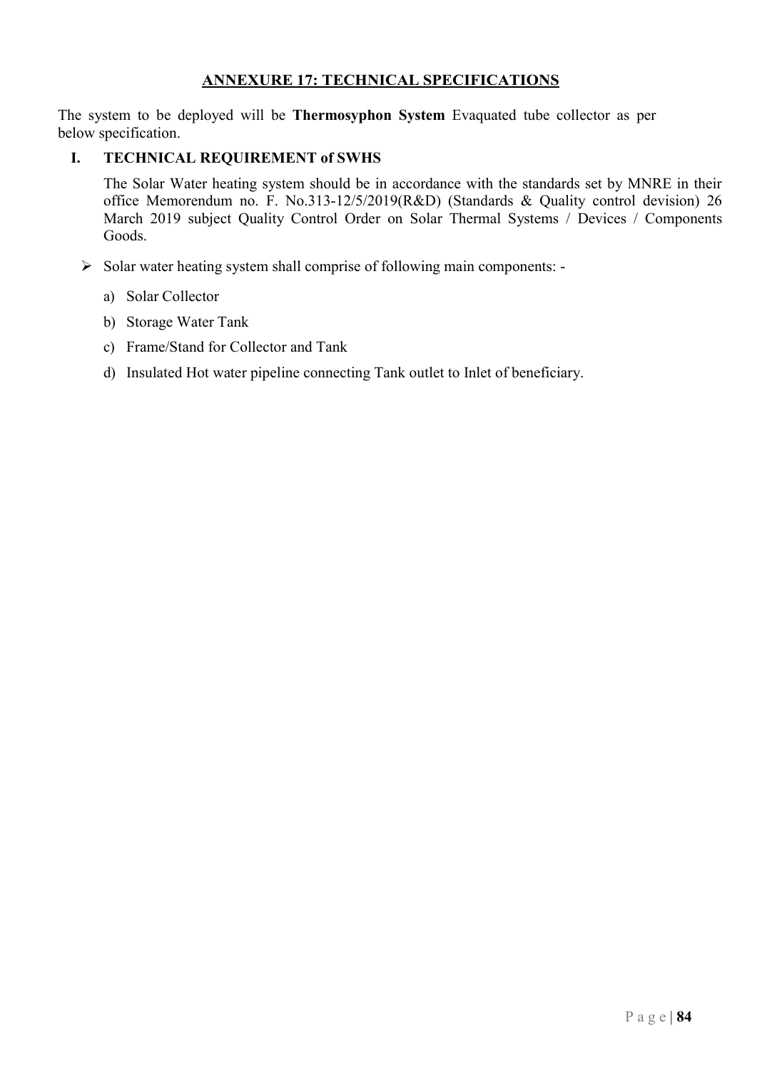## ANNEXURE 17: TECHNICAL SPECIFICATIONS

The system to be deployed will be **Thermosyphon System** Evaquated tube collector as per below specification.

### I. TECHNICAL REQUIREMENT of SWHS

The Solar Water heating system should be in accordance with the standards set by MNRE in their office Memorendum no. F. No.313-12/5/2019(R&D) (Standards & Quality control devision) 26 March 2019 subject Quality Control Order on Solar Thermal Systems / Devices / Components Goods.

- Solar water heating system shall comprise of following main components: -
  - a) Solar Collector
  - b) Storage Water Tank
  - c) Frame/Stand for Collector and Tank
  - d) Insulated Hot water pipeline connecting Tank outlet to Inlet of beneficiary.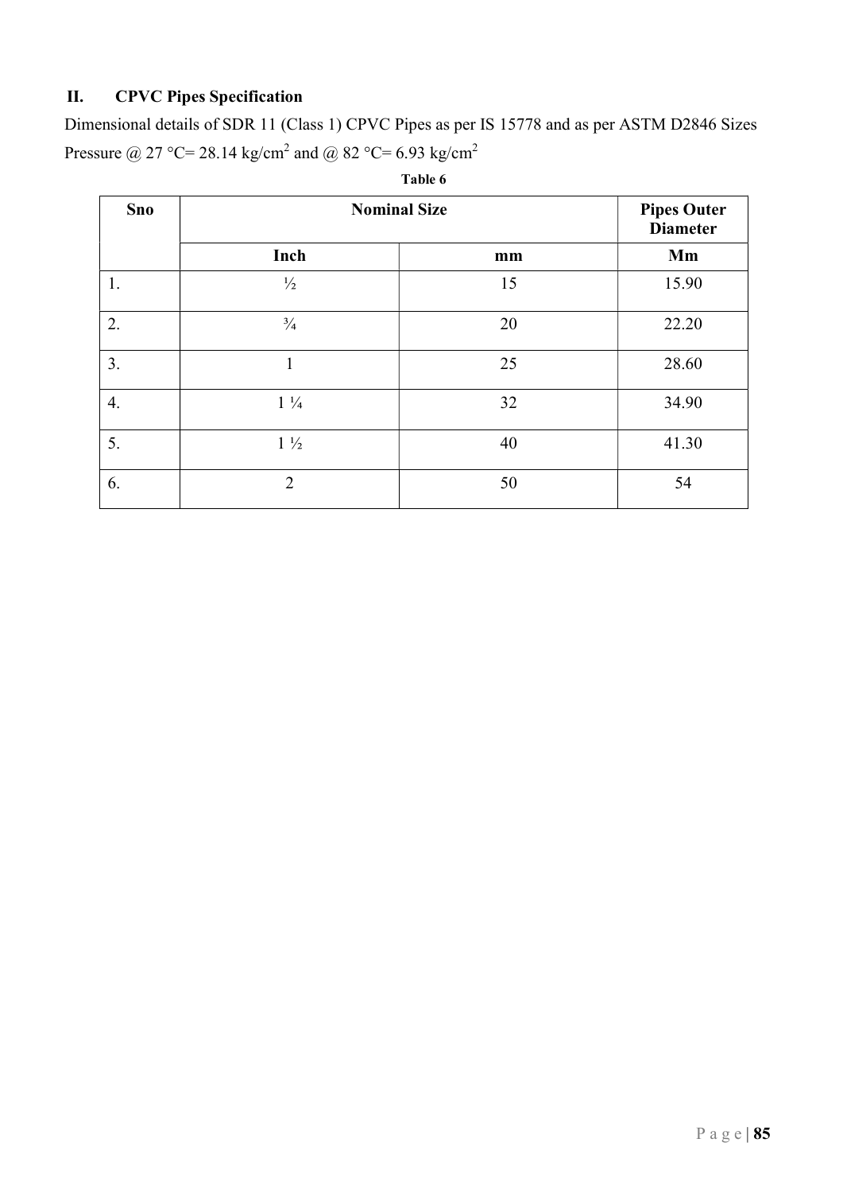## II. CPVC Pipes Specification

Dimensional details of SDR 11 (Class 1) CPVC Pipes as per IS 15778 and as per ASTM D2846 Sizes Pressure @ 27 °C= 28.14 kg/cm$^2$ and @ 82 °C= 6.93 kg/cm$^2$

**Table 6**

| Sno | Nominal Size | | Pipes Outer Diameter |
|---|---|---|---|
| | Inch | mm | Mm |
| 1. | ½ | 15 | 15.90 |
| 2. | ¾ | 20 | 22.20 |
| 3. | 1 | 25 | 28.60 |
| 4. | 1 ¼ | 32 | 34.90 |
| 5. | 1 ½ | 40 | 41.30 |
| 6. | 2 | 50 | 54 |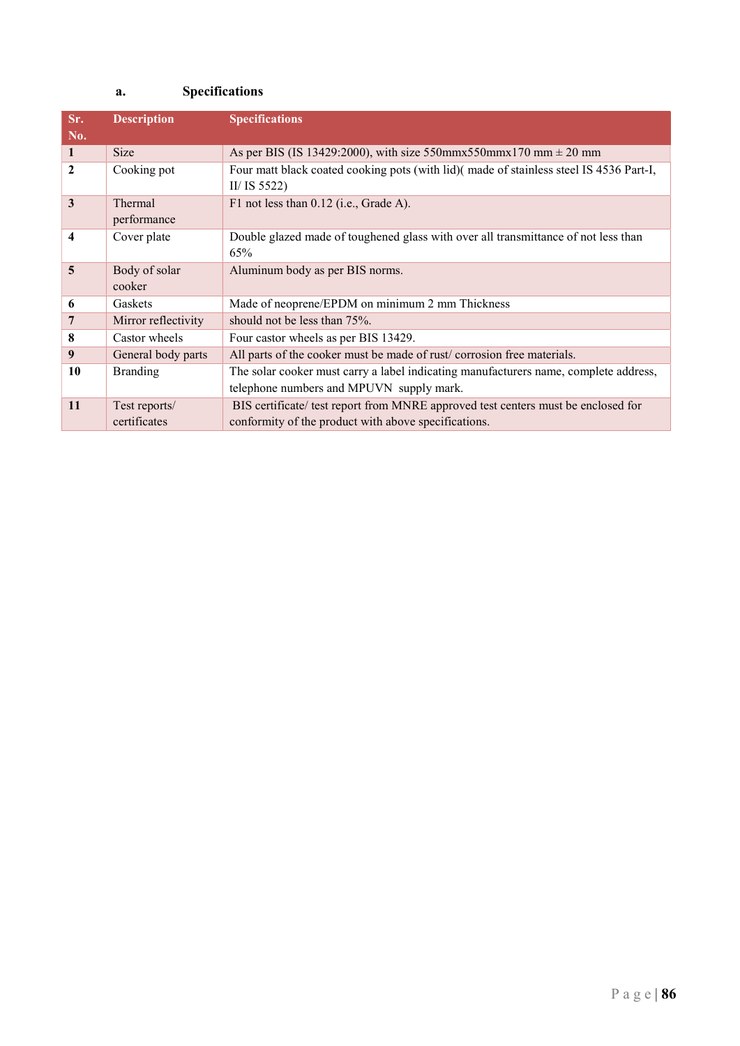### a. Specifications

| Sr. No. | Description | Specifications |
|---|---|---|
| 1 | Size | As per BIS (IS 13429:2000), with size 550mmx550mmx170 mm ± 20 mm |
| 2 | Cooking pot | Four matt black coated cooking pots (with lid)( made of stainless steel IS 4536 Part-I, II/ IS 5522) |
| 3 | Thermal performance | F1 not less than 0.12 (i.e., Grade A). |
| 4 | Cover plate | Double glazed made of toughened glass with over all transmittance of not less than 65% |
| 5 | Body of solar cooker | Aluminum body as per BIS norms. |
| 6 | Gaskets | Made of neoprene/EPDM on minimum 2 mm Thickness |
| 7 | Mirror reflectivity | should not be less than 75%. |
| 8 | Castor wheels | Four castor wheels as per BIS 13429. |
| 9 | General body parts | All parts of the cooker must be made of rust/ corrosion free materials. |
| 10 | Branding | The solar cooker must carry a label indicating manufacturers name, complete address, telephone numbers and MPUVN supply mark. |
| 11 | Test reports/ certificates | BIS certificate/ test report from MNRE approved test centers must be enclosed for conformity of the product with above specifications. |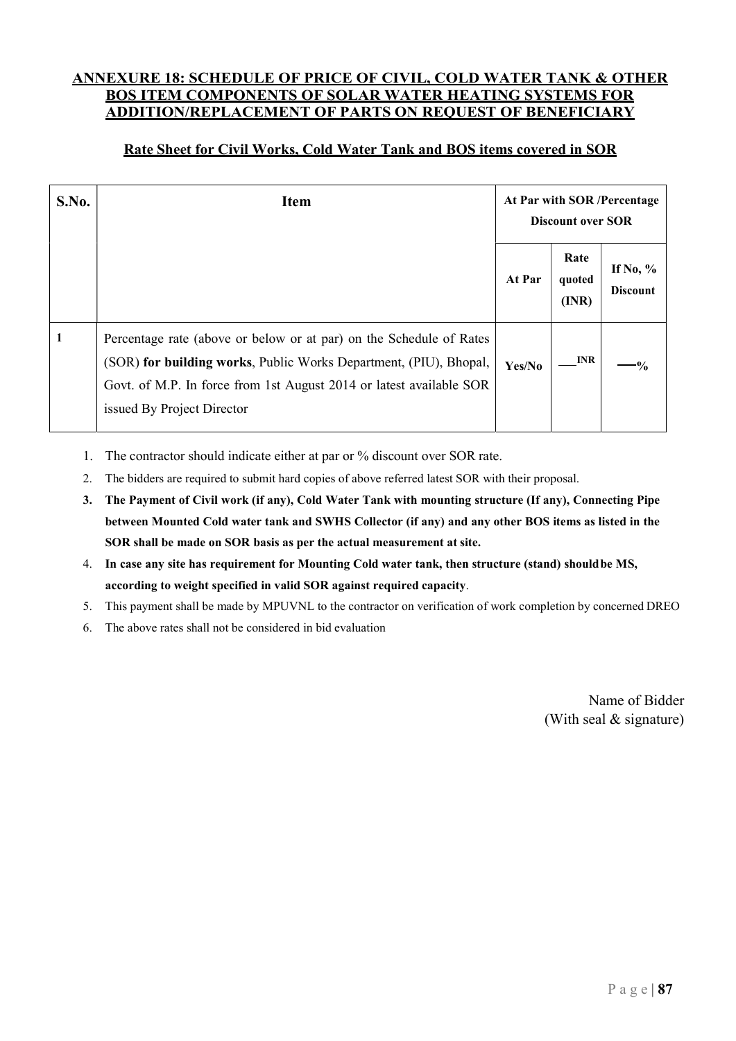## ANNEXURE 18: SCHEDULE OF PRICE OF CIVIL, COLD WATER TANK & OTHER BOS ITEM COMPONENTS OF SOLAR WATER HEATING SYSTEMS FOR ADDITION/REPLACEMENT OF PARTS ON REQUEST OF BENEFICIARY

### Rate Sheet for Civil Works, Cold Water Tank and BOS items covered in SOR

| S.No. | Item | At Par with SOR /Percentage Discount over SOR | | |
|---|---|---|---|---|
| | | At Par | Rate quoted (INR) | If No, % Discount |
| 1 | Percentage rate (above or below or at par) on the Schedule of Rates (SOR) **for building works**, Public Works Department, (PIU), Bhopal, Govt. of M.P. In force from 1st August 2014 or latest available SOR issued By Project Director | Yes/No | \_\_\_INR | \_\_\_% |

1. The contractor should indicate either at par or % discount over SOR rate.
2. The bidders are required to submit hard copies of above referred latest SOR with their proposal.
3. **The Payment of Civil work (if any), Cold Water Tank with mounting structure (If any), Connecting Pipe between Mounted Cold water tank and SWHS Collector (if any) and any other BOS items as listed in the SOR shall be made on SOR basis as per the actual measurement at site.**
4. **In case any site has requirement for Mounting Cold water tank, then structure (stand) should be MS, according to weight specified in valid SOR against required capacity**.
5. This payment shall be made by MPUVNL to the contractor on verification of work completion by concerned DREO
6. The above rates shall not be considered in bid evaluation

Name of Bidder
(With seal & signature)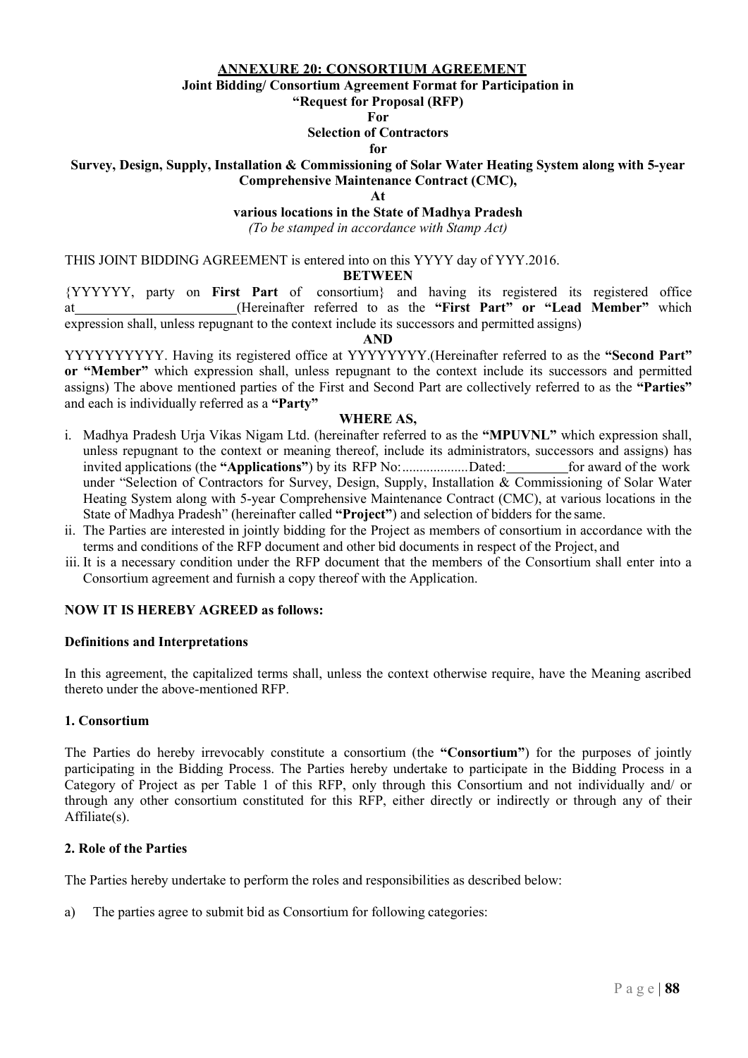## ANNEXURE 20: CONSORTIUM AGREEMENT

**Joint Bidding/ Consortium Agreement Format for Participation in**

**"Request for Proposal (RFP)**

**For**

**Selection of Contractors**

**for**

**Survey, Design, Supply, Installation & Commissioning of Solar Water Heating System along with 5-year Comprehensive Maintenance Contract (CMC),**

**At**

**various locations in the State of Madhya Pradesh**

*(To be stamped in accordance with Stamp Act)*

THIS JOINT BIDDING AGREEMENT is entered into on this YYYY day of YYY.2016.

**BETWEEN**

{YYYYYY, party on **First Part** of consortium} and having its registered its registered office at________________________(Hereinafter referred to as the **"First Part" or "Lead Member"** which expression shall, unless repugnant to the context include its successors and permitted assigns)

**AND**

YYYYYYYYYY. Having its registered office at YYYYYYYY.(Hereinafter referred to as the **"Second Part" or "Member"** which expression shall, unless repugnant to the context include its successors and permitted assigns) The above mentioned parties of the First and Second Part are collectively referred to as the **"Parties"** and each is individually referred as a **"Party"**

**WHERE AS,**

i. Madhya Pradesh Urja Vikas Nigam Ltd. (hereinafter referred to as the **"MPUVNL"** which expression shall, unless repugnant to the context or meaning thereof, include its administrators, successors and assigns) has invited applications (the **"Applications"**) by its RFP No:...................Dated:_________for award of the work under "Selection of Contractors for Survey, Design, Supply, Installation & Commissioning of Solar Water Heating System along with 5-year Comprehensive Maintenance Contract (CMC), at various locations in the State of Madhya Pradesh" (hereinafter called **"Project"**) and selection of bidders for the same.
ii. The Parties are interested in jointly bidding for the Project as members of consortium in accordance with the terms and conditions of the RFP document and other bid documents in respect of the Project, and
iii. It is a necessary condition under the RFP document that the members of the Consortium shall enter into a Consortium agreement and furnish a copy thereof with the Application.

**NOW IT IS HEREBY AGREED as follows:**

**Definitions and Interpretations**

In this agreement, the capitalized terms shall, unless the context otherwise require, have the Meaning ascribed thereto under the above-mentioned RFP.

**1. Consortium**

The Parties do hereby irrevocably constitute a consortium (the **"Consortium"**) for the purposes of jointly participating in the Bidding Process. The Parties hereby undertake to participate in the Bidding Process in a Category of Project as per Table 1 of this RFP, only through this Consortium and not individually and/ or through any other consortium constituted for this RFP, either directly or indirectly or through any of their Affiliate(s).

**2. Role of the Parties**

The Parties hereby undertake to perform the roles and responsibilities as described below:

a) The parties agree to submit bid as Consortium for following categories: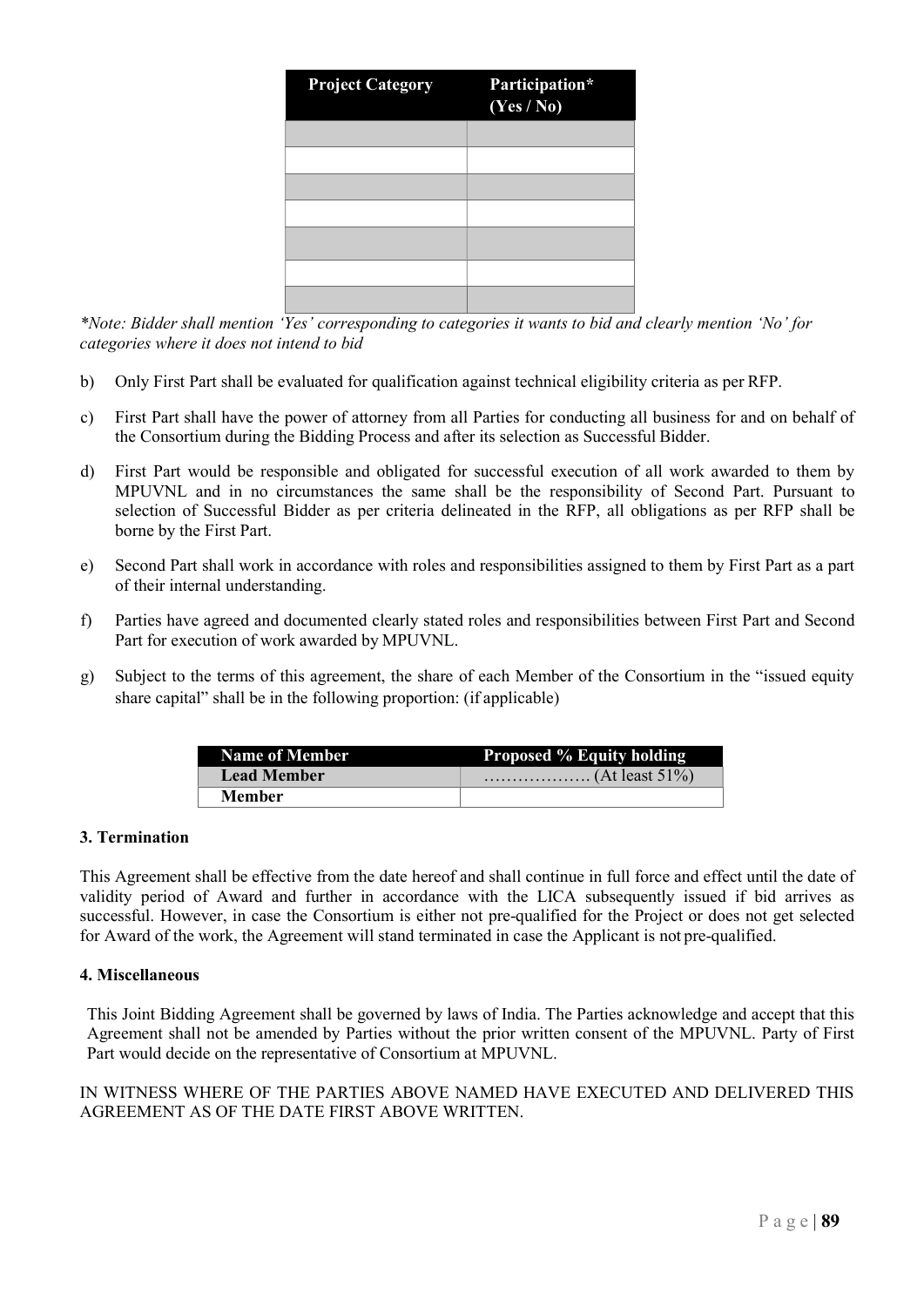| Project Category | Participation* (Yes / No) |
|---|---|
| | |
| | |
| | |
| | |
| | |
| | |
| | |

*\*Note: Bidder shall mention 'Yes' corresponding to categories it wants to bid and clearly mention 'No' for categories where it does not intend to bid*

b) Only First Part shall be evaluated for qualification against technical eligibility criteria as per RFP.

c) First Part shall have the power of attorney from all Parties for conducting all business for and on behalf of the Consortium during the Bidding Process and after its selection as Successful Bidder.

d) First Part would be responsible and obligated for successful execution of all work awarded to them by MPUVNL and in no circumstances the same shall be the responsibility of Second Part. Pursuant to selection of Successful Bidder as per criteria delineated in the RFP, all obligations as per RFP shall be borne by the First Part.

e) Second Part shall work in accordance with roles and responsibilities assigned to them by First Part as a part of their internal understanding.

f) Parties have agreed and documented clearly stated roles and responsibilities between First Part and Second Part for execution of work awarded by MPUVNL.

g) Subject to the terms of this agreement, the share of each Member of the Consortium in the "issued equity share capital" shall be in the following proportion: (if applicable)

| Name of Member | Proposed % Equity holding |
|---|---|
| **Lead Member** | ………………. (At least 51%) |
| **Member** | |

**3. Termination**

This Agreement shall be effective from the date hereof and shall continue in full force and effect until the date of validity period of Award and further in accordance with the LICA subsequently issued if bid arrives as successful. However, in case the Consortium is either not pre-qualified for the Project or does not get selected for Award of the work, the Agreement will stand terminated in case the Applicant is not pre-qualified.

**4. Miscellaneous**

This Joint Bidding Agreement shall be governed by laws of India. The Parties acknowledge and accept that this Agreement shall not be amended by Parties without the prior written consent of the MPUVNL. Party of First Part would decide on the representative of Consortium at MPUVNL.

IN WITNESS WHERE OF THE PARTIES ABOVE NAMED HAVE EXECUTED AND DELIVERED THIS AGREEMENT AS OF THE DATE FIRST ABOVE WRITTEN.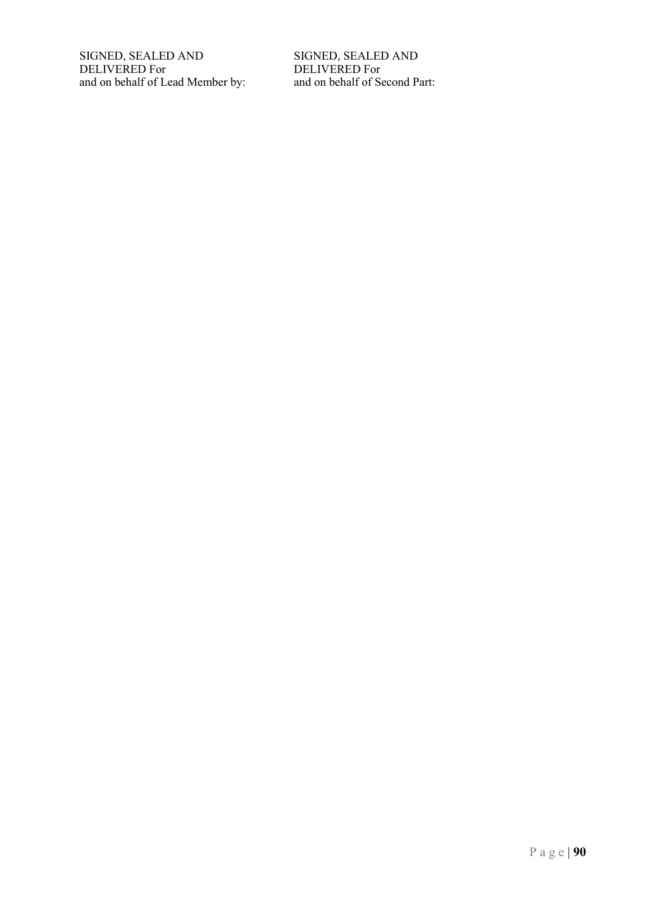SIGNED, SEALED AND
DELIVERED For
and on behalf of Lead Member by:

SIGNED, SEALED AND
DELIVERED For
and on behalf of Second Part: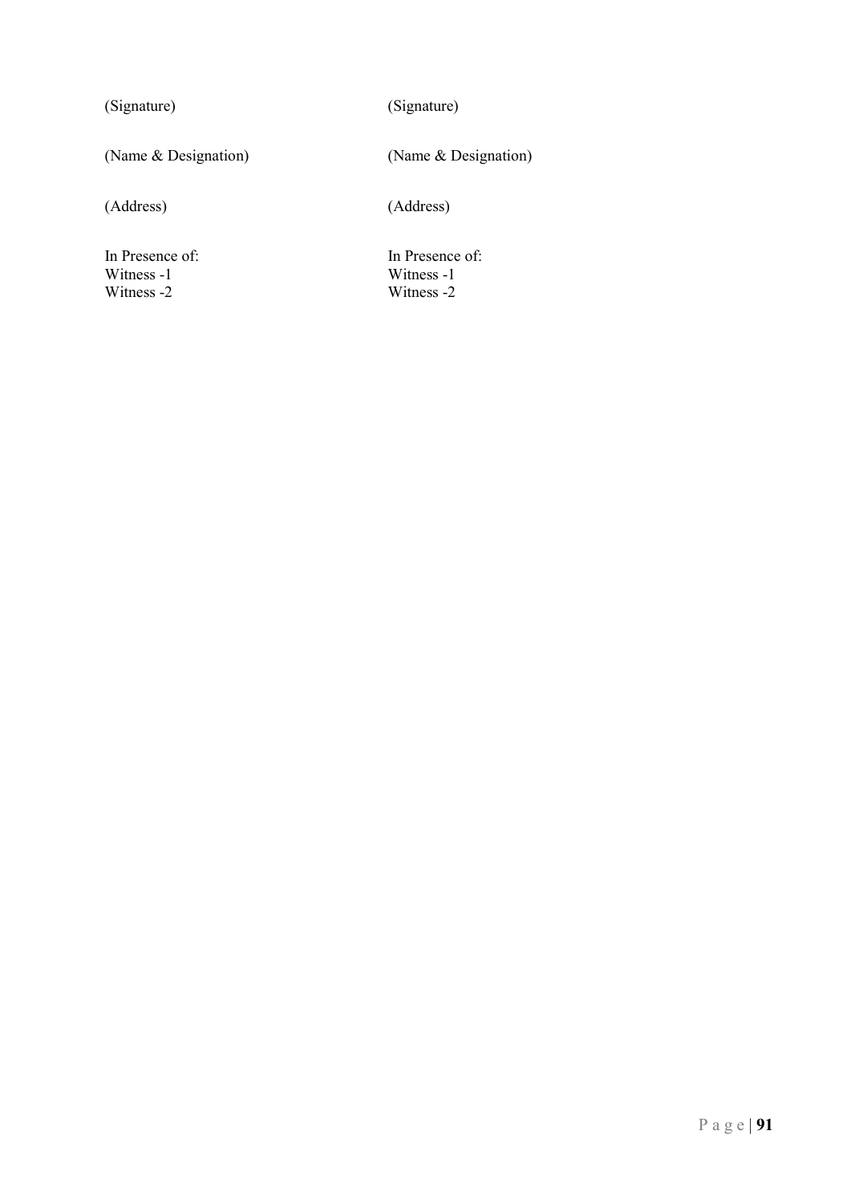| | |
|---|---|
| (Signature) | (Signature) |
| (Name & Designation) | (Name & Designation) |
| (Address) | (Address) |
| In Presence of:<br>Witness -1<br>Witness -2 | In Presence of:<br>Witness -1<br>Witness -2 |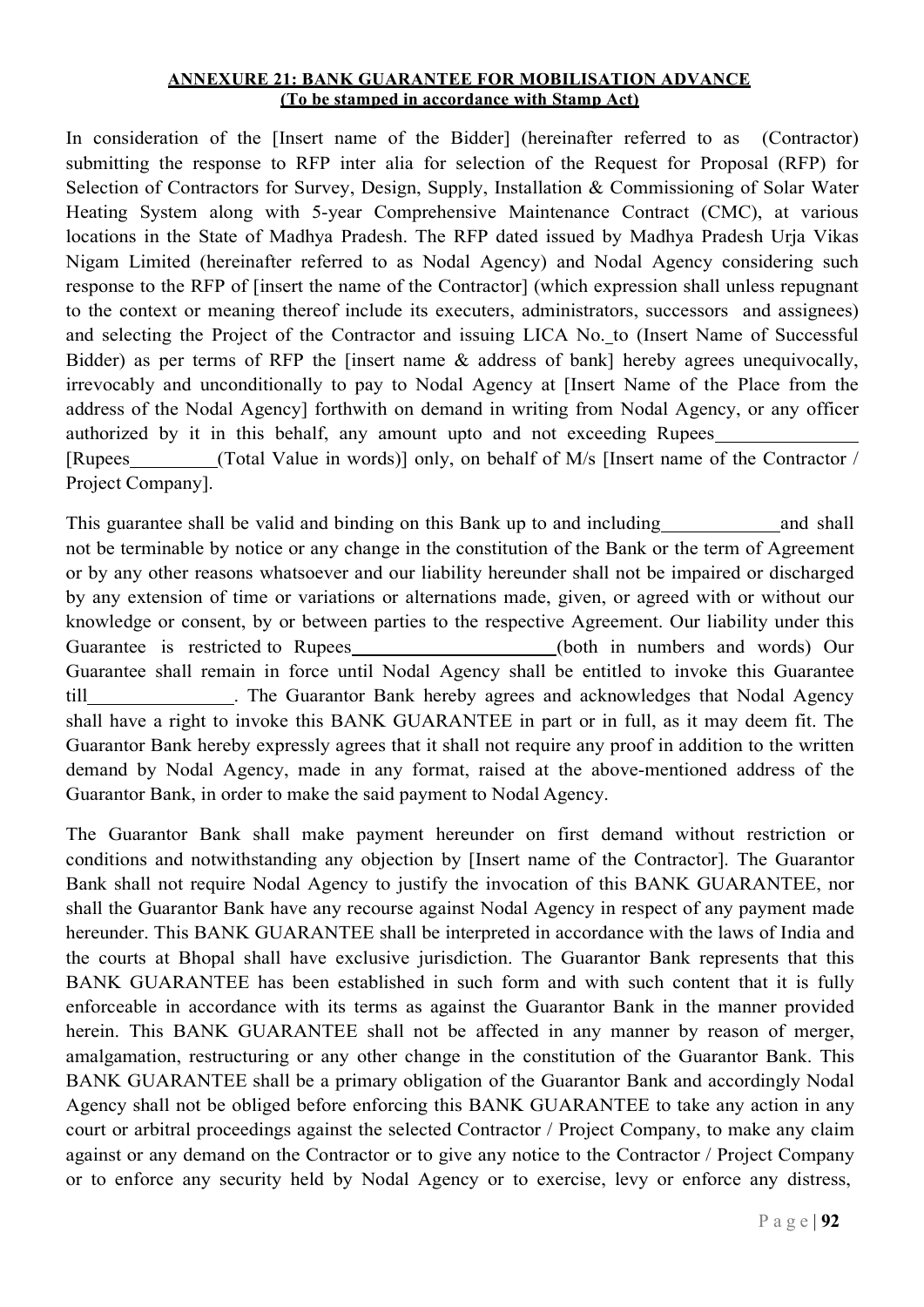**ANNEXURE 21: BANK GUARANTEE FOR MOBILISATION ADVANCE**
**(To be stamped in accordance with Stamp Act)**

In consideration of the [Insert name of the Bidder] (hereinafter referred to as (Contractor) submitting the response to RFP inter alia for selection of the Request for Proposal (RFP) for Selection of Contractors for Survey, Design, Supply, Installation & Commissioning of Solar Water Heating System along with 5-year Comprehensive Maintenance Contract (CMC), at various locations in the State of Madhya Pradesh. The RFP dated issued by Madhya Pradesh Urja Vikas Nigam Limited (hereinafter referred to as Nodal Agency) and Nodal Agency considering such response to the RFP of [insert the name of the Contractor] (which expression shall unless repugnant to the context or meaning thereof include its executers, administrators, successors and assignees) and selecting the Project of the Contractor and issuing LICA No. to (Insert Name of Successful Bidder) as per terms of RFP the [insert name & address of bank] hereby agrees unequivocally, irrevocably and unconditionally to pay to Nodal Agency at [Insert Name of the Place from the address of the Nodal Agency] forthwith on demand in writing from Nodal Agency, or any officer authorized by it in this behalf, any amount upto and not exceeding Rupees\_\_\_\_\_\_\_\_\_\_\_\_\_\_\_ [Rupees\_\_\_\_\_\_\_\_\_(Total Value in words)] only, on behalf of M/s [Insert name of the Contractor / Project Company].

This guarantee shall be valid and binding on this Bank up to and including\_\_\_\_\_\_\_\_\_\_\_\_and shall not be terminable by notice or any change in the constitution of the Bank or the term of Agreement or by any other reasons whatsoever and our liability hereunder shall not be impaired or discharged by any extension of time or variations or alternations made, given, or agreed with or without our knowledge or consent, by or between parties to the respective Agreement. Our liability under this Guarantee is restricted to Rupees\_\_\_\_\_\_\_\_\_\_\_\_\_\_\_\_\_\_\_\_\_\_(both in numbers and words) Our Guarantee shall remain in force until Nodal Agency shall be entitled to invoke this Guarantee till\_\_\_\_\_\_\_\_\_\_\_\_\_\_\_. The Guarantor Bank hereby agrees and acknowledges that Nodal Agency shall have a right to invoke this BANK GUARANTEE in part or in full, as it may deem fit. The Guarantor Bank hereby expressly agrees that it shall not require any proof in addition to the written demand by Nodal Agency, made in any format, raised at the above-mentioned address of the Guarantor Bank, in order to make the said payment to Nodal Agency.

The Guarantor Bank shall make payment hereunder on first demand without restriction or conditions and notwithstanding any objection by [Insert name of the Contractor]. The Guarantor Bank shall not require Nodal Agency to justify the invocation of this BANK GUARANTEE, nor shall the Guarantor Bank have any recourse against Nodal Agency in respect of any payment made hereunder. This BANK GUARANTEE shall be interpreted in accordance with the laws of India and the courts at Bhopal shall have exclusive jurisdiction. The Guarantor Bank represents that this BANK GUARANTEE has been established in such form and with such content that it is fully enforceable in accordance with its terms as against the Guarantor Bank in the manner provided herein. This BANK GUARANTEE shall not be affected in any manner by reason of merger, amalgamation, restructuring or any other change in the constitution of the Guarantor Bank. This BANK GUARANTEE shall be a primary obligation of the Guarantor Bank and accordingly Nodal Agency shall not be obliged before enforcing this BANK GUARANTEE to take any action in any court or arbitral proceedings against the selected Contractor / Project Company, to make any claim against or any demand on the Contractor or to give any notice to the Contractor / Project Company or to enforce any security held by Nodal Agency or to exercise, levy or enforce any distress,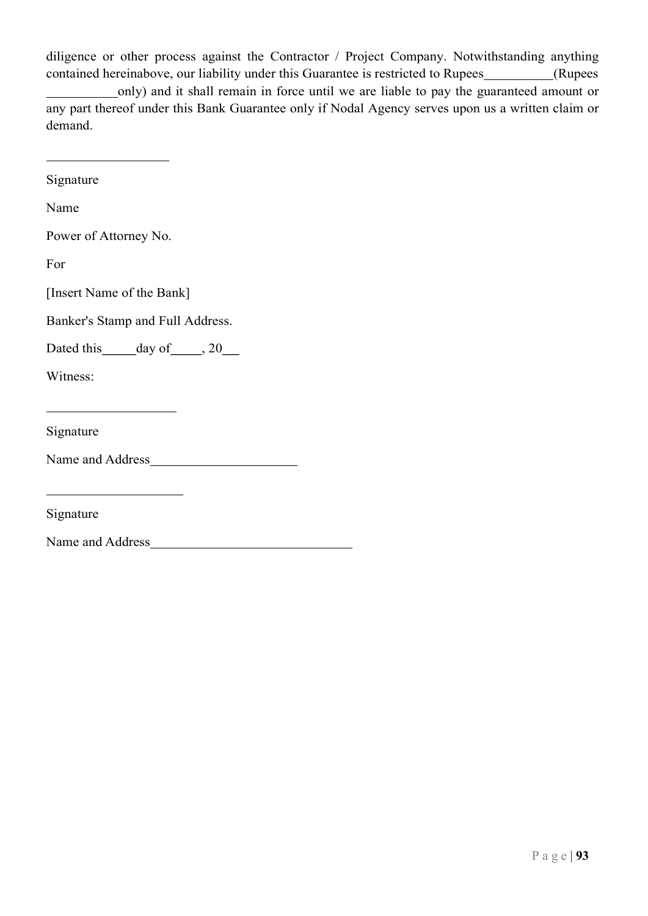diligence or other process against the Contractor / Project Company. Notwithstanding anything contained hereinabove, our liability under this Guarantee is restricted to Rupees__________(Rupees __________only) and it shall remain in force until we are liable to pay the guaranteed amount or any part thereof under this Bank Guarantee only if Nodal Agency serves upon us a written claim or demand.

__________________

Signature

Name

Power of Attorney No.

For

[Insert Name of the Bank]

Banker's Stamp and Full Address.

Dated this_____day of_____, 20___

Witness:

___________________

Signature

Name and Address______________________

____________________

Signature

Name and Address______________________________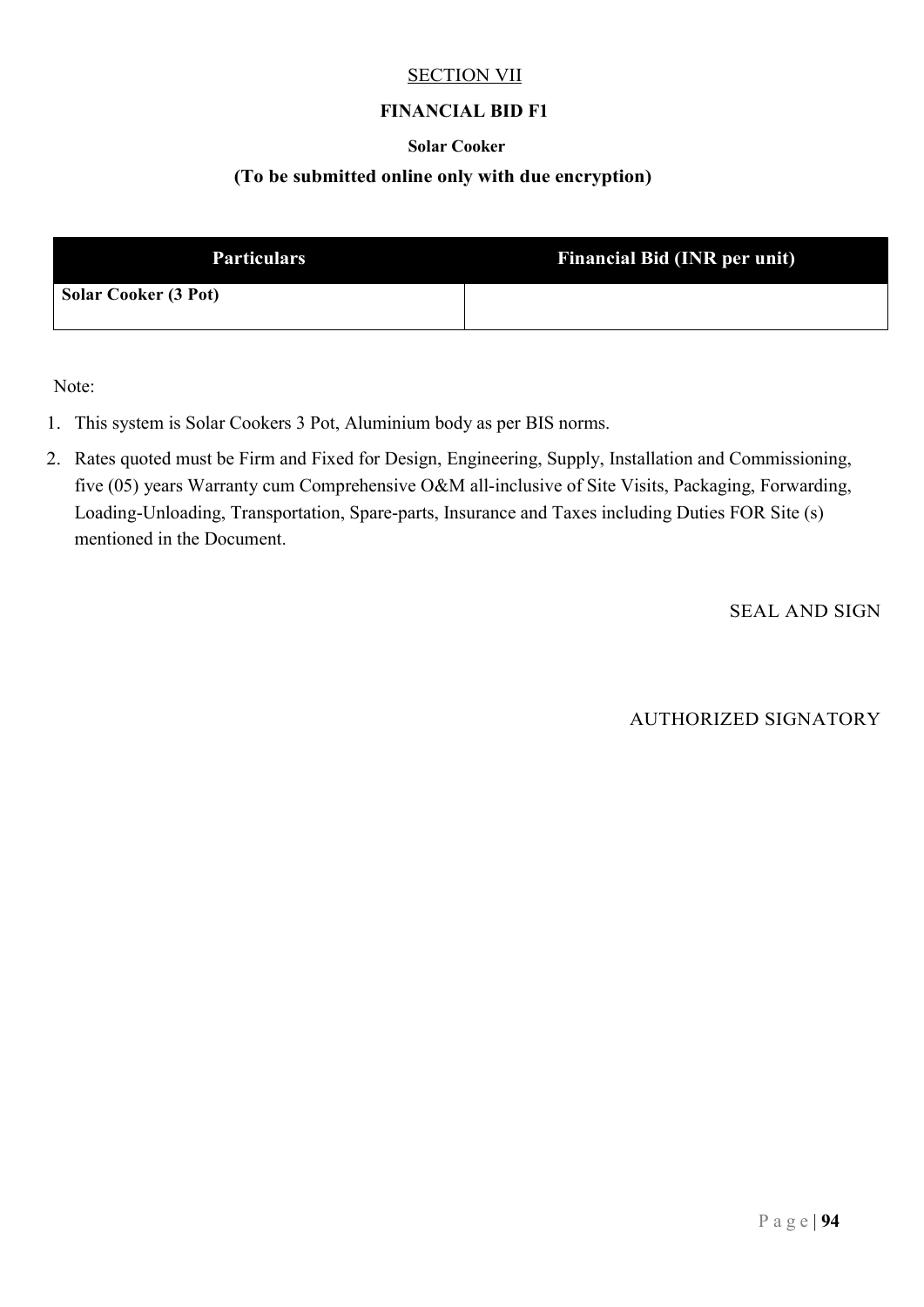SECTION VII

**FINANCIAL BID F1**

**Solar Cooker**

**(To be submitted online only with due encryption)**

| Particulars | Financial Bid (INR per unit) |
|---|---|
| **Solar Cooker (3 Pot)** | |

Note:

1. This system is Solar Cookers 3 Pot, Aluminium body as per BIS norms.
2. Rates quoted must be Firm and Fixed for Design, Engineering, Supply, Installation and Commissioning, five (05) years Warranty cum Comprehensive O&M all-inclusive of Site Visits, Packaging, Forwarding, Loading-Unloading, Transportation, Spare-parts, Insurance and Taxes including Duties FOR Site (s) mentioned in the Document.

SEAL AND SIGN

AUTHORIZED SIGNATORY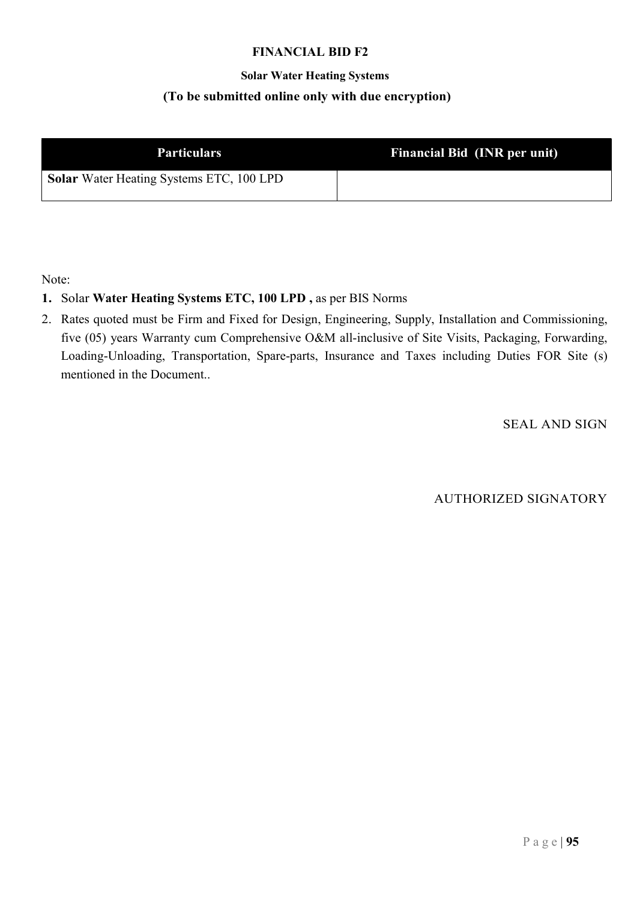# FINANCIAL BID F2

## Solar Water Heating Systems

### (To be submitted online only with due encryption)

| Particulars | Financial Bid (INR per unit) |
|---|---|
| **Solar** Water Heating Systems ETC, 100 LPD | |

Note:

1. Solar **Water Heating Systems ETC, 100 LPD ,** as per BIS Norms
2. Rates quoted must be Firm and Fixed for Design, Engineering, Supply, Installation and Commissioning, five (05) years Warranty cum Comprehensive O&M all-inclusive of Site Visits, Packaging, Forwarding, Loading-Unloading, Transportation, Spare-parts, Insurance and Taxes including Duties FOR Site (s) mentioned in the Document..

SEAL AND SIGN

AUTHORIZED SIGNATORY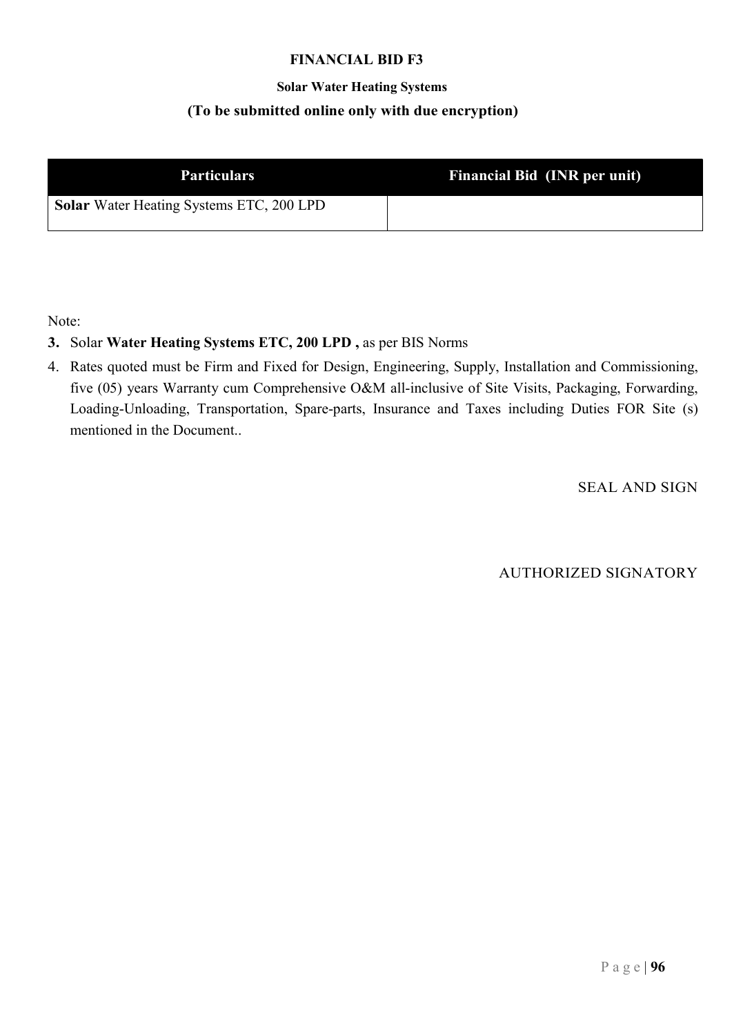**FINANCIAL BID F3**

**Solar Water Heating Systems**

**(To be submitted online only with due encryption)**

| Particulars | Financial Bid (INR per unit) |
|---|---|
| **Solar** Water Heating Systems ETC, 200 LPD | |

Note:

3. Solar **Water Heating Systems ETC, 200 LPD ,** as per BIS Norms
4. Rates quoted must be Firm and Fixed for Design, Engineering, Supply, Installation and Commissioning, five (05) years Warranty cum Comprehensive O&M all-inclusive of Site Visits, Packaging, Forwarding, Loading-Unloading, Transportation, Spare-parts, Insurance and Taxes including Duties FOR Site (s) mentioned in the Document..

SEAL AND SIGN

AUTHORIZED SIGNATORY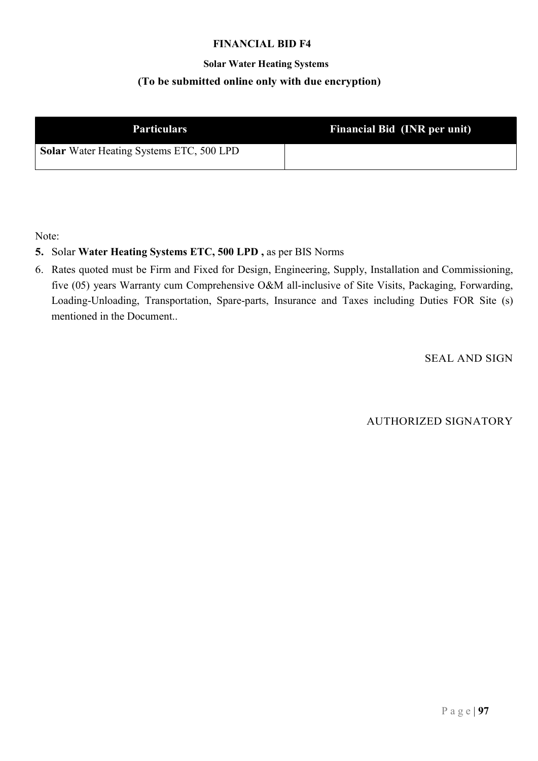**FINANCIAL BID F4**

**Solar Water Heating Systems**

**(To be submitted online only with due encryption)**

| Particulars | Financial Bid (INR per unit) |
|---|---|
| **Solar** Water Heating Systems ETC, 500 LPD | |

Note:

5. Solar **Water Heating Systems ETC, 500 LPD ,** as per BIS Norms
6. Rates quoted must be Firm and Fixed for Design, Engineering, Supply, Installation and Commissioning, five (05) years Warranty cum Comprehensive O&M all-inclusive of Site Visits, Packaging, Forwarding, Loading-Unloading, Transportation, Spare-parts, Insurance and Taxes including Duties FOR Site (s) mentioned in the Document..

SEAL AND SIGN

AUTHORIZED SIGNATORY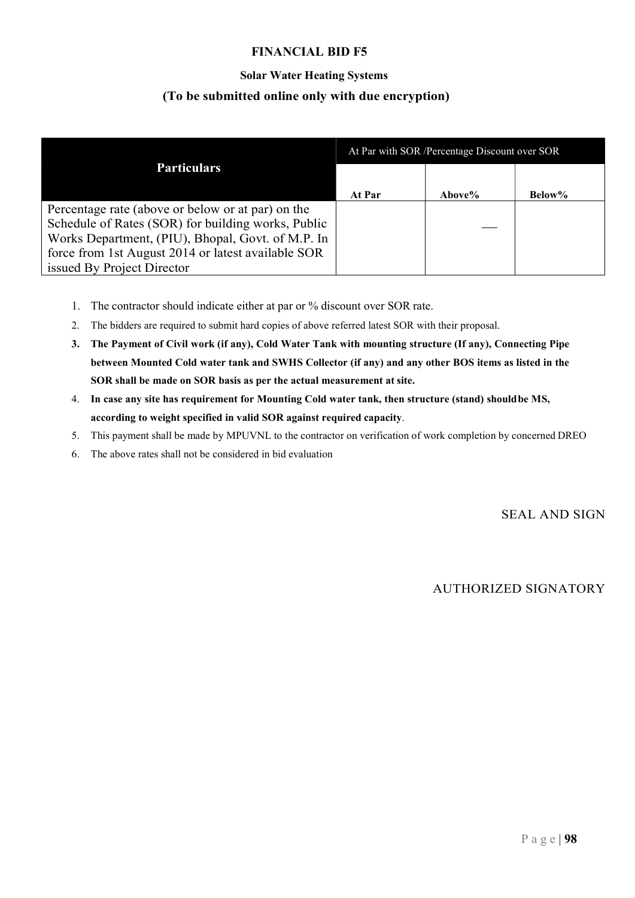**FINANCIAL BID F5**

**Solar Water Heating Systems**

**(To be submitted online only with due encryption)**

| Particulars | At Par with SOR /Percentage Discount over SOR | | |
|---|---|---|---|
| | **At Par** | **Above%** | **Below%** |
| Percentage rate (above or below or at par) on the Schedule of Rates (SOR) for building works, Public Works Department, (PIU), Bhopal, Govt. of M.P. In force from 1st August 2014 or latest available SOR issued By Project Director | | ___ | |

1. The contractor should indicate either at par or % discount over SOR rate.
2. The bidders are required to submit hard copies of above referred latest SOR with their proposal.
3. **The Payment of Civil work (if any), Cold Water Tank with mounting structure (If any), Connecting Pipe between Mounted Cold water tank and SWHS Collector (if any) and any other BOS items as listed in the SOR shall be made on SOR basis as per the actual measurement at site.**
4. **In case any site has requirement for Mounting Cold water tank, then structure (stand) should be MS, according to weight specified in valid SOR against required capacity**.
5. This payment shall be made by MPUVNL to the contractor on verification of work completion by concerned DREO
6. The above rates shall not be considered in bid evaluation

SEAL AND SIGN

AUTHORIZED SIGNATORY